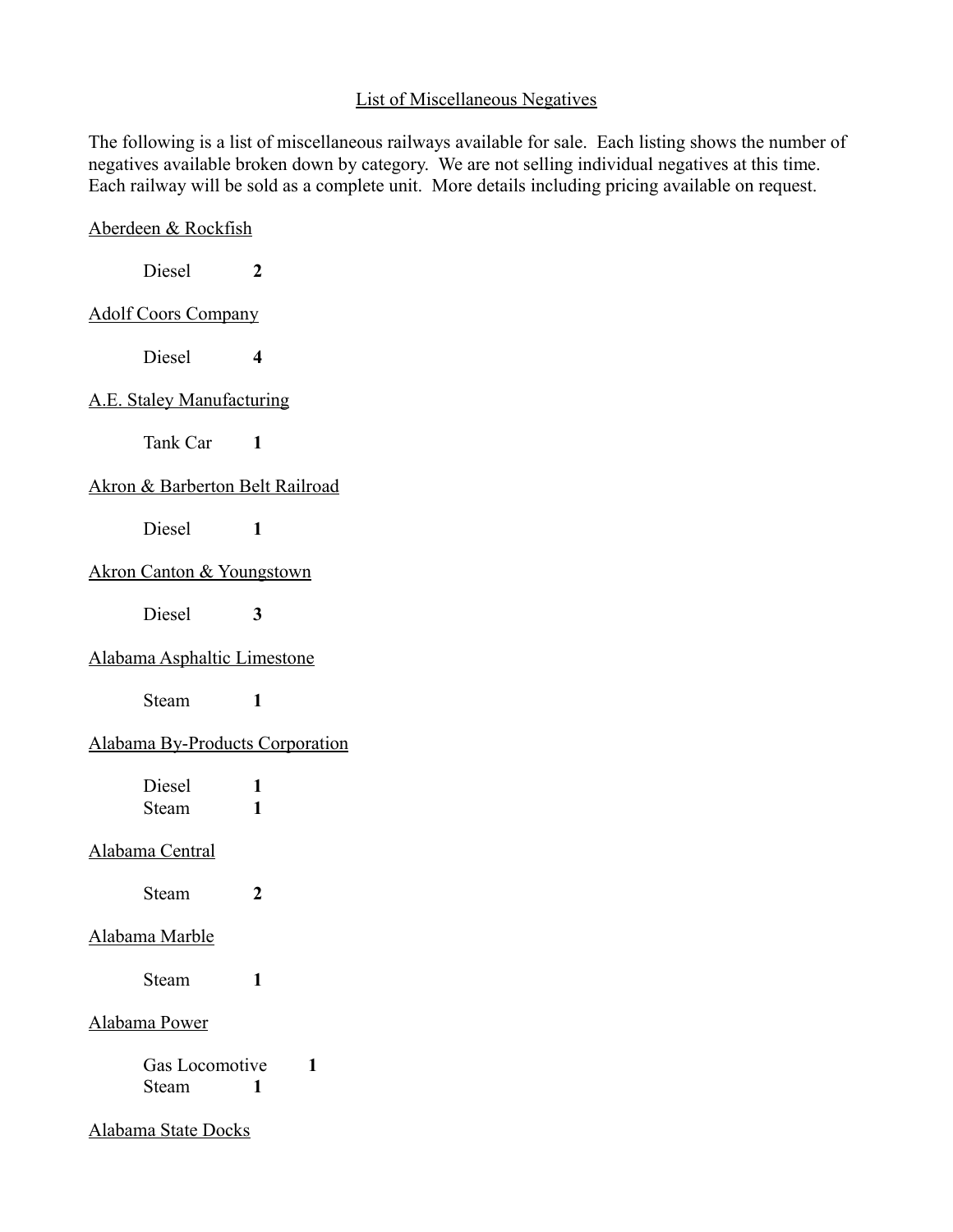List of Miscellaneous Negatives

The following is a list of miscellaneous railways available for sale. Each listing shows the number of negatives available broken down by category. We are not selling individual negatives at this time. Each railway will be sold as a complete unit. More details including pricing available on request.

Aberdeen & Rockfish

Diesel **2**

Adolf Coors Company

Diesel **4**

A.E. Staley Manufacturing

Tank Car **1**

Akron & Barberton Belt Railroad

Diesel **1**

Akron Canton & Youngstown

Diesel **3**

Alabama Asphaltic Limestone

Steam **1**

Alabama By-Products Corporation

Diesel **1**
Steam **1**

Alabama Central

Steam **2**

Alabama Marble

Steam **1**

Alabama Power

Gas Locomotive **1**
Steam **1**

Alabama State Docks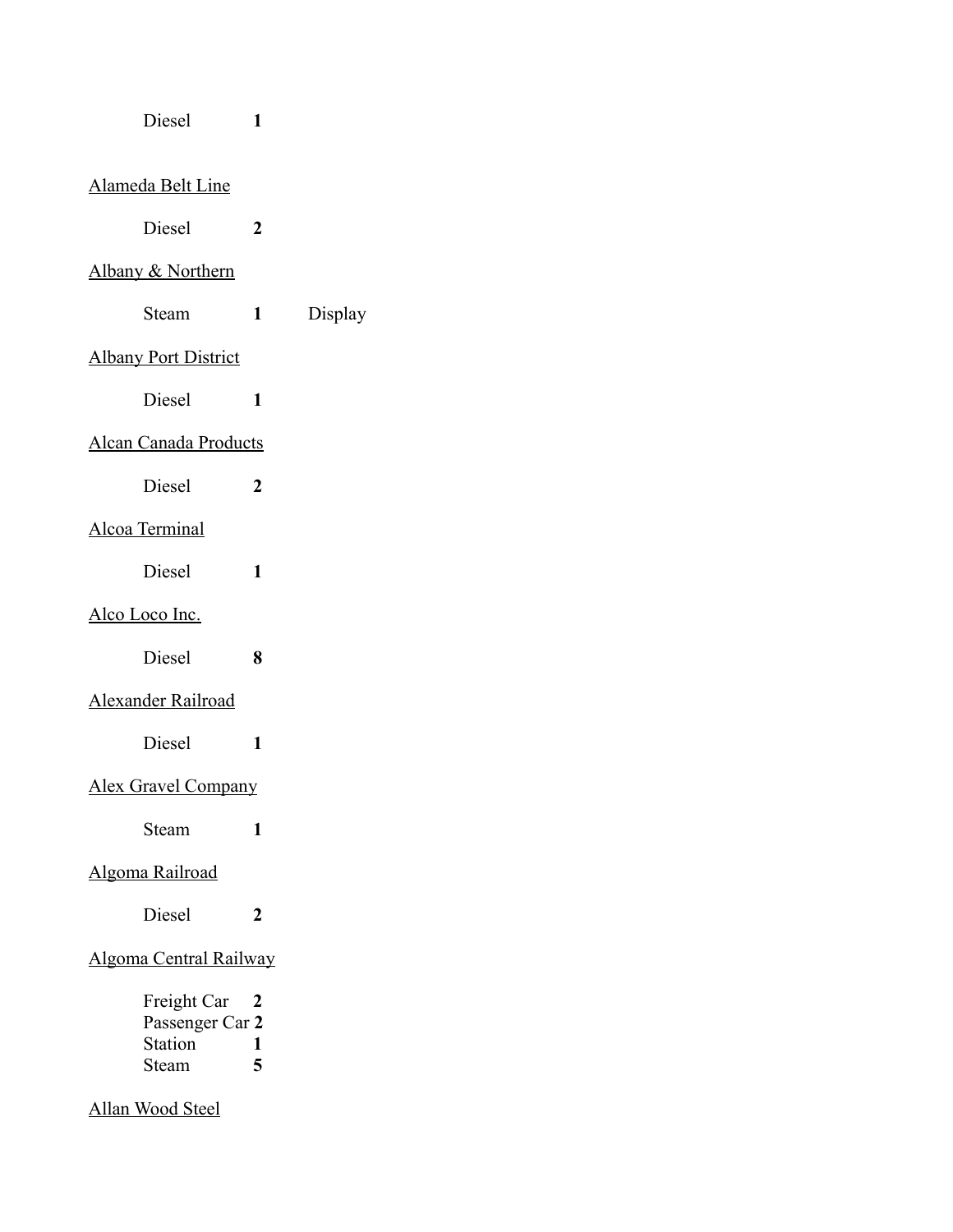Diesel **1**

<u>Alameda Belt Line</u>

Diesel **2**

<u>Albany & Northern</u>

Steam **1** Display

<u>Albany Port District</u>

Diesel **1**

<u>Alcan Canada Products</u>

Diesel **2**

<u>Alcoa Terminal</u>

Diesel **1**

<u>Alco Loco Inc.</u>

Diesel **8**

<u>Alexander Railroad</u>

Diesel **1**

<u>Alex Gravel Company</u>

Steam **1**

<u>Algoma Railroad</u>

Diesel **2**

<u>Algoma Central Railway</u>

Freight Car **2**
Passenger Car **2**
Station **1**
Steam **5**

<u>Allan Wood Steel</u>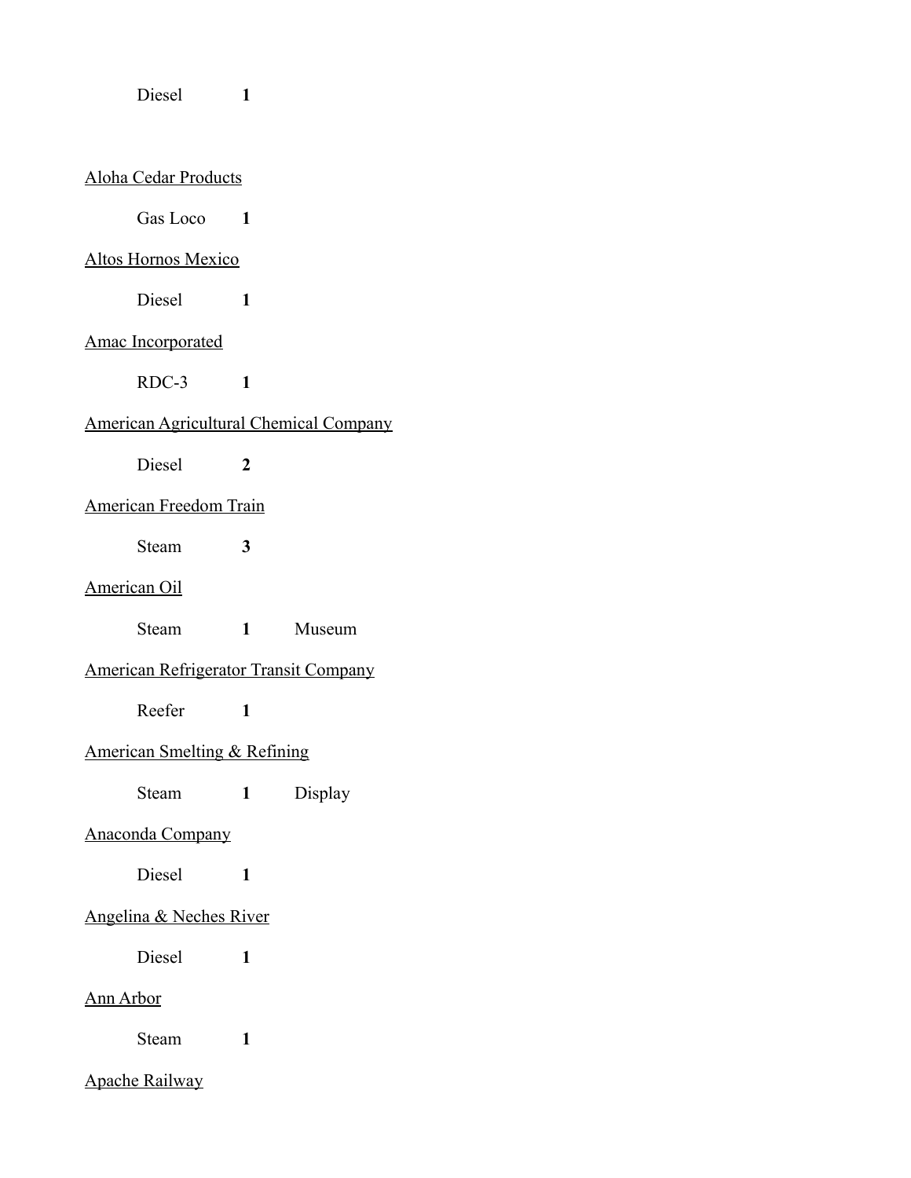Diesel **1**

<u>Aloha Cedar Products</u>

Gas Loco **1**

<u>Altos Hornos Mexico</u>

Diesel **1**

<u>Amac Incorporated</u>

RDC-3 **1**

<u>American Agricultural Chemical Company</u>

Diesel **2**

<u>American Freedom Train</u>

Steam **3**

<u>American Oil</u>

Steam **1** Museum

<u>American Refrigerator Transit Company</u>

Reefer **1**

<u>American Smelting & Refining</u>

Steam **1** Display

<u>Anaconda Company</u>

Diesel **1**

<u>Angelina & Neches River</u>

Diesel **1**

<u>Ann Arbor</u>

Steam **1**

<u>Apache Railway</u>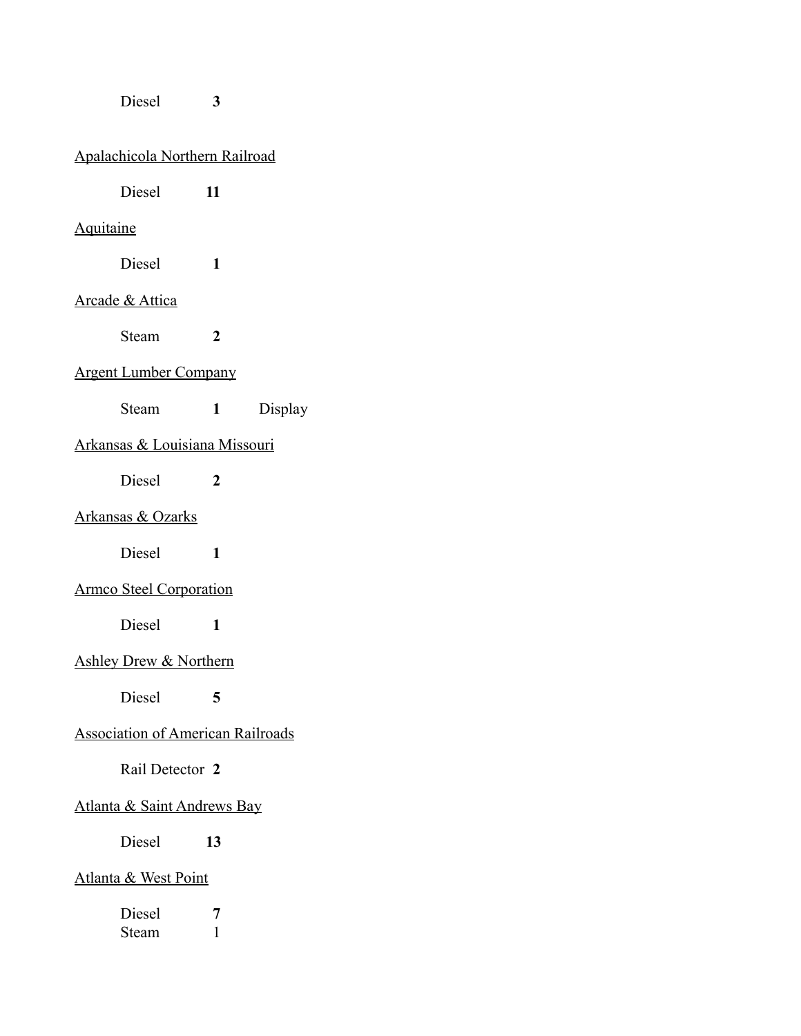Diesel **3**

<u>Apalachicola Northern Railroad</u>

Diesel **11**

<u>Aquitaine</u>

Diesel **1**

<u>Arcade & Attica</u>

Steam **2**

<u>Argent Lumber Company</u>

Steam **1** Display

<u>Arkansas & Louisiana Missouri</u>

Diesel **2**

<u>Arkansas & Ozarks</u>

Diesel **1**

<u>Armco Steel Corporation</u>

Diesel **1**

<u>Ashley Drew & Northern</u>

Diesel **5**

<u>Association of American Railroads</u>

Rail Detector **2**

<u>Atlanta & Saint Andrews Bay</u>

Diesel **13**

<u>Atlanta & West Point</u>

Diesel **7**
Steam 1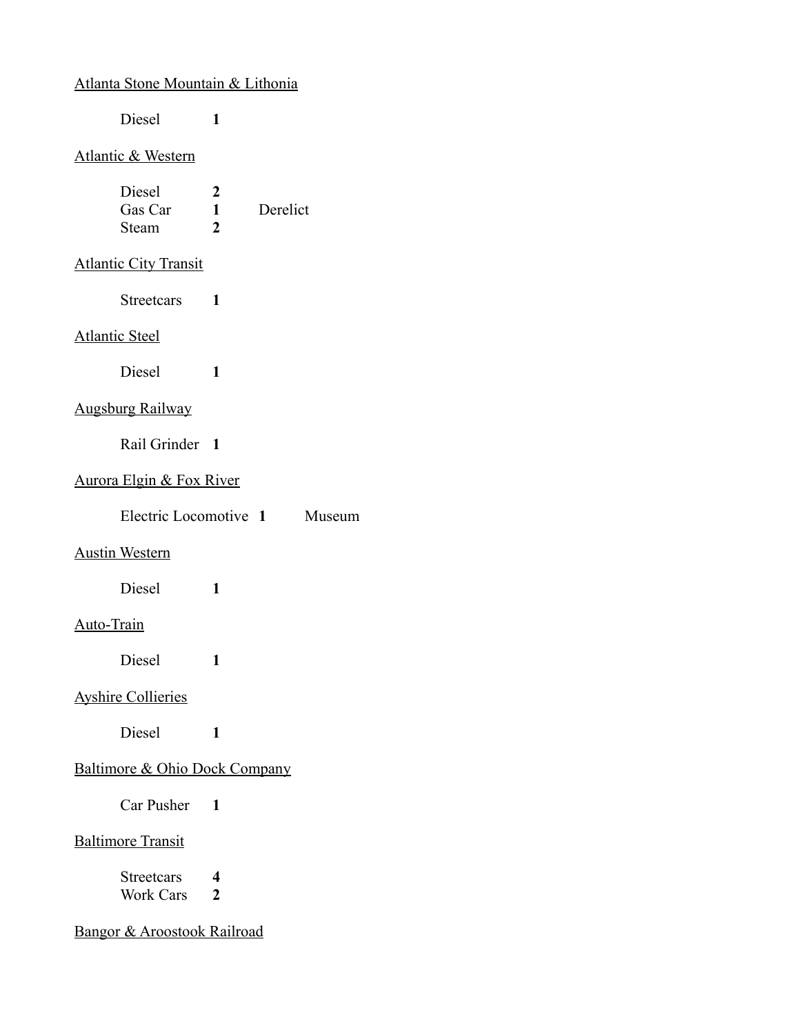<u>Atlanta Stone Mountain & Lithonia</u>

| | | |
|---|---|---|
| Diesel | **1** | |

<u>Atlantic & Western</u>

| | | |
|---|---|---|
| Diesel | **2** | |
| Gas Car | **1** | Derelict |
| Steam | **2** | |

<u>Atlantic City Transit</u>

| | | |
|---|---|---|
| Streetcars | **1** | |

<u>Atlantic Steel</u>

| | | |
|---|---|---|
| Diesel | **1** | |

<u>Augsburg Railway</u>

| | | |
|---|---|---|
| Rail Grinder | **1** | |

<u>Aurora Elgin & Fox River</u>

| | | |
|---|---|---|
| Electric Locomotive | **1** | Museum |

<u>Austin Western</u>

| | | |
|---|---|---|
| Diesel | **1** | |

<u>Auto-Train</u>

| | | |
|---|---|---|
| Diesel | **1** | |

<u>Ayshire Collieries</u>

| | | |
|---|---|---|
| Diesel | **1** | |

<u>Baltimore & Ohio Dock Company</u>

| | | |
|---|---|---|
| Car Pusher | **1** | |

<u>Baltimore Transit</u>

| | | |
|---|---|---|
| Streetcars | **4** | |
| Work Cars | **2** | |

<u>Bangor & Aroostook Railroad</u>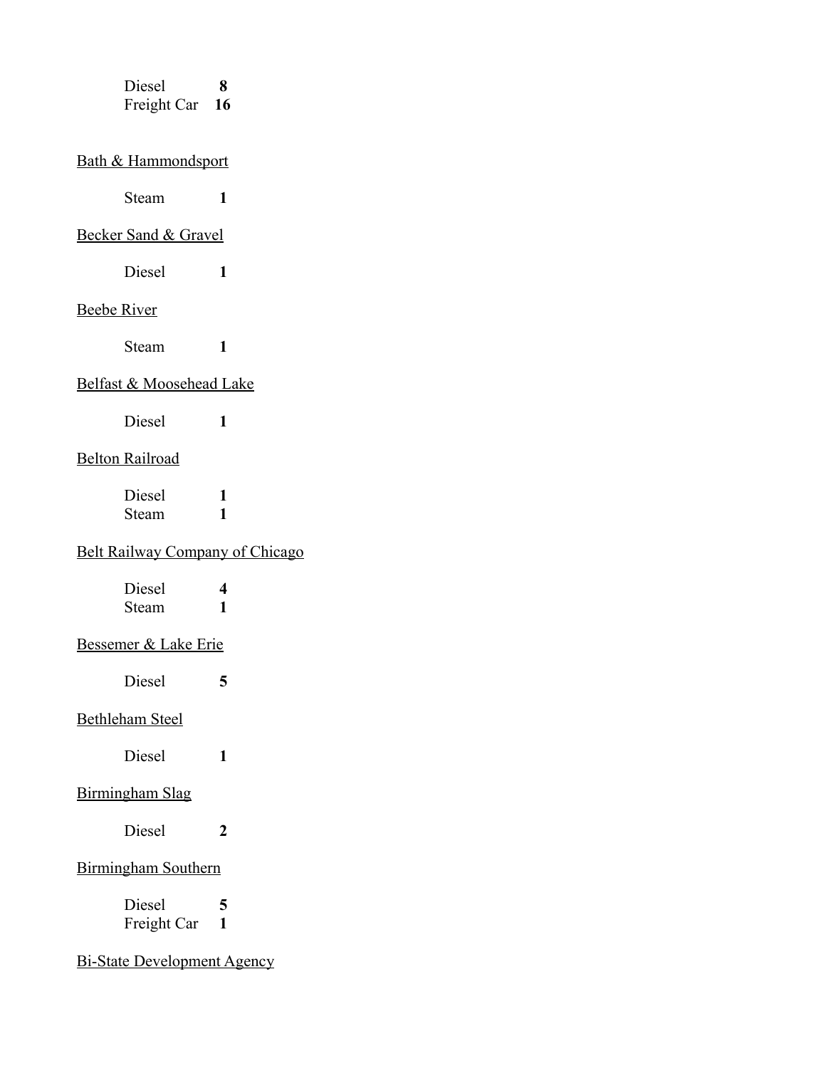Diesel **8**
Freight Car **16**

<u>Bath & Hammondsport</u>

Steam **1**

<u>Becker Sand & Gravel</u>

Diesel **1**

<u>Beebe River</u>

Steam **1**

<u>Belfast & Moosehead Lake</u>

Diesel **1**

<u>Belton Railroad</u>

Diesel **1**
Steam **1**

<u>Belt Railway Company of Chicago</u>

Diesel **4**
Steam **1**

<u>Bessemer & Lake Erie</u>

Diesel **5**

<u>Bethleham Steel</u>

Diesel **1**

<u>Birmingham Slag</u>

Diesel **2**

<u>Birmingham Southern</u>

Diesel **5**
Freight Car **1**

<u>Bi-State Development Agency</u>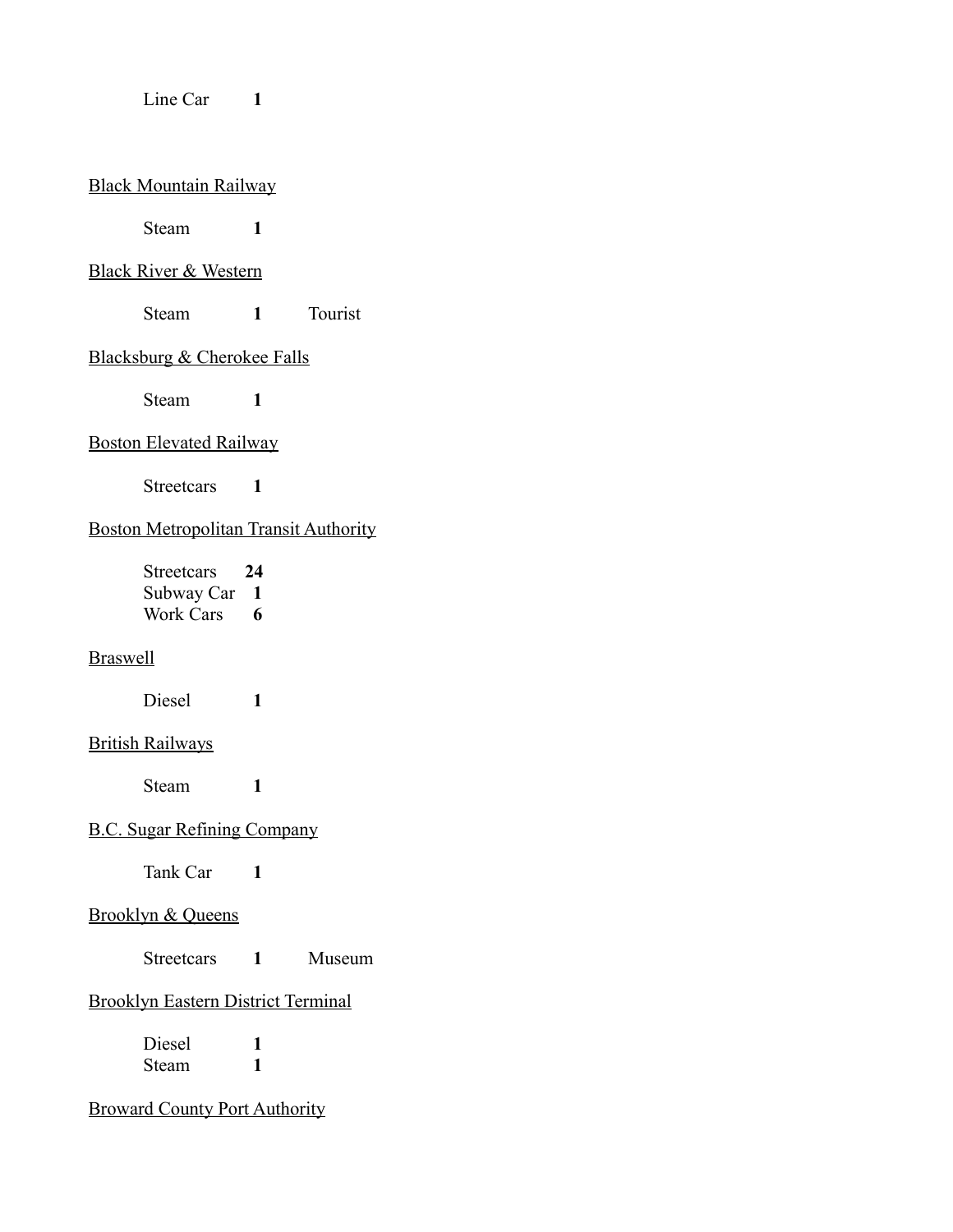Line Car **1**

<u>Black Mountain Railway</u>

Steam **1**

<u>Black River & Western</u>

Steam **1** Tourist

<u>Blacksburg & Cherokee Falls</u>

Steam **1**

<u>Boston Elevated Railway</u>

Streetcars **1**

<u>Boston Metropolitan Transit Authority</u>

Streetcars **24**
Subway Car **1**
Work Cars **6**

<u>Braswell</u>

Diesel **1**

<u>British Railways</u>

Steam **1**

<u>B.C. Sugar Refining Company</u>

Tank Car **1**

<u>Brooklyn & Queens</u>

Streetcars **1** Museum

<u>Brooklyn Eastern District Terminal</u>

Diesel **1**
Steam **1**

<u>Broward County Port Authority</u>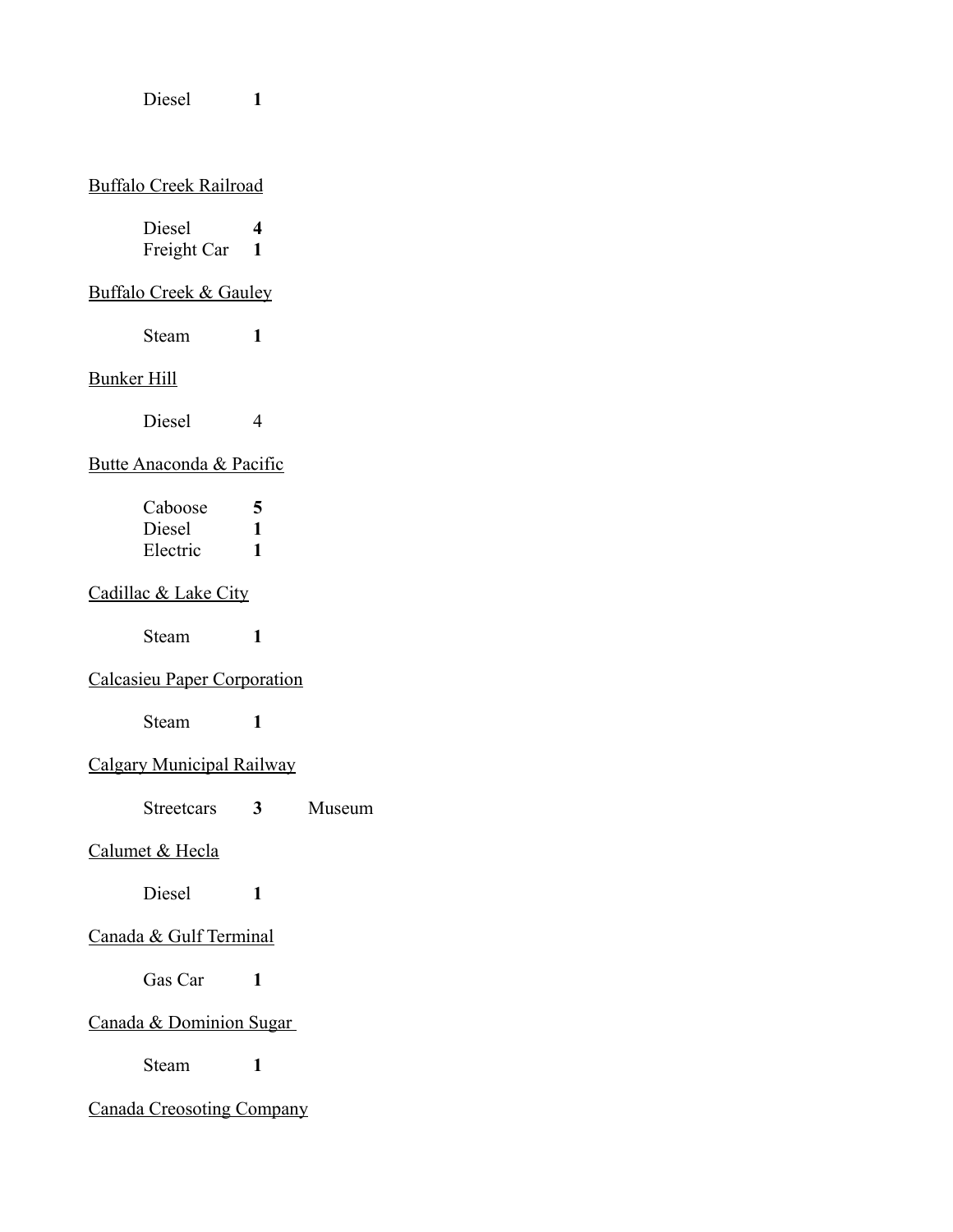Diesel **1**

Buffalo Creek Railroad

Diesel **4**
Freight Car **1**

Buffalo Creek & Gauley

Steam **1**

Bunker Hill

Diesel 4

Butte Anaconda & Pacific

Caboose **5**
Diesel **1**
Electric **1**

Cadillac & Lake City

Steam **1**

Calcasieu Paper Corporation

Steam **1**

Calgary Municipal Railway

Streetcars **3** Museum

Calumet & Hecla

Diesel **1**

Canada & Gulf Terminal

Gas Car **1**

Canada & Dominion Sugar

Steam **1**

Canada Creosoting Company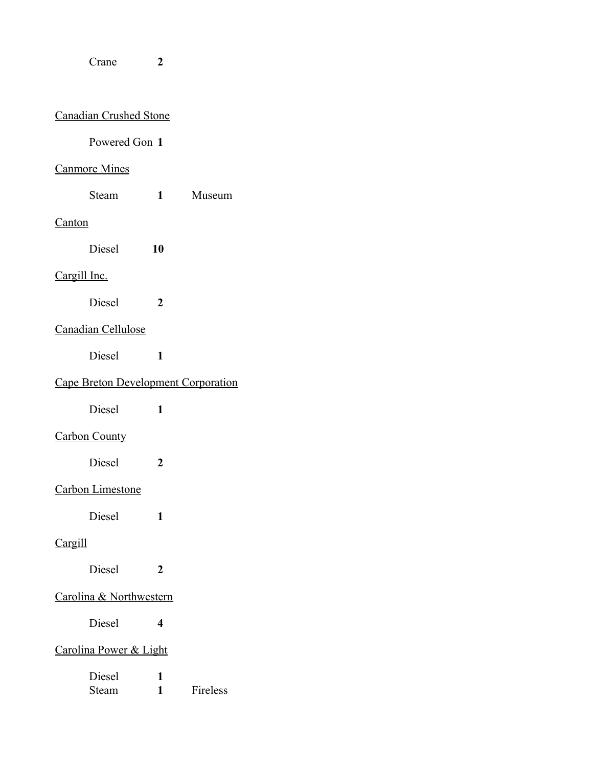Crane **2**

<u>Canadian Crushed Stone</u>

Powered Gon **1**

<u>Canmore Mines</u>

Steam **1** Museum

<u>Canton</u>

Diesel **10**

<u>Cargill Inc.</u>

Diesel **2**

<u>Canadian Cellulose</u>

Diesel **1**

<u>Cape Breton Development Corporation</u>

Diesel **1**

<u>Carbon County</u>

Diesel **2**

<u>Carbon Limestone</u>

Diesel **1**

<u>Cargill</u>

Diesel **2**

<u>Carolina & Northwestern</u>

Diesel **4**

<u>Carolina Power & Light</u>

Diesel **1**
Steam **1** Fireless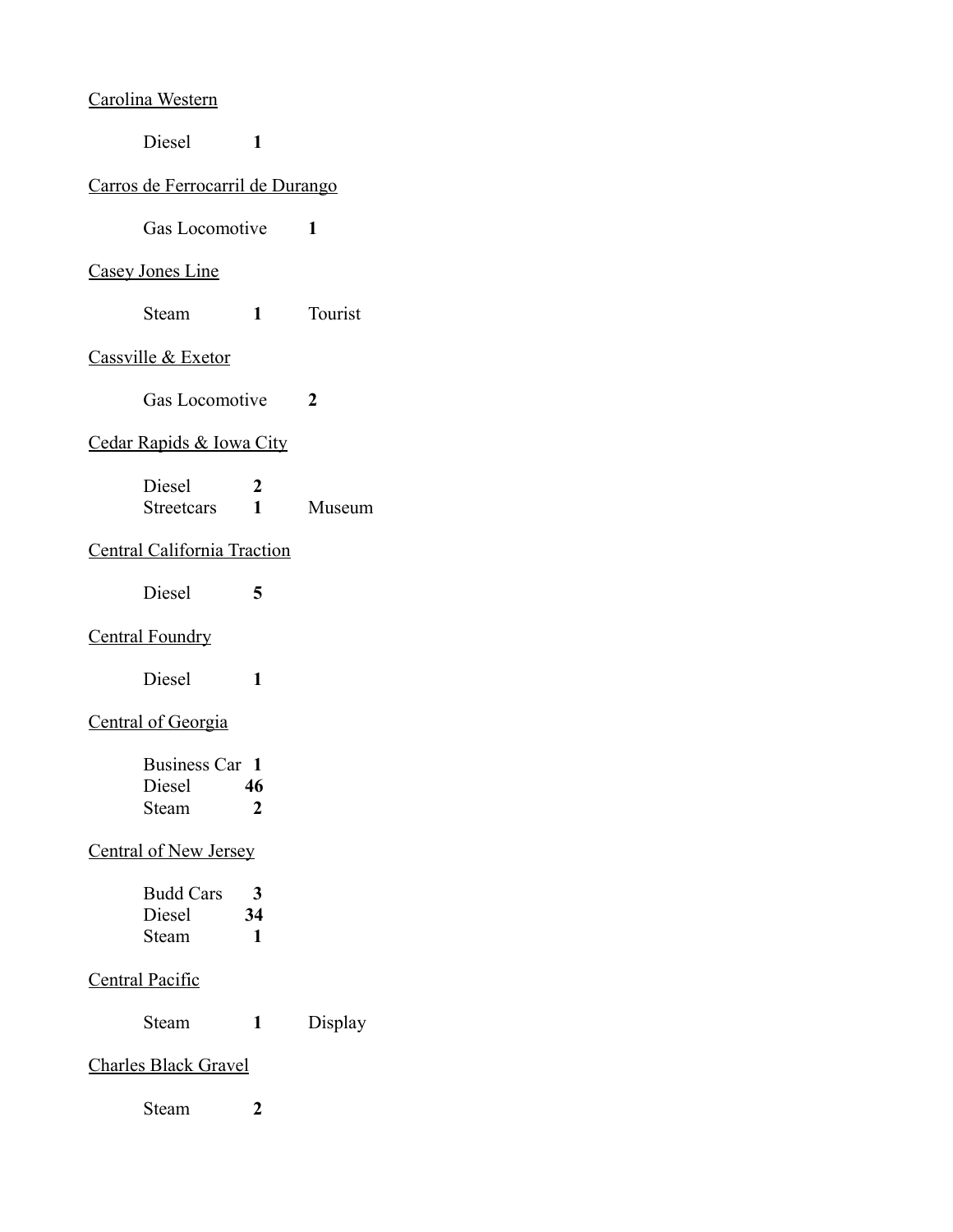<u>Carolina Western</u>

| | | |
|---|---|---|
| Diesel | **1** | |

<u>Carros de Ferrocarril de Durango</u>

| | | |
|---|---|---|
| Gas Locomotive | **1** | |

<u>Casey Jones Line</u>

| | | |
|---|---|---|
| Steam | **1** | Tourist |

<u>Cassville & Exetor</u>

| | | |
|---|---|---|
| Gas Locomotive | **2** | |

<u>Cedar Rapids & Iowa City</u>

| | | |
|---|---|---|
| Diesel | **2** | |
| Streetcars | **1** | Museum |

<u>Central California Traction</u>

| | | |
|---|---|---|
| Diesel | **5** | |

<u>Central Foundry</u>

| | | |
|---|---|---|
| Diesel | **1** | |

<u>Central of Georgia</u>

| | | |
|---|---|---|
| Business Car | **1** | |
| Diesel | **46** | |
| Steam | **2** | |

<u>Central of New Jersey</u>

| | | |
|---|---|---|
| Budd Cars | **3** | |
| Diesel | **34** | |
| Steam | **1** | |

<u>Central Pacific</u>

| | | |
|---|---|---|
| Steam | **1** | Display |

<u>Charles Black Gravel</u>

| | | |
|---|---|---|
| Steam | **2** | |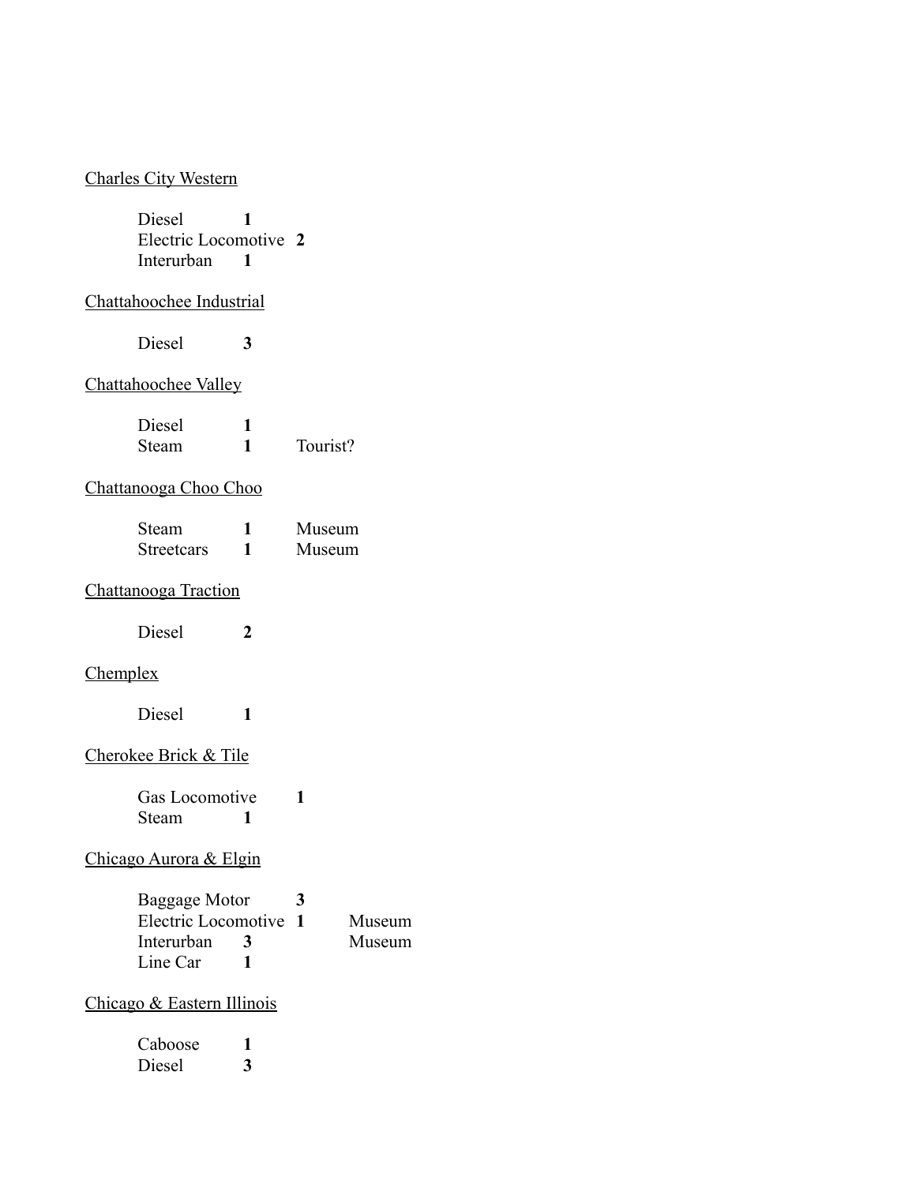<u>Charles City Western</u>

| | | |
|---|---|---|
| Diesel | **1** | |
| Electric Locomotive | **2** | |
| Interurban | **1** | |

<u>Chattahoochee Industrial</u>

| | | |
|---|---|---|
| Diesel | **3** | |

<u>Chattahoochee Valley</u>

| | | |
|---|---|---|
| Diesel | **1** | |
| Steam | **1** | Tourist? |

<u>Chattanooga Choo Choo</u>

| | | |
|---|---|---|
| Steam | **1** | Museum |
| Streetcars | **1** | Museum |

<u>Chattanooga Traction</u>

| | | |
|---|---|---|
| Diesel | **2** | |

<u>Chemplex</u>

| | | |
|---|---|---|
| Diesel | **1** | |

<u>Cherokee Brick & Tile</u>

| | | |
|---|---|---|
| Gas Locomotive | **1** | |
| Steam | **1** | |

<u>Chicago Aurora & Elgin</u>

| | | |
|---|---|---|
| Baggage Motor | **3** | |
| Electric Locomotive | **1** | Museum |
| Interurban | **3** | Museum |
| Line Car | **1** | |

<u>Chicago & Eastern Illinois</u>

| | | |
|---|---|---|
| Caboose | **1** | |
| Diesel | **3** | |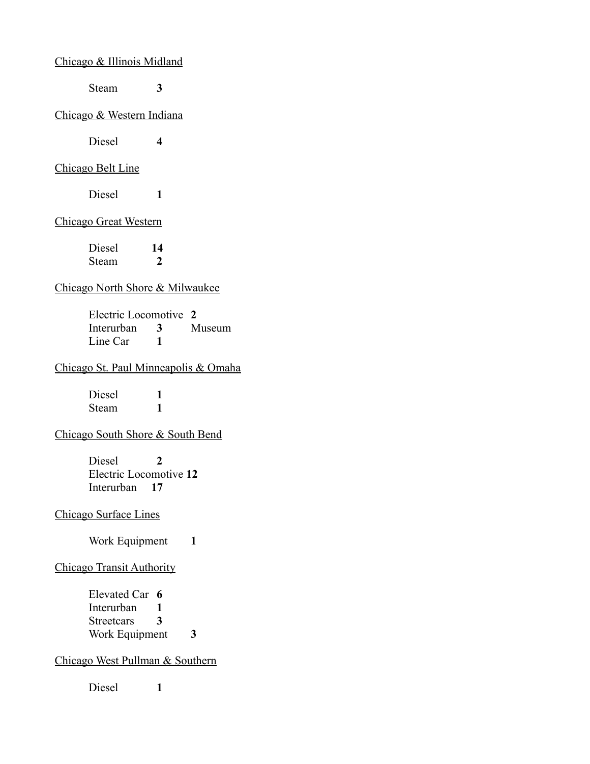<u>Chicago & Illinois Midland</u>

Steam **3**

<u>Chicago & Western Indiana</u>

Diesel **4**

<u>Chicago Belt Line</u>

Diesel **1**

<u>Chicago Great Western</u>

Diesel **14**
Steam **2**

<u>Chicago North Shore & Milwaukee</u>

Electric Locomotive **2**
Interurban **3** Museum
Line Car **1**

<u>Chicago St. Paul Minneapolis & Omaha</u>

Diesel **1**
Steam **1**

<u>Chicago South Shore & South Bend</u>

Diesel **2**
Electric Locomotive **12**
Interurban **17**

<u>Chicago Surface Lines</u>

Work Equipment **1**

<u>Chicago Transit Authority</u>

Elevated Car **6**
Interurban **1**
Streetcars **3**
Work Equipment **3**

<u>Chicago West Pullman & Southern</u>

Diesel **1**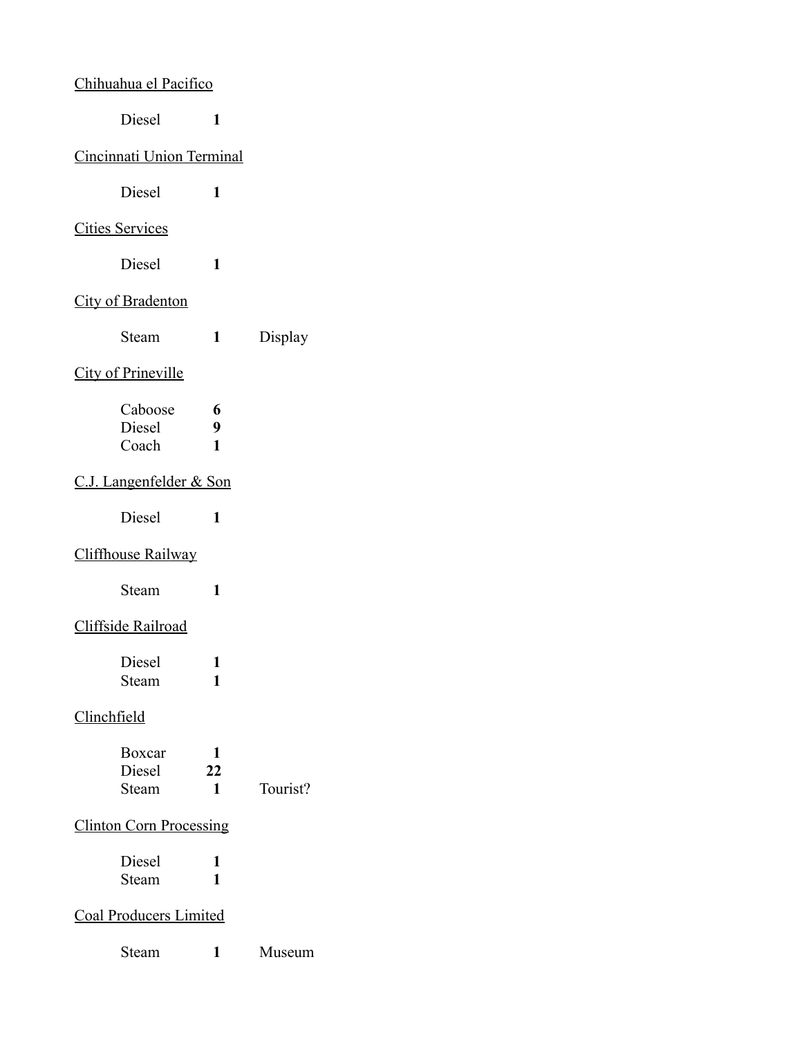<u>Chihuahua el Pacifico</u>

| | | |
|---|---|---|
| Diesel | **1** | |

<u>Cincinnati Union Terminal</u>

| | | |
|---|---|---|
| Diesel | **1** | |

<u>Cities Services</u>

| | | |
|---|---|---|
| Diesel | **1** | |

<u>City of Bradenton</u>

| | | |
|---|---|---|
| Steam | **1** | Display |

<u>City of Prineville</u>

| | | |
|---|---|---|
| Caboose | **6** | |
| Diesel | **9** | |
| Coach | **1** | |

<u>C.J. Langenfelder & Son</u>

| | | |
|---|---|---|
| Diesel | **1** | |

<u>Cliffhouse Railway</u>

| | | |
|---|---|---|
| Steam | **1** | |

<u>Cliffside Railroad</u>

| | | |
|---|---|---|
| Diesel | **1** | |
| Steam | **1** | |

<u>Clinchfield</u>

| | | |
|---|---|---|
| Boxcar | **1** | |
| Diesel | **22** | |
| Steam | **1** | Tourist? |

<u>Clinton Corn Processing</u>

| | | |
|---|---|---|
| Diesel | **1** | |
| Steam | **1** | |

<u>Coal Producers Limited</u>

| | | |
|---|---|---|
| Steam | **1** | Museum |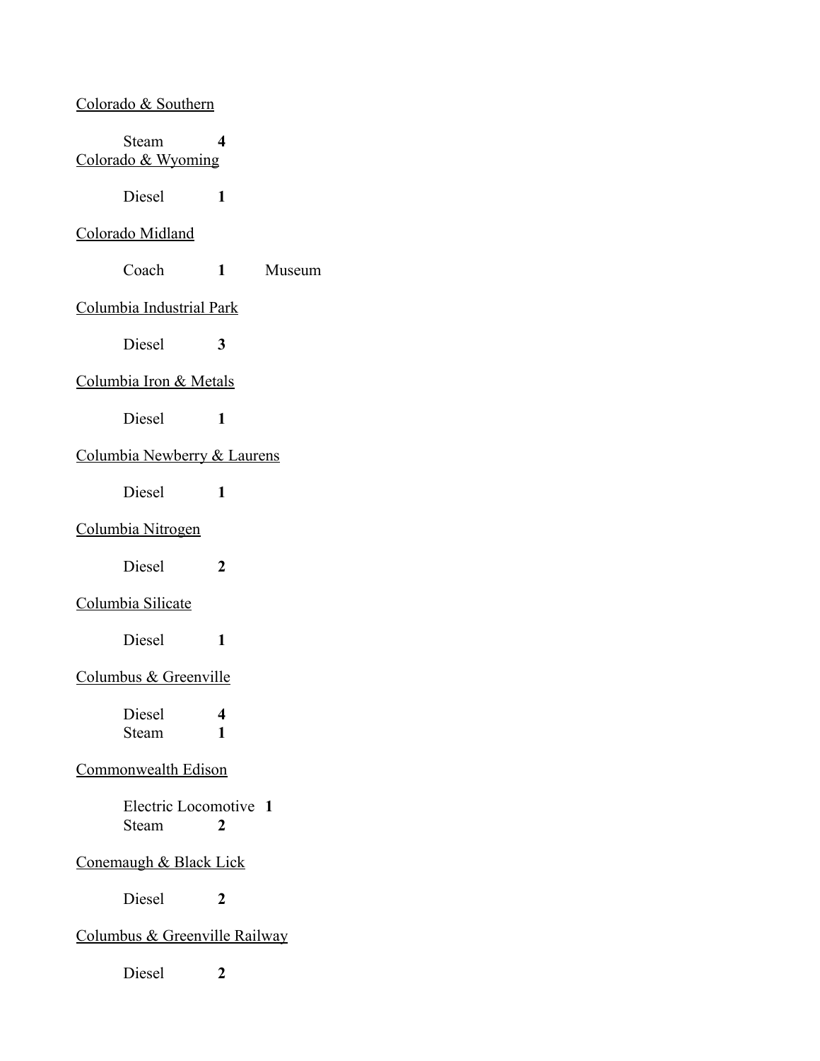<u>Colorado & Southern</u>

Steam **4**

<u>Colorado & Wyoming</u>

Diesel **1**

<u>Colorado Midland</u>

Coach **1** Museum

<u>Columbia Industrial Park</u>

Diesel **3**

<u>Columbia Iron & Metals</u>

Diesel **1**

<u>Columbia Newberry & Laurens</u>

Diesel **1**

<u>Columbia Nitrogen</u>

Diesel **2**

<u>Columbia Silicate</u>

Diesel **1**

<u>Columbus & Greenville</u>

Diesel **4**
Steam **1**

<u>Commonwealth Edison</u>

Electric Locomotive **1**
Steam **2**

<u>Conemaugh & Black Lick</u>

Diesel **2**

<u>Columbus & Greenville Railway</u>

Diesel **2**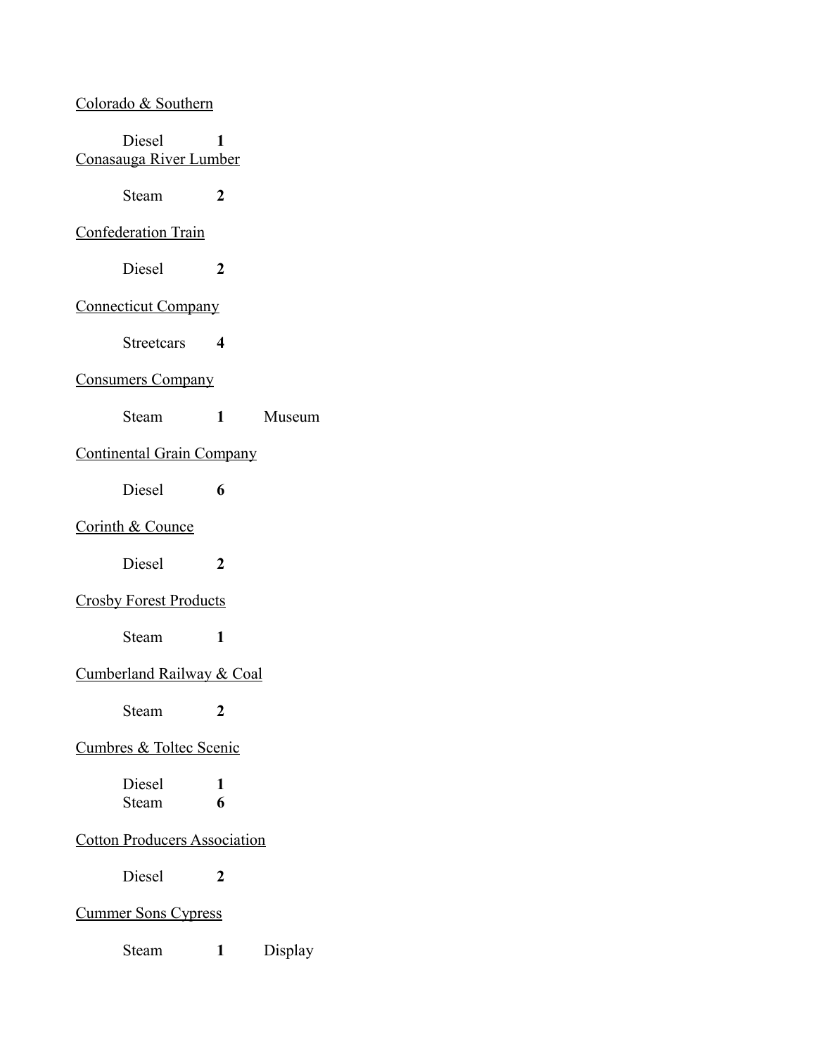<u>Colorado & Southern</u>

Diesel **1**

<u>Conasauga River Lumber</u>

Steam **2**

<u>Confederation Train</u>

Diesel **2**

<u>Connecticut Company</u>

Streetcars **4**

<u>Consumers Company</u>

Steam **1** Museum

<u>Continental Grain Company</u>

Diesel **6**

<u>Corinth & Counce</u>

Diesel **2**

<u>Crosby Forest Products</u>

Steam **1**

<u>Cumberland Railway & Coal</u>

Steam **2**

<u>Cumbres & Toltec Scenic</u>

Diesel **1**
Steam **6**

<u>Cotton Producers Association</u>

Diesel **2**

<u>Cummer Sons Cypress</u>

Steam **1** Display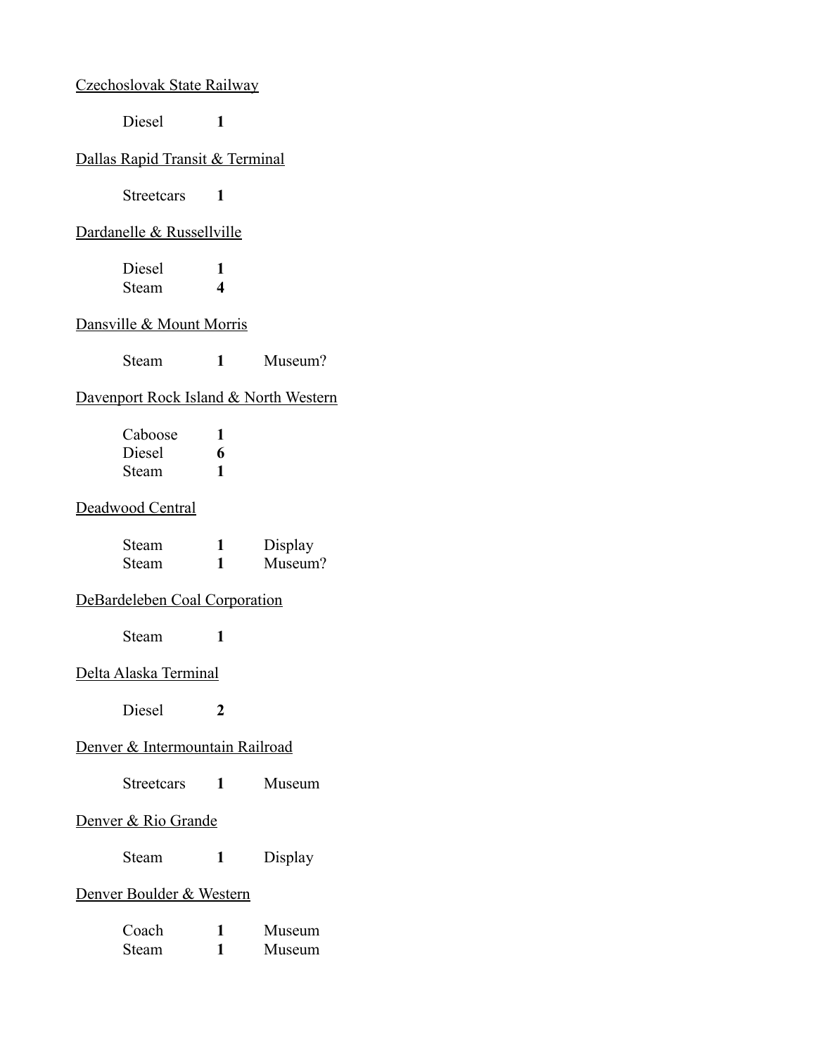<u>Czechoslovak State Railway</u>

| | | |
|---|---|---|
| Diesel | **1** | |

<u>Dallas Rapid Transit & Terminal</u>

| | | |
|---|---|---|
| Streetcars | **1** | |

<u>Dardanelle & Russellville</u>

| | | |
|---|---|---|
| Diesel | **1** | |
| Steam | **4** | |

<u>Dansville & Mount Morris</u>

| | | |
|---|---|---|
| Steam | **1** | Museum? |

<u>Davenport Rock Island & North Western</u>

| | | |
|---|---|---|
| Caboose | **1** | |
| Diesel | **6** | |
| Steam | **1** | |

<u>Deadwood Central</u>

| | | |
|---|---|---|
| Steam | **1** | Display |
| Steam | **1** | Museum? |

<u>DeBardeleben Coal Corporation</u>

| | | |
|---|---|---|
| Steam | **1** | |

<u>Delta Alaska Terminal</u>

| | | |
|---|---|---|
| Diesel | **2** | |

<u>Denver & Intermountain Railroad</u>

| | | |
|---|---|---|
| Streetcars | **1** | Museum |

<u>Denver & Rio Grande</u>

| | | |
|---|---|---|
| Steam | **1** | Display |

<u>Denver Boulder & Western</u>

| | | |
|---|---|---|
| Coach | **1** | Museum |
| Steam | **1** | Museum |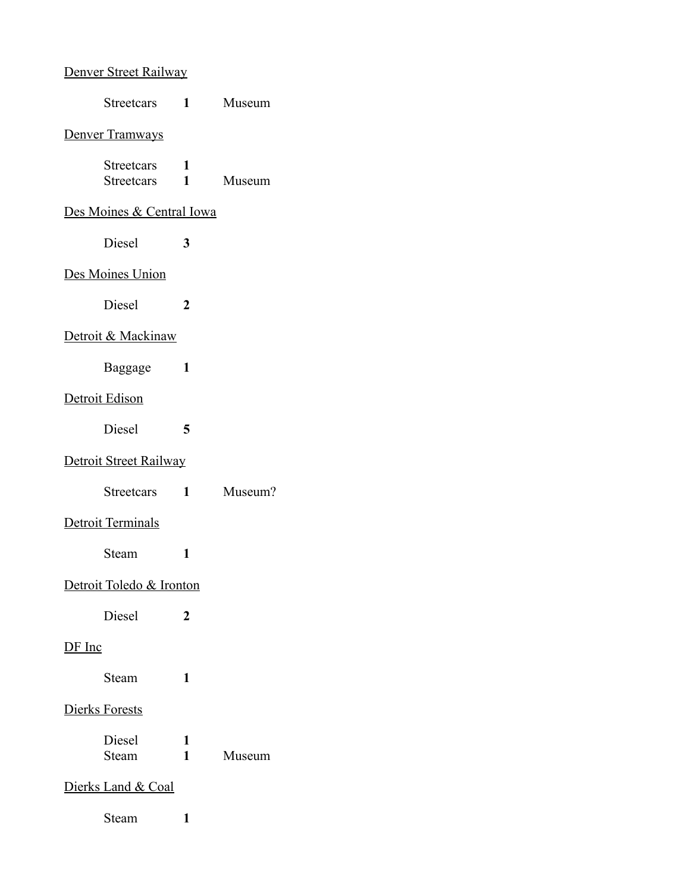<u>Denver Street Railway</u>

| | | |
|---|---|---|
| Streetcars | **1** | Museum |

<u>Denver Tramways</u>

| | | |
|---|---|---|
| Streetcars | **1** | |
| Streetcars | **1** | Museum |

<u>Des Moines & Central Iowa</u>

| | | |
|---|---|---|
| Diesel | **3** | |

<u>Des Moines Union</u>

| | | |
|---|---|---|
| Diesel | **2** | |

<u>Detroit & Mackinaw</u>

| | | |
|---|---|---|
| Baggage | **1** | |

<u>Detroit Edison</u>

| | | |
|---|---|---|
| Diesel | **5** | |

<u>Detroit Street Railway</u>

| | | |
|---|---|---|
| Streetcars | **1** | Museum? |

<u>Detroit Terminals</u>

| | | |
|---|---|---|
| Steam | **1** | |

<u>Detroit Toledo & Ironton</u>

| | | |
|---|---|---|
| Diesel | **2** | |

<u>DF Inc</u>

| | | |
|---|---|---|
| Steam | **1** | |

<u>Dierks Forests</u>

| | | |
|---|---|---|
| Diesel | **1** | |
| Steam | **1** | Museum |

<u>Dierks Land & Coal</u>

| | | |
|---|---|---|
| Steam | **1** | |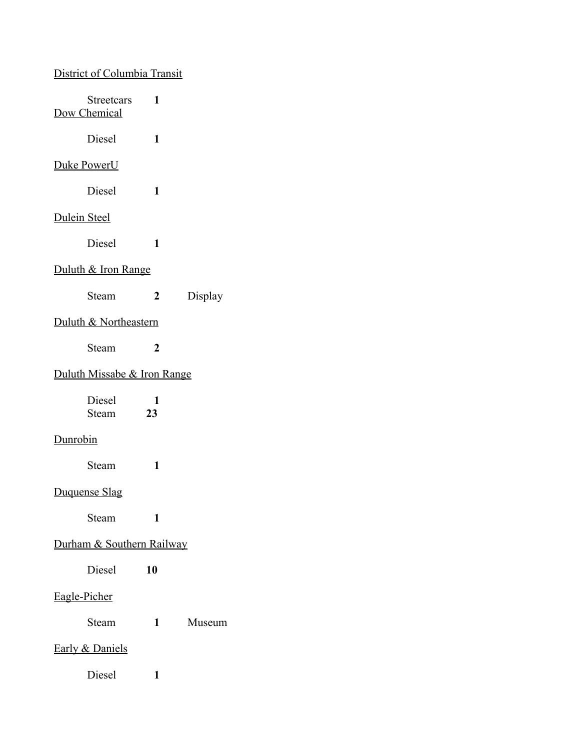District of Columbia Transit

Streetcars **1**

Dow Chemical

Diesel **1**

Duke PowerU

Diesel **1**

Dulein Steel

Diesel **1**

Duluth & Iron Range

Steam **2** Display

Duluth & Northeastern

Steam **2**

Duluth Missabe & Iron Range

Diesel **1**
Steam **23**

Dunrobin

Steam **1**

Duquense Slag

Steam **1**

Durham & Southern Railway

Diesel **10**

Eagle-Picher

Steam **1** Museum

Early & Daniels

Diesel **1**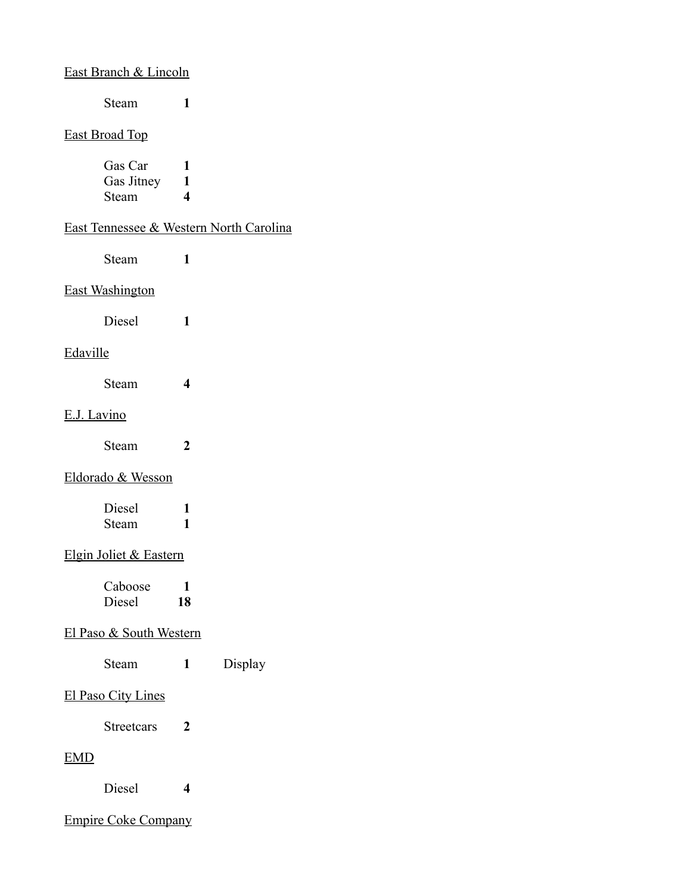<u>East Branch & Lincoln</u>

Steam **1**

<u>East Broad Top</u>

Gas Car **1**
Gas Jitney **1**
Steam **4**

<u>East Tennessee & Western North Carolina</u>

Steam **1**

<u>East Washington</u>

Diesel **1**

<u>Edaville</u>

Steam **4**

<u>E.J. Lavino</u>

Steam **2**

<u>Eldorado & Wesson</u>

Diesel **1**
Steam **1**

<u>Elgin Joliet & Eastern</u>

Caboose **1**
Diesel **18**

<u>El Paso & South Western</u>

Steam **1** Display

<u>El Paso City Lines</u>

Streetcars **2**

<u>EMD</u>

Diesel **4**

<u>Empire Coke Company</u>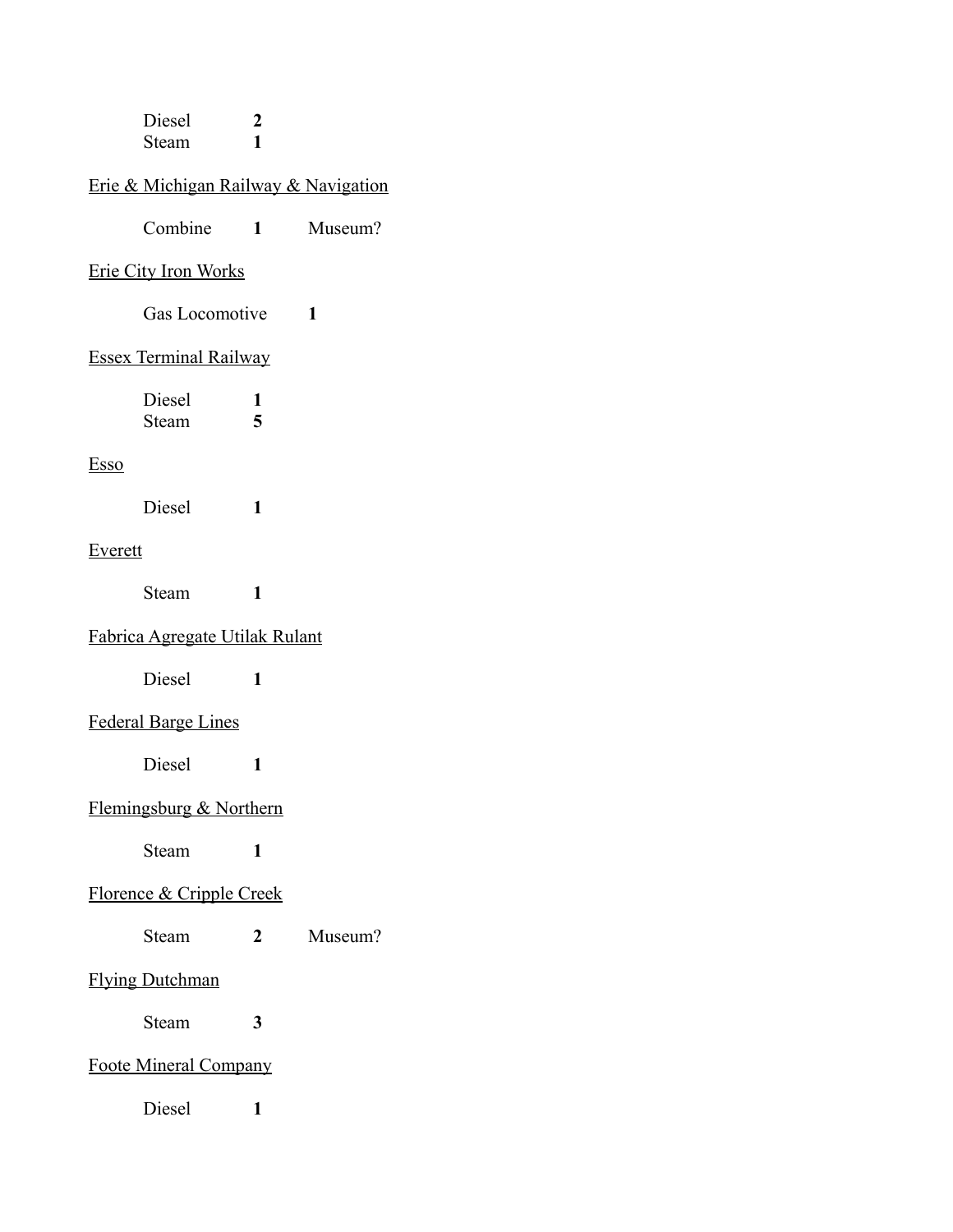Diesel **2**
Steam **1**

<u>Erie & Michigan Railway & Navigation</u>

Combine **1** Museum?

<u>Erie City Iron Works</u>

Gas Locomotive **1**

<u>Essex Terminal Railway</u>

Diesel **1**
Steam **5**

<u>Esso</u>

Diesel **1**

<u>Everett</u>

Steam **1**

<u>Fabrica Agregate Utilak Rulant</u>

Diesel **1**

<u>Federal Barge Lines</u>

Diesel **1**

<u>Flemingsburg & Northern</u>

Steam **1**

<u>Florence & Cripple Creek</u>

Steam **2** Museum?

<u>Flying Dutchman</u>

Steam **3**

<u>Foote Mineral Company</u>

Diesel **1**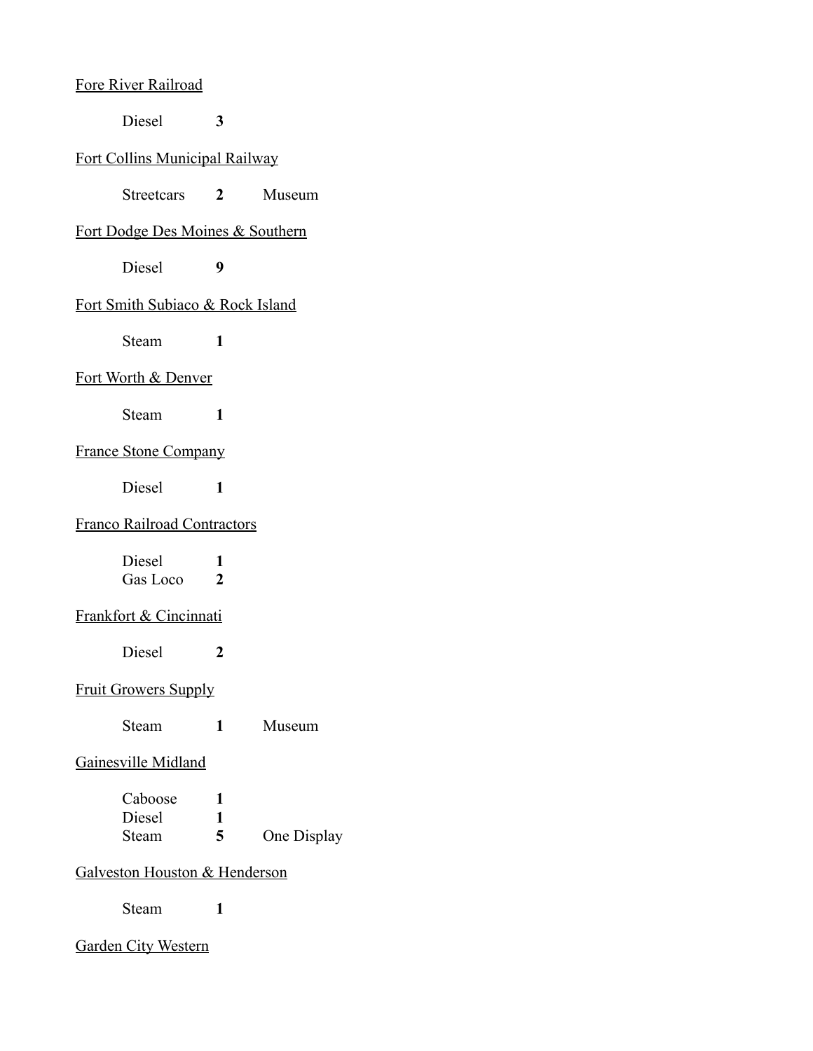Fore River Railroad

| | | |
|---|---|---|
| Diesel | **3** | |

Fort Collins Municipal Railway

| | | |
|---|---|---|
| Streetcars | **2** | Museum |

Fort Dodge Des Moines & Southern

| | | |
|---|---|---|
| Diesel | **9** | |

Fort Smith Subiaco & Rock Island

| | | |
|---|---|---|
| Steam | **1** | |

Fort Worth & Denver

| | | |
|---|---|---|
| Steam | **1** | |

France Stone Company

| | | |
|---|---|---|
| Diesel | **1** | |

Franco Railroad Contractors

| | | |
|---|---|---|
| Diesel | **1** | |
| Gas Loco | **2** | |

Frankfort & Cincinnati

| | | |
|---|---|---|
| Diesel | **2** | |

Fruit Growers Supply

| | | |
|---|---|---|
| Steam | **1** | Museum |

Gainesville Midland

| | | |
|---|---|---|
| Caboose | **1** | |
| Diesel | **1** | |
| Steam | **5** | One Display |

Galveston Houston & Henderson

| | | |
|---|---|---|
| Steam | **1** | |

Garden City Western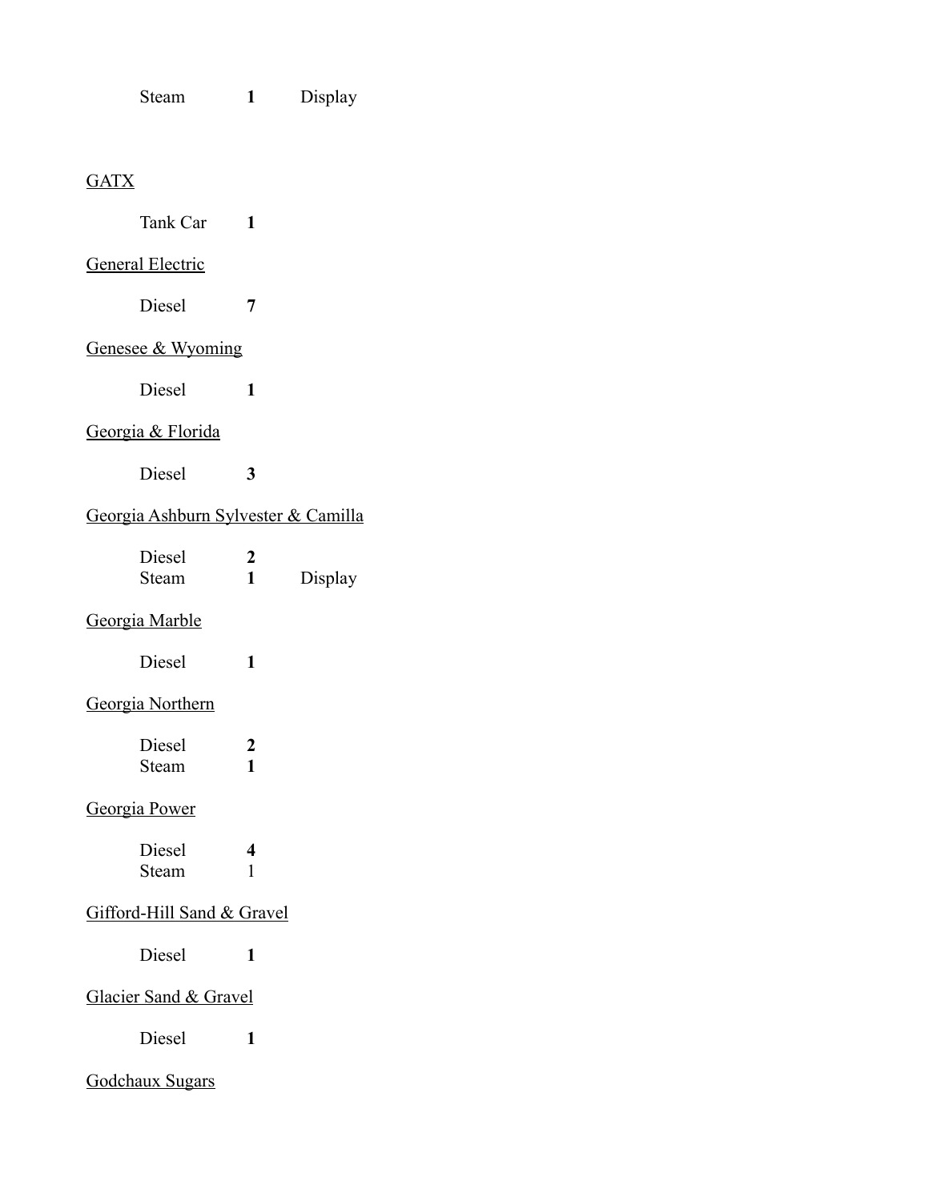Steam **1** Display

<u>GATX</u>

Tank Car **1**

<u>General Electric</u>

Diesel **7**

<u>Genesee & Wyoming</u>

Diesel **1**

<u>Georgia & Florida</u>

Diesel **3**

<u>Georgia Ashburn Sylvester & Camilla</u>

Diesel **2**
Steam **1** Display

<u>Georgia Marble</u>

Diesel **1**

<u>Georgia Northern</u>

Diesel **2**
Steam **1**

<u>Georgia Power</u>

Diesel **4**
Steam 1

<u>Gifford-Hill Sand & Gravel</u>

Diesel **1**

<u>Glacier Sand & Gravel</u>

Diesel **1**

<u>Godchaux Sugars</u>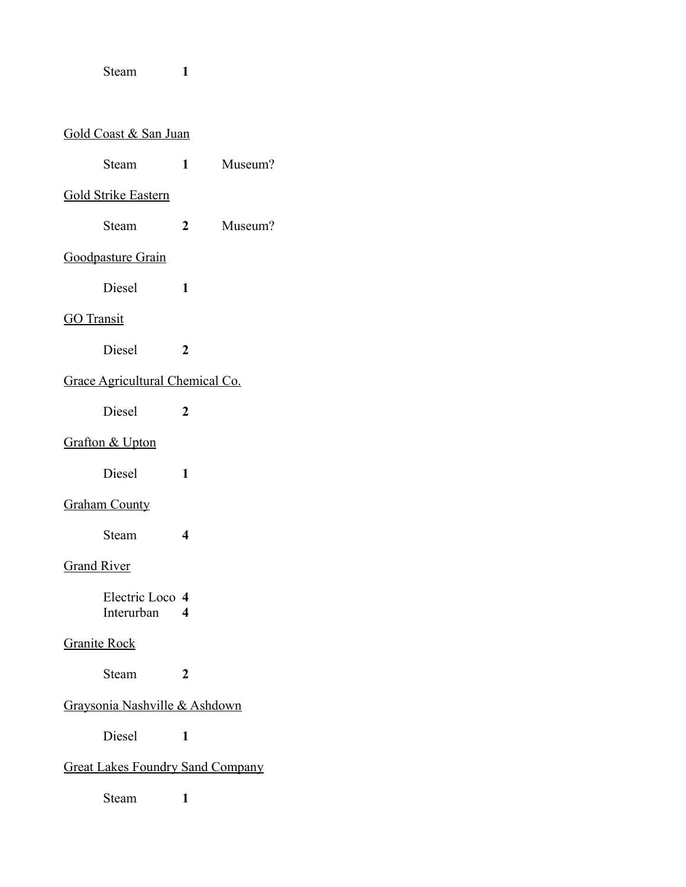Steam **1**

<u>Gold Coast & San Juan</u>

Steam **1** Museum?

<u>Gold Strike Eastern</u>

Steam **2** Museum?

<u>Goodpasture Grain</u>

Diesel **1**

<u>GO Transit</u>

Diesel **2**

<u>Grace Agricultural Chemical Co.</u>

Diesel **2**

<u>Grafton & Upton</u>

Diesel **1**

<u>Graham County</u>

Steam **4**

<u>Grand River</u>

Electric Loco **4**
Interurban **4**

<u>Granite Rock</u>

Steam **2**

<u>Graysonia Nashville & Ashdown</u>

Diesel **1**

<u>Great Lakes Foundry Sand Company</u>

Steam **1**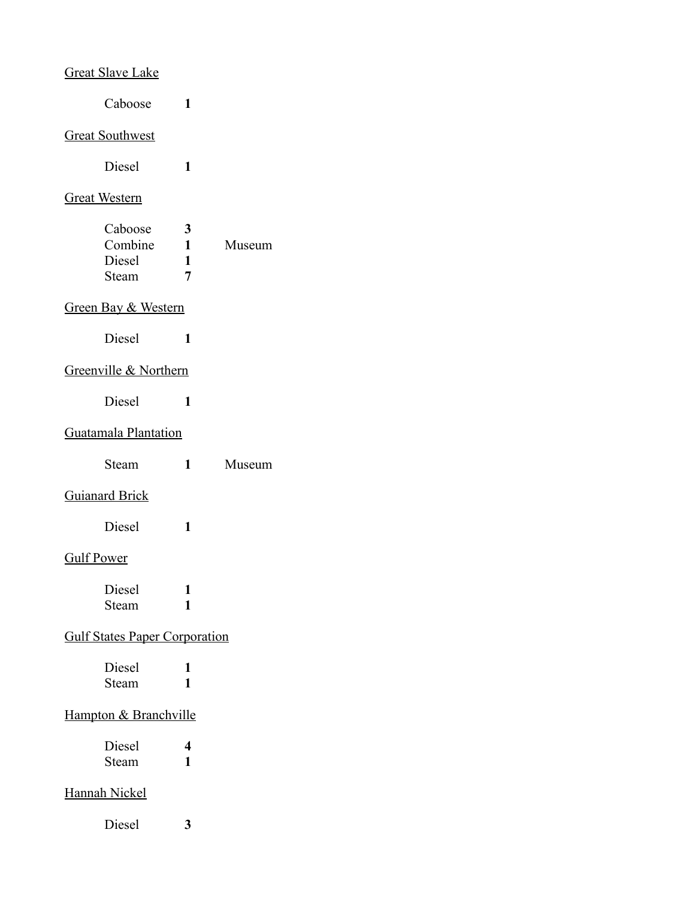Great Slave Lake

| | | |
|---|---|---|
| Caboose | **1** | |

Great Southwest

| | | |
|---|---|---|
| Diesel | **1** | |

Great Western

| | | |
|---|---|---|
| Caboose | **3** | |
| Combine | **1** | Museum |
| Diesel | **1** | |
| Steam | **7** | |

Green Bay & Western

| | | |
|---|---|---|
| Diesel | **1** | |

Greenville & Northern

| | | |
|---|---|---|
| Diesel | **1** | |

Guatamala Plantation

| | | |
|---|---|---|
| Steam | **1** | Museum |

Guianard Brick

| | | |
|---|---|---|
| Diesel | **1** | |

Gulf Power

| | | |
|---|---|---|
| Diesel | **1** | |
| Steam | **1** | |

Gulf States Paper Corporation

| | | |
|---|---|---|
| Diesel | **1** | |
| Steam | **1** | |

Hampton & Branchville

| | | |
|---|---|---|
| Diesel | **4** | |
| Steam | **1** | |

Hannah Nickel

| | | |
|---|---|---|
| Diesel | **3** | |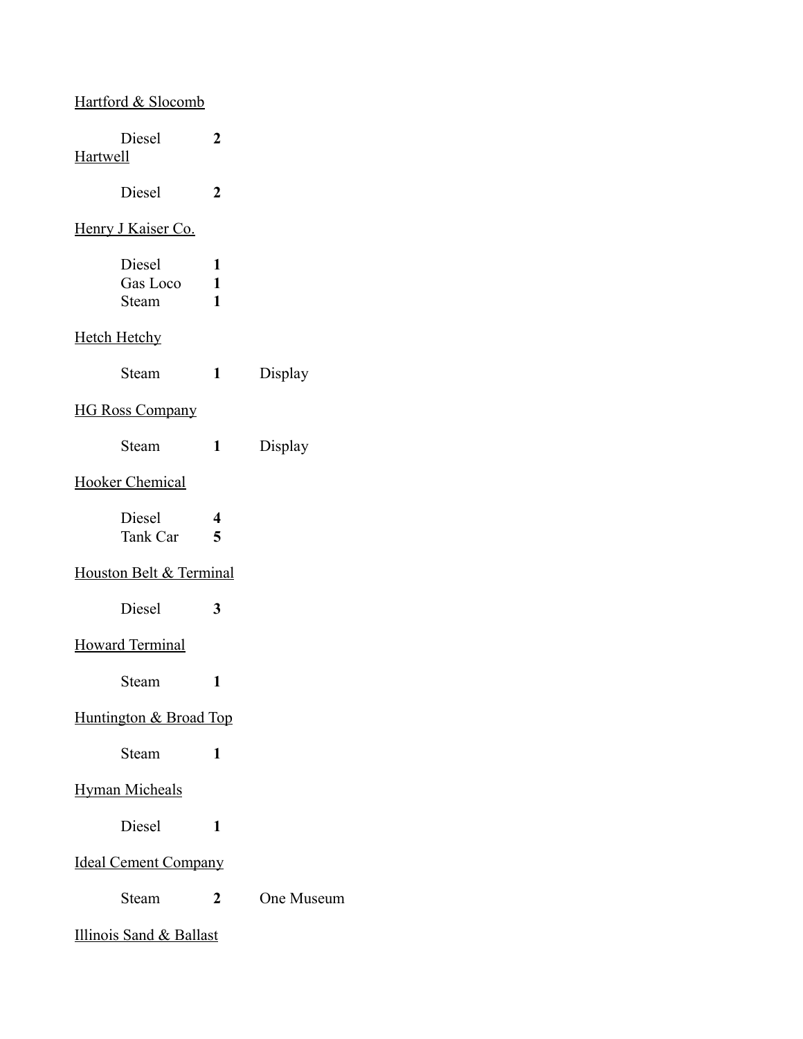<u>Hartford & Slocomb</u>

| | | |
|---|---|---|
| Diesel | **2** | |

<u>Hartwell</u>

| | | |
|---|---|---|
| Diesel | **2** | |

<u>Henry J Kaiser Co.</u>

| | | |
|---|---|---|
| Diesel | **1** | |
| Gas Loco | **1** | |
| Steam | **1** | |

<u>Hetch Hetchy</u>

| | | |
|---|---|---|
| Steam | **1** | Display |

<u>HG Ross Company</u>

| | | |
|---|---|---|
| Steam | **1** | Display |

<u>Hooker Chemical</u>

| | | |
|---|---|---|
| Diesel | **4** | |
| Tank Car | **5** | |

<u>Houston Belt & Terminal</u>

| | | |
|---|---|---|
| Diesel | **3** | |

<u>Howard Terminal</u>

| | | |
|---|---|---|
| Steam | **1** | |

<u>Huntington & Broad Top</u>

| | | |
|---|---|---|
| Steam | **1** | |

<u>Hyman Micheals</u>

| | | |
|---|---|---|
| Diesel | **1** | |

<u>Ideal Cement Company</u>

| | | |
|---|---|---|
| Steam | **2** | One Museum |

<u>Illinois Sand & Ballast</u>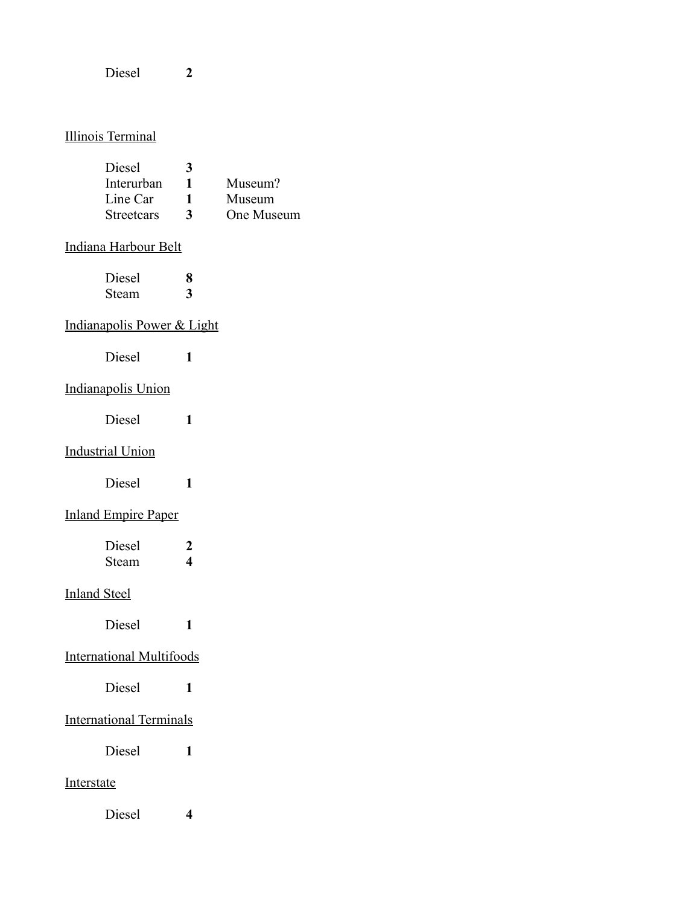Diesel **2**

Illinois Terminal

| | | |
|---|---|---|
| Diesel | **3** | |
| Interurban | **1** | Museum? |
| Line Car | **1** | Museum |
| Streetcars | **3** | One Museum |

Indiana Harbour Belt

| | |
|---|---|
| Diesel | **8** |
| Steam | **3** |

Indianapolis Power & Light

Diesel **1**

Indianapolis Union

Diesel **1**

Industrial Union

Diesel **1**

Inland Empire Paper

| | |
|---|---|
| Diesel | **2** |
| Steam | **4** |

Inland Steel

Diesel **1**

International Multifoods

Diesel **1**

International Terminals

Diesel **1**

Interstate

Diesel **4**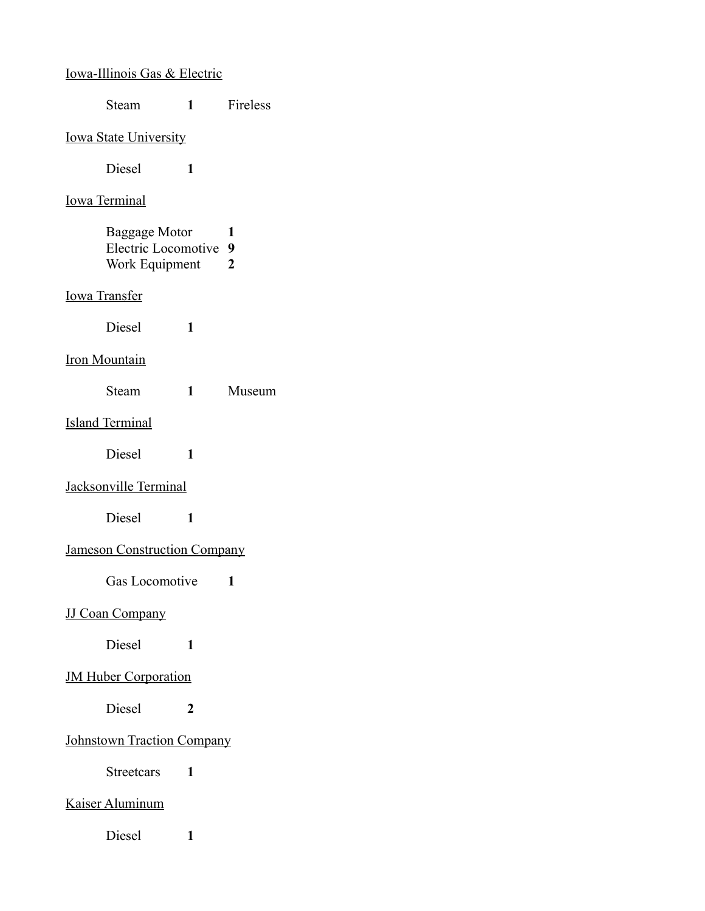Iowa-Illinois Gas & Electric

Steam **1** Fireless

Iowa State University

Diesel **1**

Iowa Terminal

Baggage Motor **1**
Electric Locomotive **9**
Work Equipment **2**

Iowa Transfer

Diesel **1**

Iron Mountain

Steam **1** Museum

Island Terminal

Diesel **1**

Jacksonville Terminal

Diesel **1**

Jameson Construction Company

Gas Locomotive **1**

JJ Coan Company

Diesel **1**

JM Huber Corporation

Diesel **2**

Johnstown Traction Company

Streetcars **1**

Kaiser Aluminum

Diesel **1**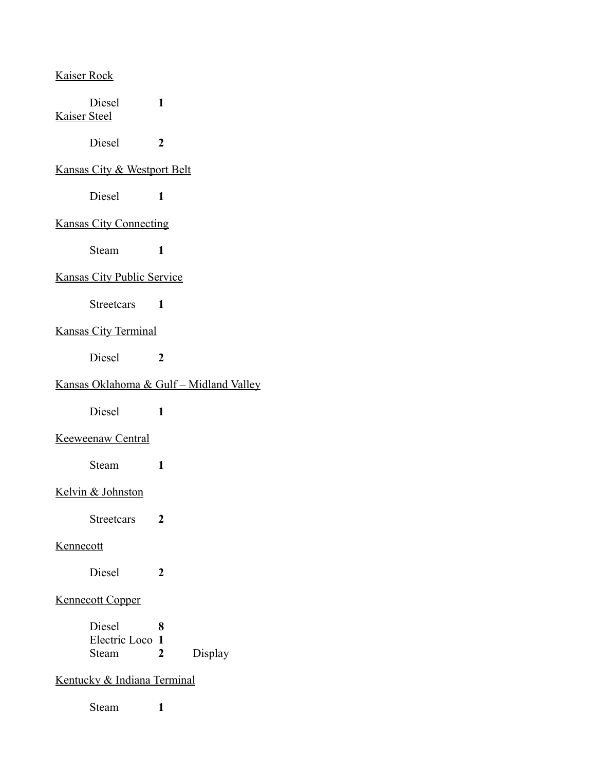Kaiser Rock

| | | |
|---|---|---|
| Diesel | **1** | |

Kaiser Steel

| | | |
|---|---|---|
| Diesel | **2** | |

Kansas City & Westport Belt

| | | |
|---|---|---|
| Diesel | **1** | |

Kansas City Connecting

| | | |
|---|---|---|
| Steam | **1** | |

Kansas City Public Service

| | | |
|---|---|---|
| Streetcars | **1** | |

Kansas City Terminal

| | | |
|---|---|---|
| Diesel | **2** | |

Kansas Oklahoma & Gulf – Midland Valley

| | | |
|---|---|---|
| Diesel | **1** | |

Keeweenaw Central

| | | |
|---|---|---|
| Steam | **1** | |

Kelvin & Johnston

| | | |
|---|---|---|
| Streetcars | **2** | |

Kennecott

| | | |
|---|---|---|
| Diesel | **2** | |

Kennecott Copper

| | | |
|---|---|---|
| Diesel | **8** | |
| Electric Loco | **1** | |
| Steam | **2** | Display |

Kentucky & Indiana Terminal

| | | |
|---|---|---|
| Steam | **1** | |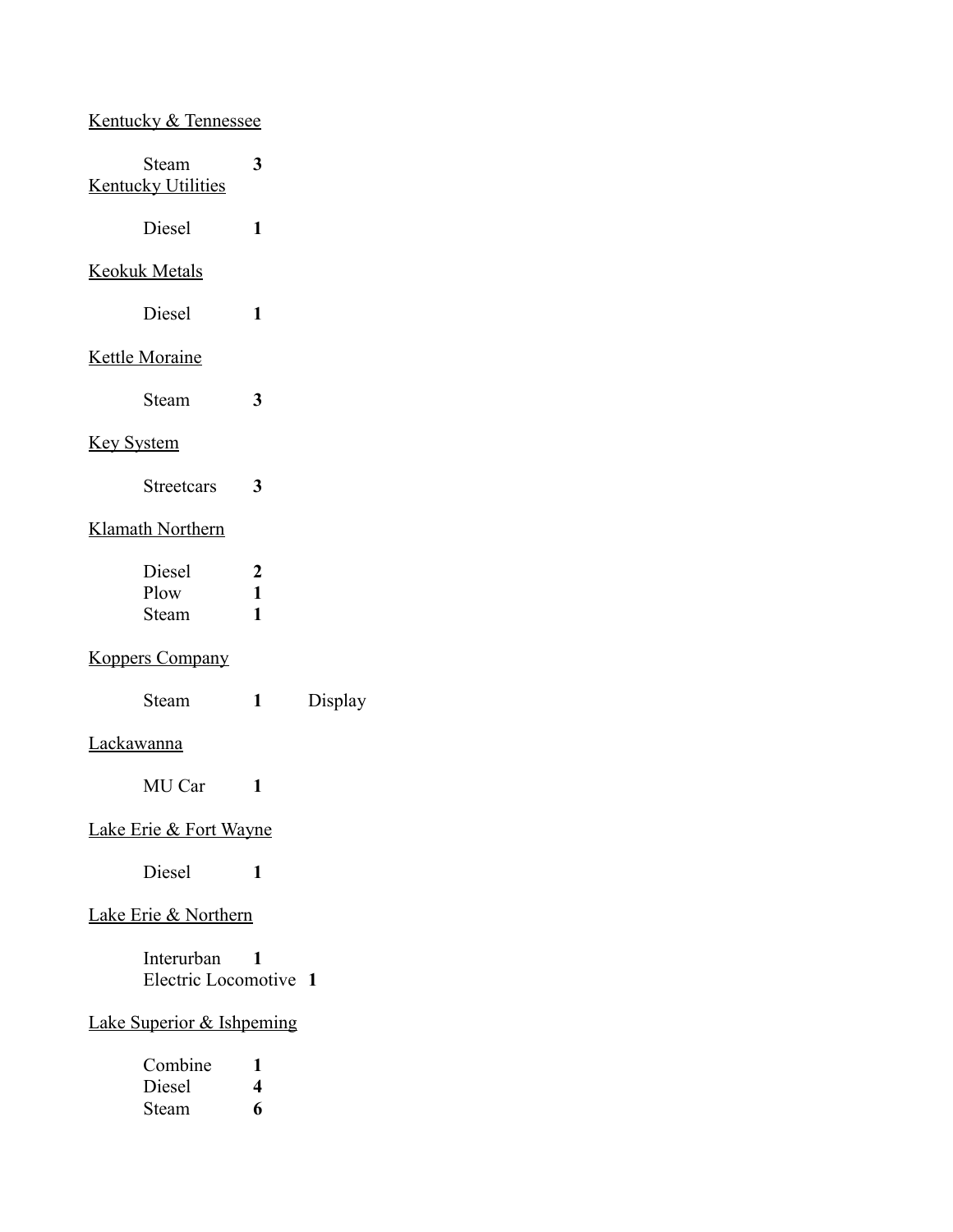<u>Kentucky & Tennessee</u>

| | | |
|---|---|---|
| Steam | **3** | |

<u>Kentucky Utilities</u>

| | | |
|---|---|---|
| Diesel | **1** | |

<u>Keokuk Metals</u>

| | | |
|---|---|---|
| Diesel | **1** | |

<u>Kettle Moraine</u>

| | | |
|---|---|---|
| Steam | **3** | |

<u>Key System</u>

| | | |
|---|---|---|
| Streetcars | **3** | |

<u>Klamath Northern</u>

| | | |
|---|---|---|
| Diesel | **2** | |
| Plow | **1** | |
| Steam | **1** | |

<u>Koppers Company</u>

| | | |
|---|---|---|
| Steam | **1** | Display |

<u>Lackawanna</u>

| | | |
|---|---|---|
| MU Car | **1** | |

<u>Lake Erie & Fort Wayne</u>

| | | |
|---|---|---|
| Diesel | **1** | |

<u>Lake Erie & Northern</u>

| | | |
|---|---|---|
| Interurban | **1** | |
| Electric Locomotive | **1** | |

<u>Lake Superior & Ishpeming</u>

| | | |
|---|---|---|
| Combine | **1** | |
| Diesel | **4** | |
| Steam | **6** | |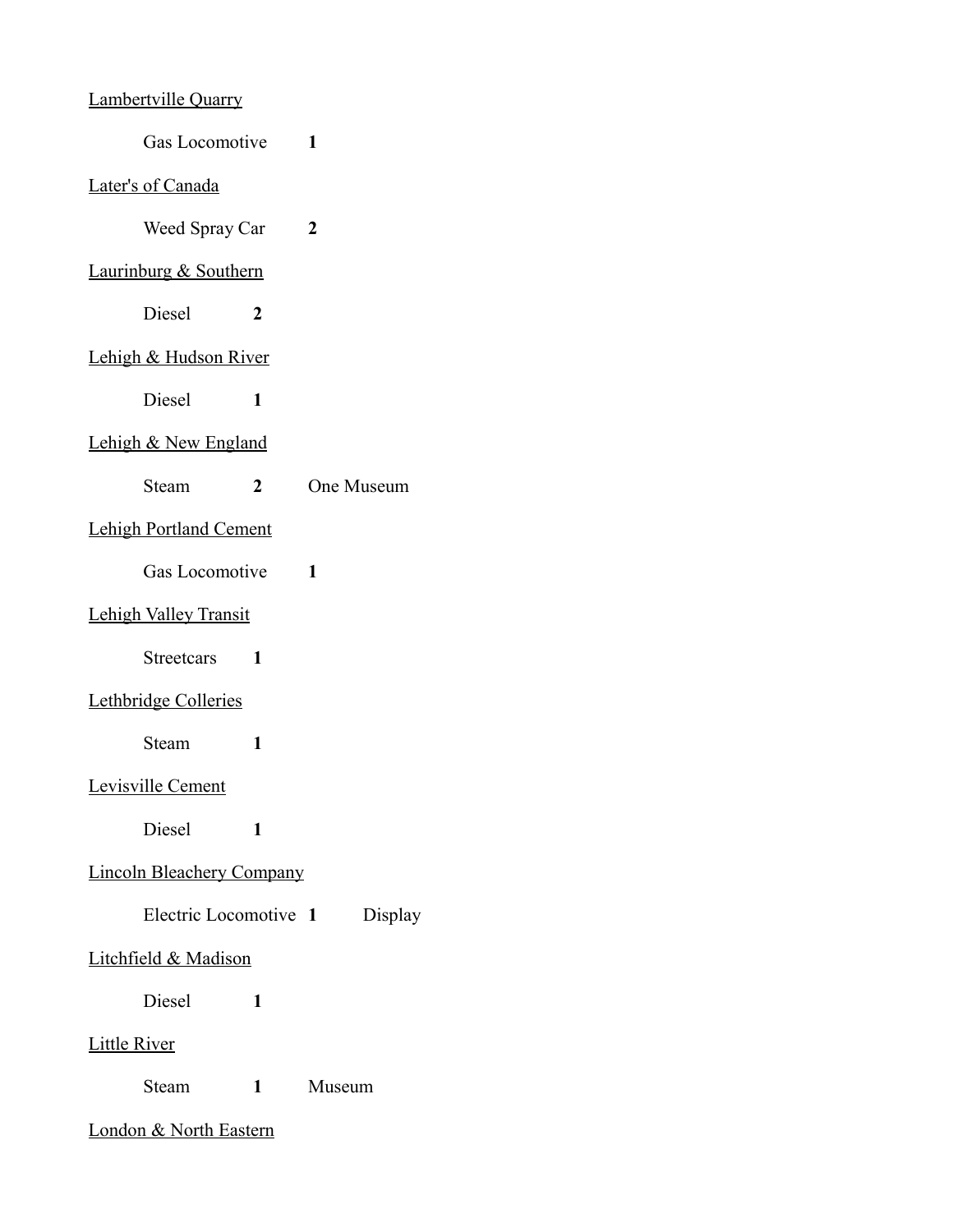<u>Lambertville Quarry</u>

Gas Locomotive **1**

<u>Later's of Canada</u>

Weed Spray Car **2**

<u>Laurinburg & Southern</u>

Diesel **2**

<u>Lehigh & Hudson River</u>

Diesel **1**

<u>Lehigh & New England</u>

Steam **2** One Museum

<u>Lehigh Portland Cement</u>

Gas Locomotive **1**

<u>Lehigh Valley Transit</u>

Streetcars **1**

<u>Lethbridge Colleries</u>

Steam **1**

<u>Levisville Cement</u>

Diesel **1**

<u>Lincoln Bleachery Company</u>

Electric Locomotive **1** Display

<u>Litchfield & Madison</u>

Diesel **1**

<u>Little River</u>

Steam **1** Museum

<u>London & North Eastern</u>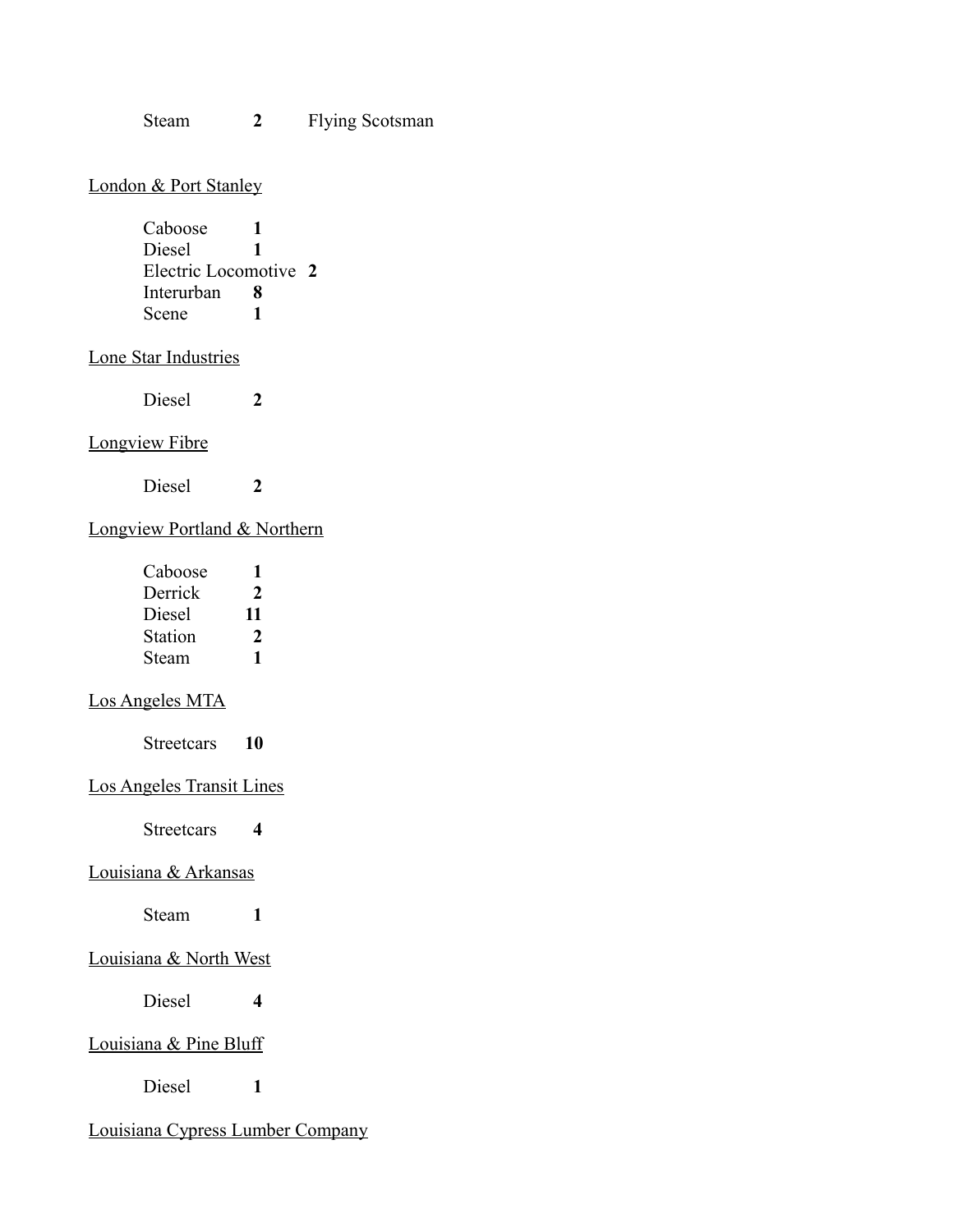Steam **2** Flying Scotsman

London & Port Stanley

Caboose **1**
Diesel **1**
Electric Locomotive **2**
Interurban **8**
Scene **1**

Lone Star Industries

Diesel **2**

Longview Fibre

Diesel **2**

Longview Portland & Northern

Caboose **1**
Derrick **2**
Diesel **11**
Station **2**
Steam **1**

Los Angeles MTA

Streetcars **10**

Los Angeles Transit Lines

Streetcars **4**

Louisiana & Arkansas

Steam **1**

Louisiana & North West

Diesel **4**

Louisiana & Pine Bluff

Diesel **1**

Louisiana Cypress Lumber Company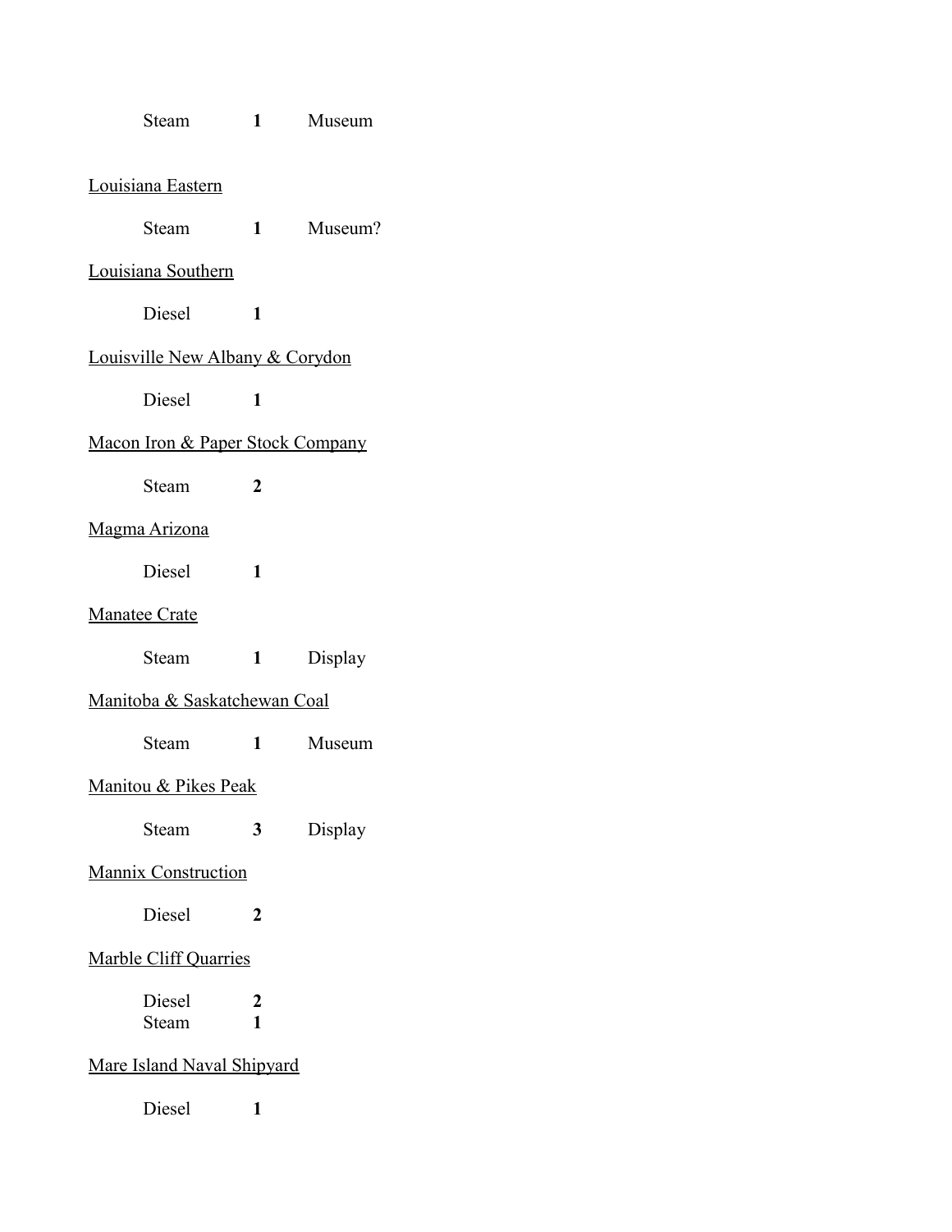Steam **1** Museum

<u>Louisiana Eastern</u>

Steam **1** Museum?

<u>Louisiana Southern</u>

Diesel **1**

<u>Louisville New Albany & Corydon</u>

Diesel **1**

<u>Macon Iron & Paper Stock Company</u>

Steam **2**

<u>Magma Arizona</u>

Diesel **1**

<u>Manatee Crate</u>

Steam **1** Display

<u>Manitoba & Saskatchewan Coal</u>

Steam **1** Museum

<u>Manitou & Pikes Peak</u>

Steam **3** Display

<u>Mannix Construction</u>

Diesel **2**

<u>Marble Cliff Quarries</u>

Diesel **2**
Steam **1**

<u>Mare Island Naval Shipyard</u>

Diesel **1**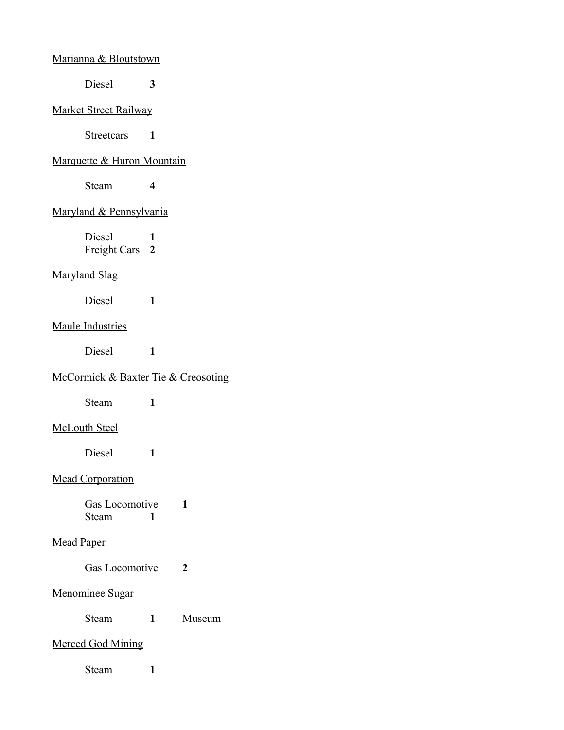<u>Marianna & Bloutstown</u>

Diesel **3**

<u>Market Street Railway</u>

Streetcars **1**

<u>Marquette & Huron Mountain</u>

Steam **4**

<u>Maryland & Pennsylvania</u>

Diesel **1**
Freight Cars **2**

<u>Maryland Slag</u>

Diesel **1**

<u>Maule Industries</u>

Diesel **1**

<u>McCormick & Baxter Tie & Creosoting</u>

Steam **1**

<u>McLouth Steel</u>

Diesel **1**

<u>Mead Corporation</u>

Gas Locomotive **1**
Steam **1**

<u>Mead Paper</u>

Gas Locomotive **2**

<u>Menominee Sugar</u>

Steam **1** Museum

<u>Merced God Mining</u>

Steam **1**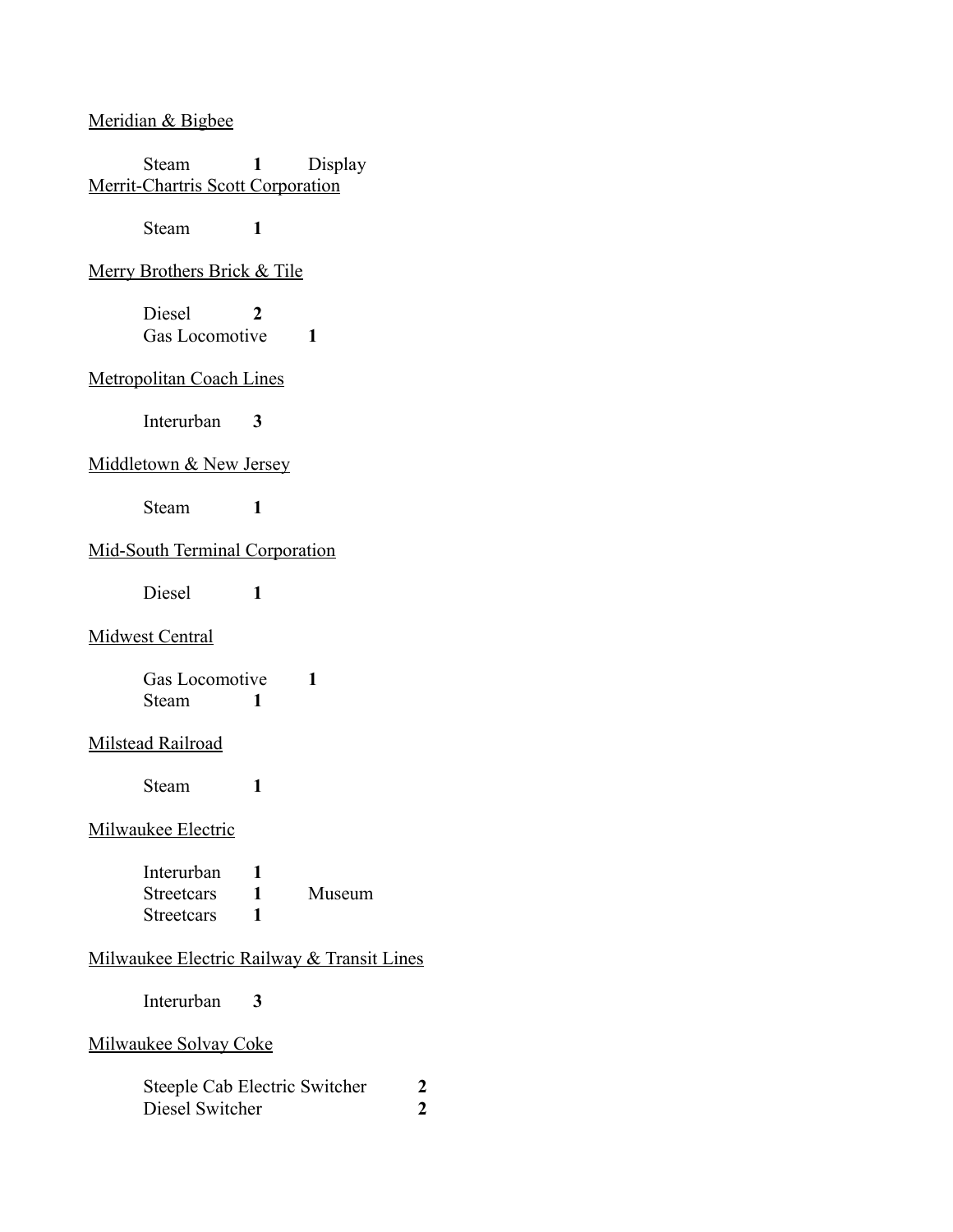Meridian & Bigbee

Steam **1** Display

Merrit-Chartris Scott Corporation

Steam **1**

Merry Brothers Brick & Tile

Diesel **2**
Gas Locomotive **1**

Metropolitan Coach Lines

Interurban **3**

Middletown & New Jersey

Steam **1**

Mid-South Terminal Corporation

Diesel **1**

Midwest Central

Gas Locomotive **1**
Steam **1**

Milstead Railroad

Steam **1**

Milwaukee Electric

Interurban **1**
Streetcars **1** Museum
Streetcars **1**

Milwaukee Electric Railway & Transit Lines

Interurban **3**

Milwaukee Solvay Coke

Steeple Cab Electric Switcher **2**
Diesel Switcher **2**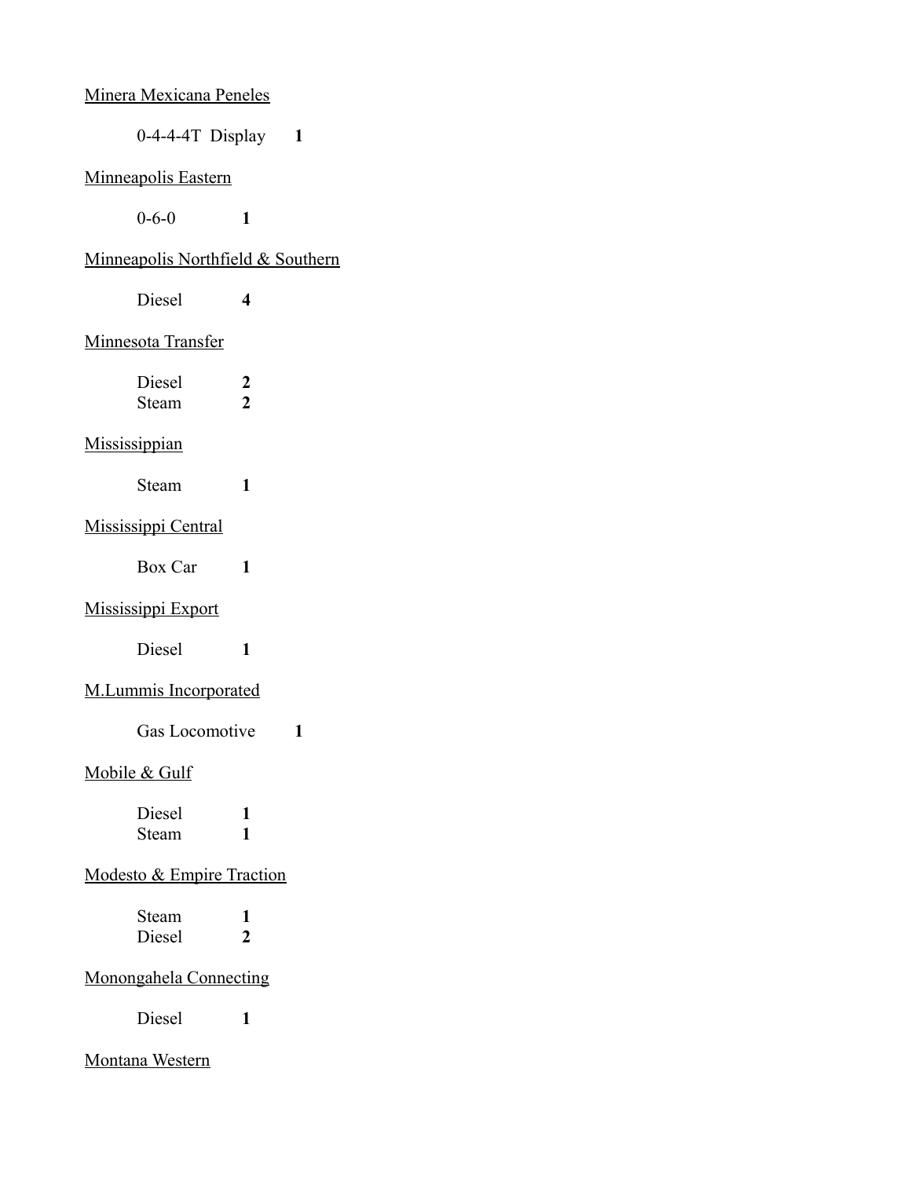<u>Minera Mexicana Peneles</u>

0-4-4-4T Display **1**

<u>Minneapolis Eastern</u>

0-6-0 **1**

<u>Minneapolis Northfield & Southern</u>

Diesel **4**

<u>Minnesota Transfer</u>

Diesel **2**
Steam **2**

<u>Mississippian</u>

Steam **1**

<u>Mississippi Central</u>

Box Car **1**

<u>Mississippi Export</u>

Diesel **1**

<u>M.Lummis Incorporated</u>

Gas Locomotive **1**

<u>Mobile & Gulf</u>

Diesel **1**
Steam **1**

<u>Modesto & Empire Traction</u>

Steam **1**
Diesel **2**

<u>Monongahela Connecting</u>

Diesel **1**

<u>Montana Western</u>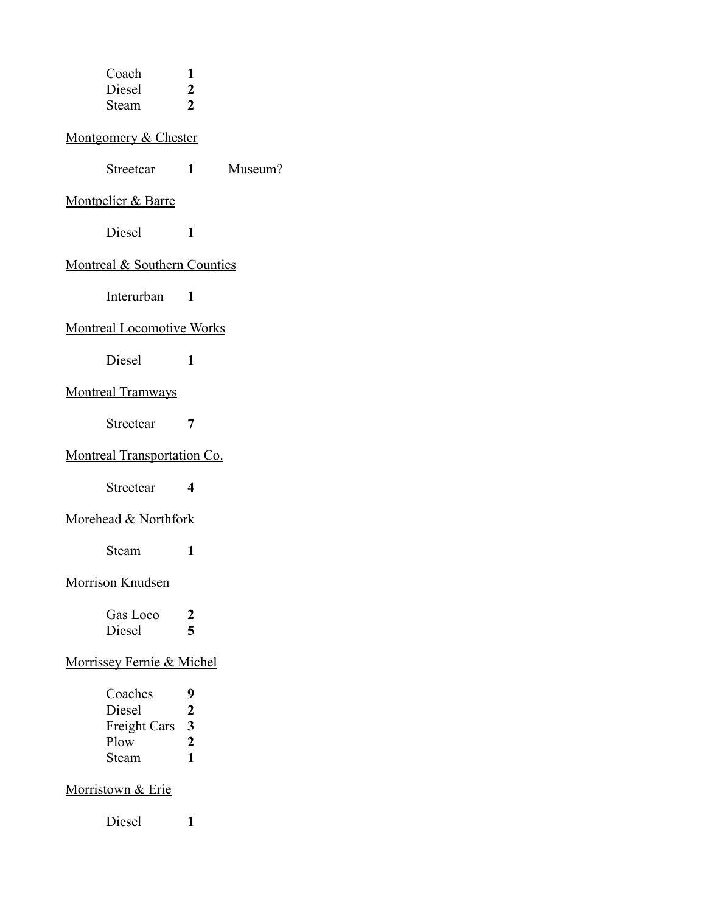| | |
|---|---|
| Coach | **1** |
| Diesel | **2** |
| Steam | **2** |

Montgomery & Chester

| | | |
|---|---|---|
| Streetcar | **1** | Museum? |

Montpelier & Barre

| | |
|---|---|
| Diesel | **1** |

Montreal & Southern Counties

| | |
|---|---|
| Interurban | **1** |

Montreal Locomotive Works

| | |
|---|---|
| Diesel | **1** |

Montreal Tramways

| | |
|---|---|
| Streetcar | **7** |

Montreal Transportation Co.

| | |
|---|---|
| Streetcar | **4** |

Morehead & Northfork

| | |
|---|---|
| Steam | **1** |

Morrison Knudsen

| | |
|---|---|
| Gas Loco | **2** |
| Diesel | **5** |

Morrissey Fernie & Michel

| | |
|---|---|
| Coaches | **9** |
| Diesel | **2** |
| Freight Cars | **3** |
| Plow | **2** |
| Steam | **1** |

Morristown & Erie

| | |
|---|---|
| Diesel | **1** |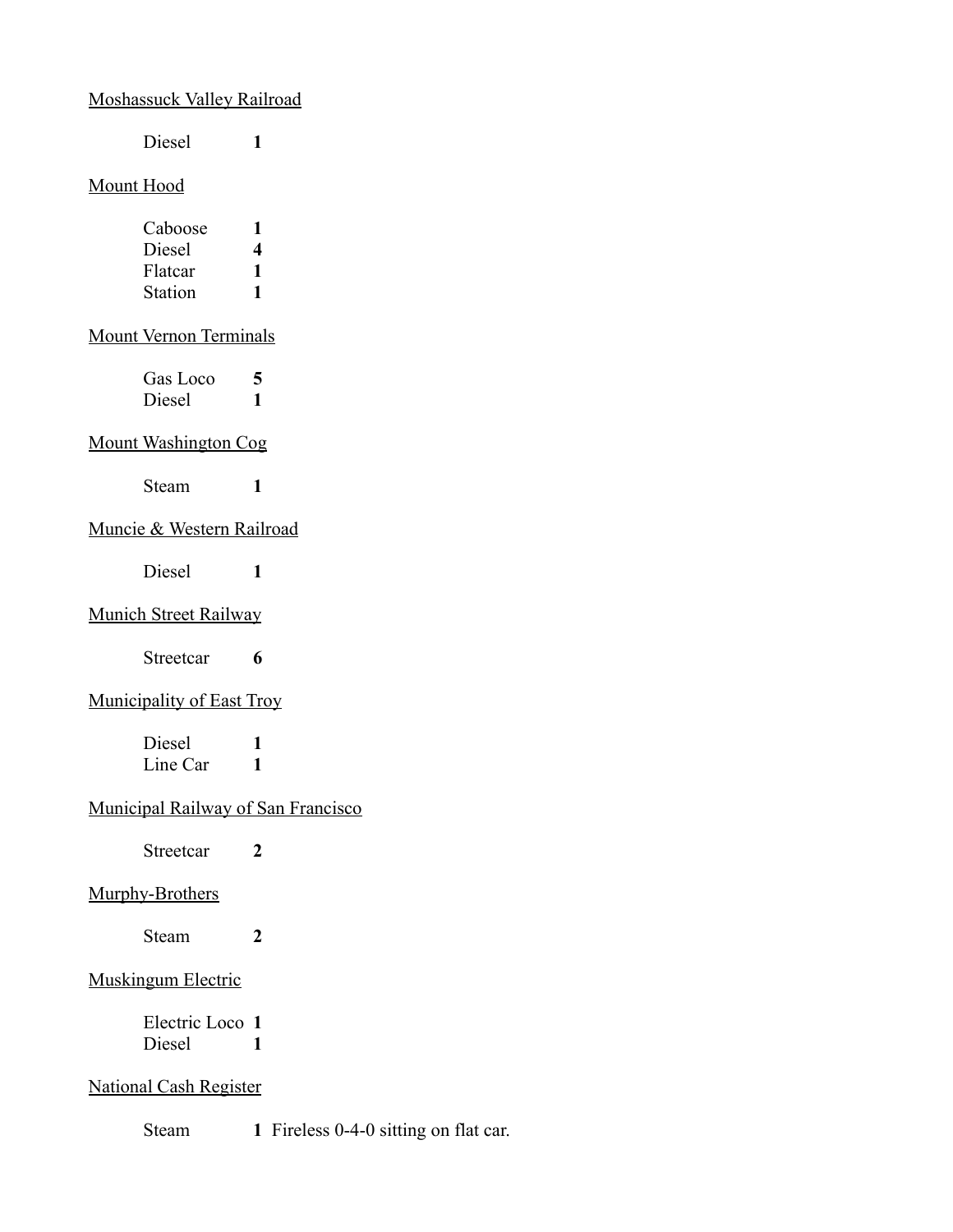<u>Moshassuck Valley Railroad</u>

Diesel **1**

<u>Mount Hood</u>

Caboose **1**
Diesel **4**
Flatcar **1**
Station **1**

<u>Mount Vernon Terminals</u>

Gas Loco **5**
Diesel **1**

<u>Mount Washington Cog</u>

Steam **1**

<u>Muncie & Western Railroad</u>

Diesel **1**

<u>Munich Street Railway</u>

Streetcar **6**

<u>Municipality of East Troy</u>

Diesel **1**
Line Car **1**

<u>Municipal Railway of San Francisco</u>

Streetcar **2**

<u>Murphy-Brothers</u>

Steam **2**

<u>Muskingum Electric</u>

Electric Loco **1**
Diesel **1**

<u>National Cash Register</u>

Steam **1** Fireless 0-4-0 sitting on flat car.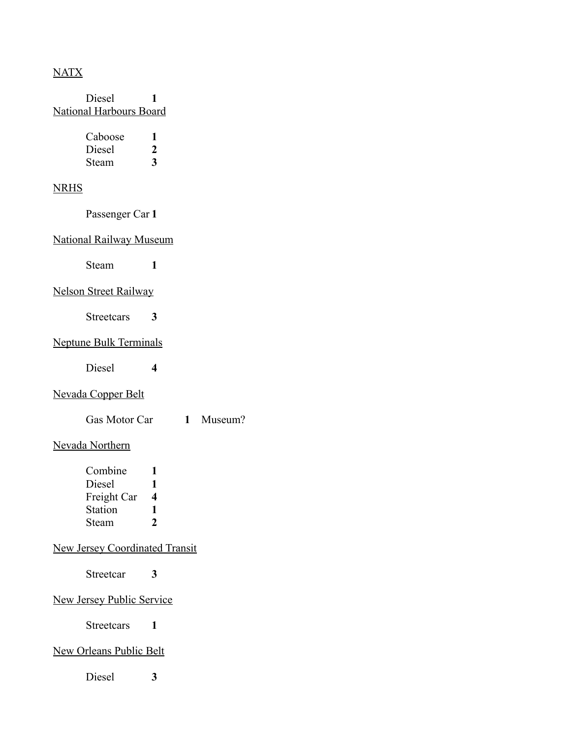<u>NATX</u>

Diesel **1**

<u>National Harbours Board</u>

Caboose **1**
Diesel **2**
Steam **3**

<u>NRHS</u>

Passenger Car **1**

<u>National Railway Museum</u>

Steam **1**

<u>Nelson Street Railway</u>

Streetcars **3**

<u>Neptune Bulk Terminals</u>

Diesel **4**

<u>Nevada Copper Belt</u>

Gas Motor Car **1** Museum?

<u>Nevada Northern</u>

Combine **1**
Diesel **1**
Freight Car **4**
Station **1**
Steam **2**

<u>New Jersey Coordinated Transit</u>

Streetcar **3**

<u>New Jersey Public Service</u>

Streetcars **1**

<u>New Orleans Public Belt</u>

Diesel **3**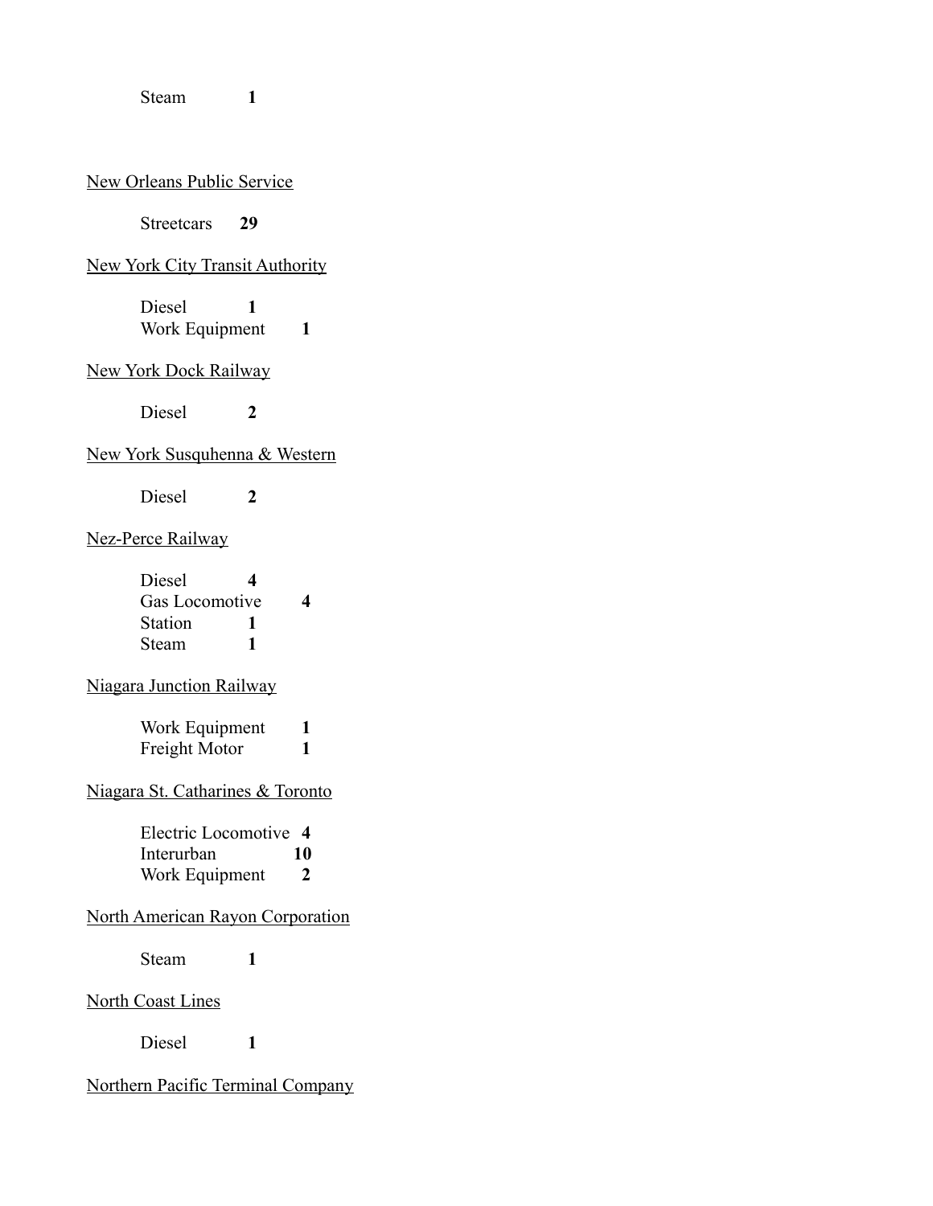Steam **1**

New Orleans Public Service

Streetcars **29**

New York City Transit Authority

Diesel **1**
Work Equipment **1**

New York Dock Railway

Diesel **2**

New York Susquhenna & Western

Diesel **2**

Nez-Perce Railway

Diesel **4**
Gas Locomotive **4**
Station **1**
Steam **1**

Niagara Junction Railway

Work Equipment **1**
Freight Motor **1**

Niagara St. Catharines & Toronto

Electric Locomotive **4**
Interurban **10**
Work Equipment **2**

North American Rayon Corporation

Steam **1**

North Coast Lines

Diesel **1**

Northern Pacific Terminal Company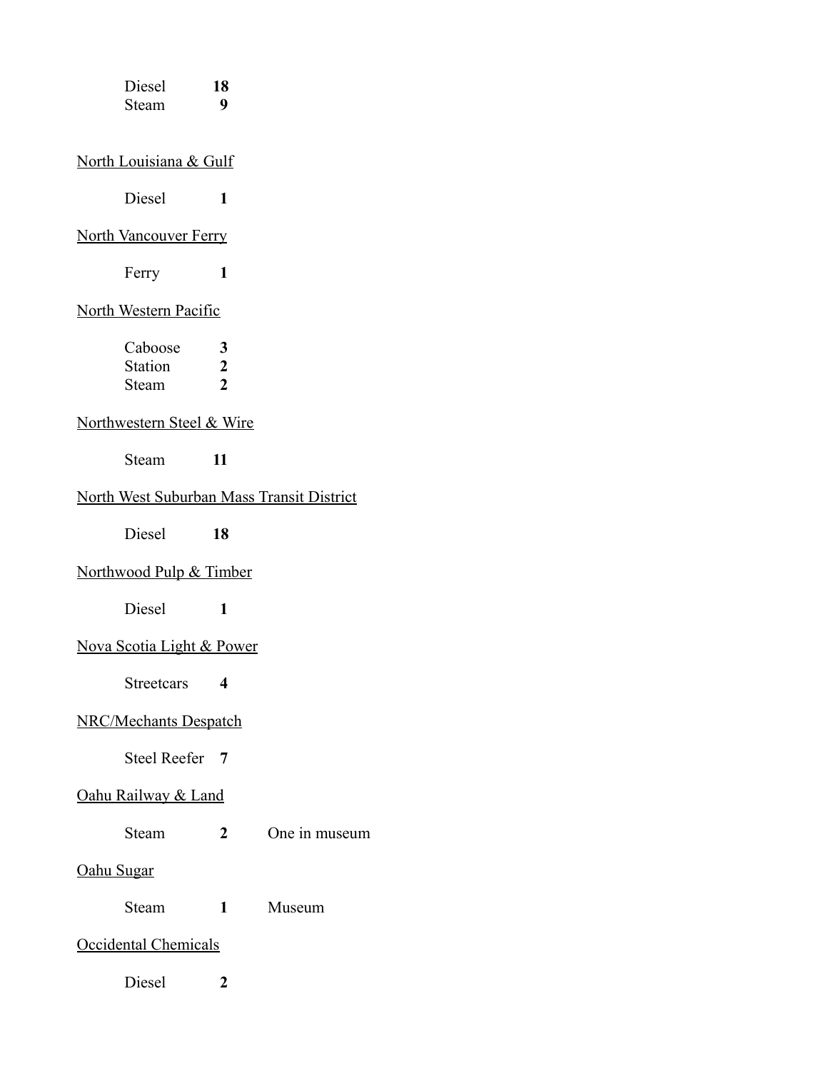| | | |
|---|---|---|
| Diesel | **18** | |
| Steam | **9** | |

<u>North Louisiana & Gulf</u>

| | | |
|---|---|---|
| Diesel | **1** | |

<u>North Vancouver Ferry</u>

| | | |
|---|---|---|
| Ferry | **1** | |

<u>North Western Pacific</u>

| | | |
|---|---|---|
| Caboose | **3** | |
| Station | **2** | |
| Steam | **2** | |

<u>Northwestern Steel & Wire</u>

| | | |
|---|---|---|
| Steam | **11** | |

<u>North West Suburban Mass Transit District</u>

| | | |
|---|---|---|
| Diesel | **18** | |

<u>Northwood Pulp & Timber</u>

| | | |
|---|---|---|
| Diesel | **1** | |

<u>Nova Scotia Light & Power</u>

| | | |
|---|---|---|
| Streetcars | **4** | |

<u>NRC/Mechants Despatch</u>

| | | |
|---|---|---|
| Steel Reefer | **7** | |

<u>Oahu Railway & Land</u>

| | | |
|---|---|---|
| Steam | **2** | One in museum |

<u>Oahu Sugar</u>

| | | |
|---|---|---|
| Steam | **1** | Museum |

<u>Occidental Chemicals</u>

| | | |
|---|---|---|
| Diesel | **2** | |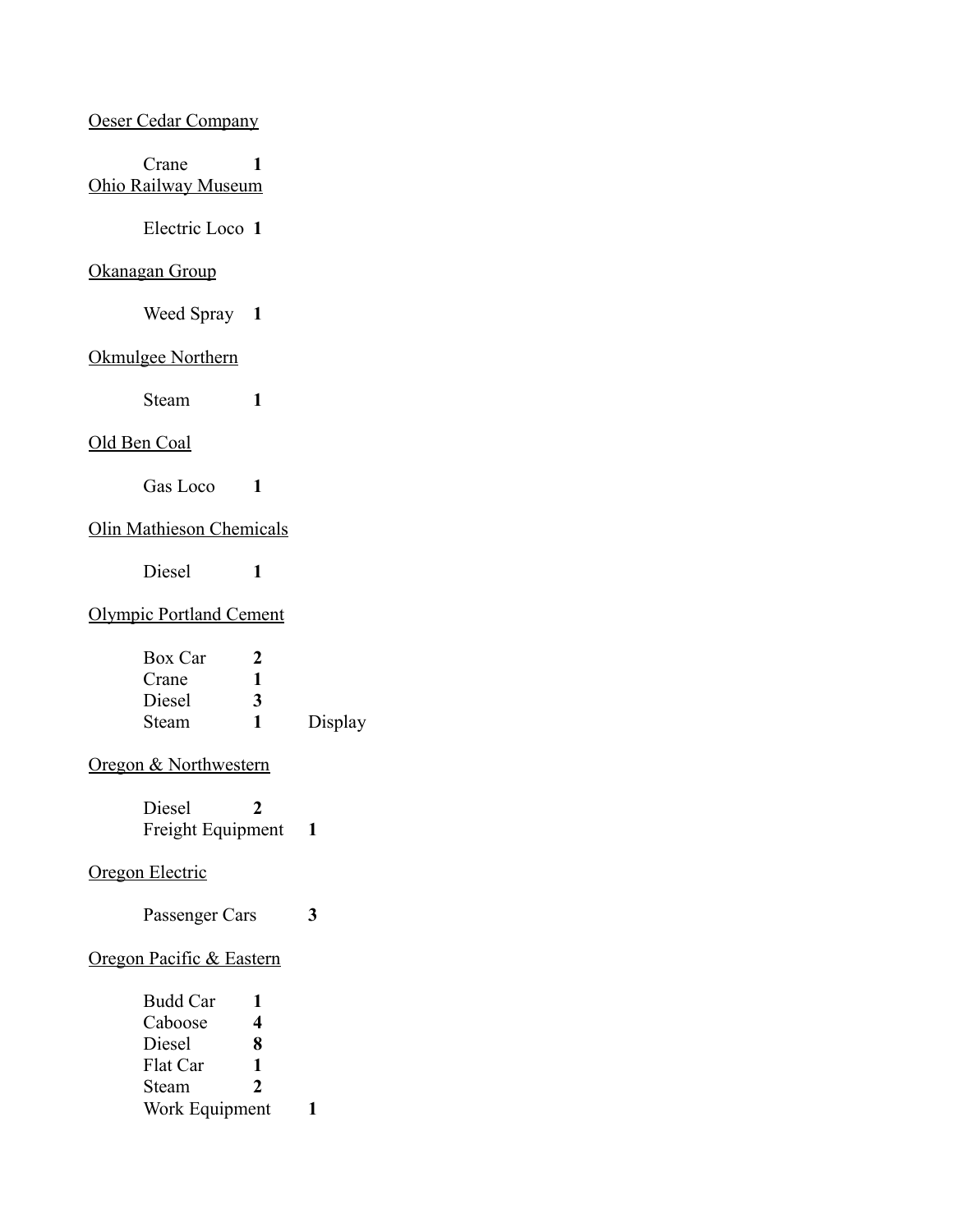Oeser Cedar Company

| | | |
|---|---|---|
| Crane | **1** | |

Ohio Railway Museum

| | | |
|---|---|---|
| Electric Loco | **1** | |

Okanagan Group

| | | |
|---|---|---|
| Weed Spray | **1** | |

Okmulgee Northern

| | | |
|---|---|---|
| Steam | **1** | |

Old Ben Coal

| | | |
|---|---|---|
| Gas Loco | **1** | |

Olin Mathieson Chemicals

| | | |
|---|---|---|
| Diesel | **1** | |

Olympic Portland Cement

| | | |
|---|---|---|
| Box Car | **2** | |
| Crane | **1** | |
| Diesel | **3** | |
| Steam | **1** | Display |

Oregon & Northwestern

| | | |
|---|---|---|
| Diesel | **2** | |
| Freight Equipment | **1** | |

Oregon Electric

| | | |
|---|---|---|
| Passenger Cars | **3** | |

Oregon Pacific & Eastern

| | | |
|---|---|---|
| Budd Car | **1** | |
| Caboose | **4** | |
| Diesel | **8** | |
| Flat Car | **1** | |
| Steam | **2** | |
| Work Equipment | **1** | |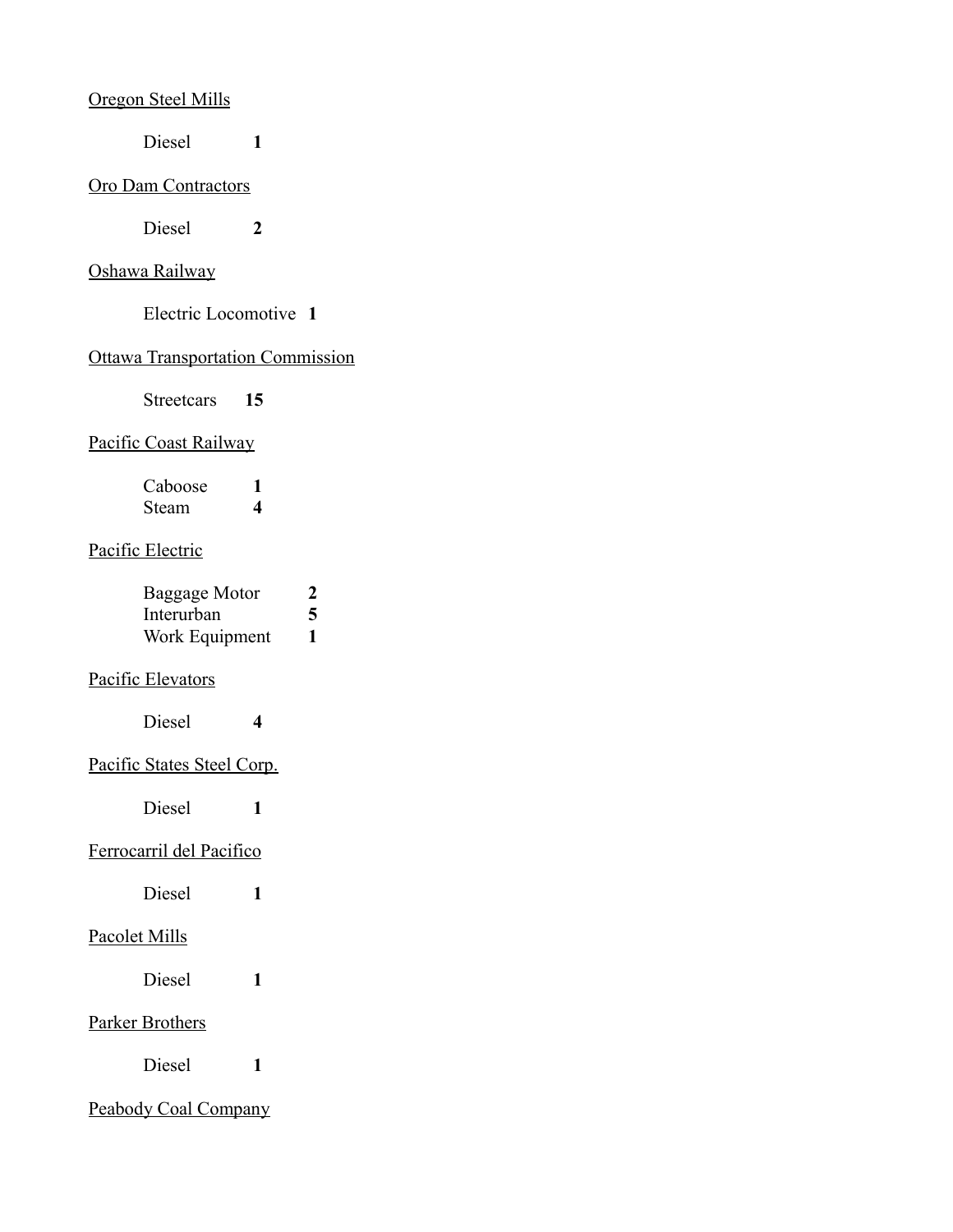Oregon Steel Mills

Diesel **1**

Oro Dam Contractors

Diesel **2**

Oshawa Railway

Electric Locomotive **1**

Ottawa Transportation Commission

Streetcars **15**

Pacific Coast Railway

Caboose **1**
Steam **4**

Pacific Electric

Baggage Motor **2**
Interurban **5**
Work Equipment **1**

Pacific Elevators

Diesel **4**

Pacific States Steel Corp.

Diesel **1**

Ferrocarril del Pacifico

Diesel **1**

Pacolet Mills

Diesel **1**

Parker Brothers

Diesel **1**

Peabody Coal Company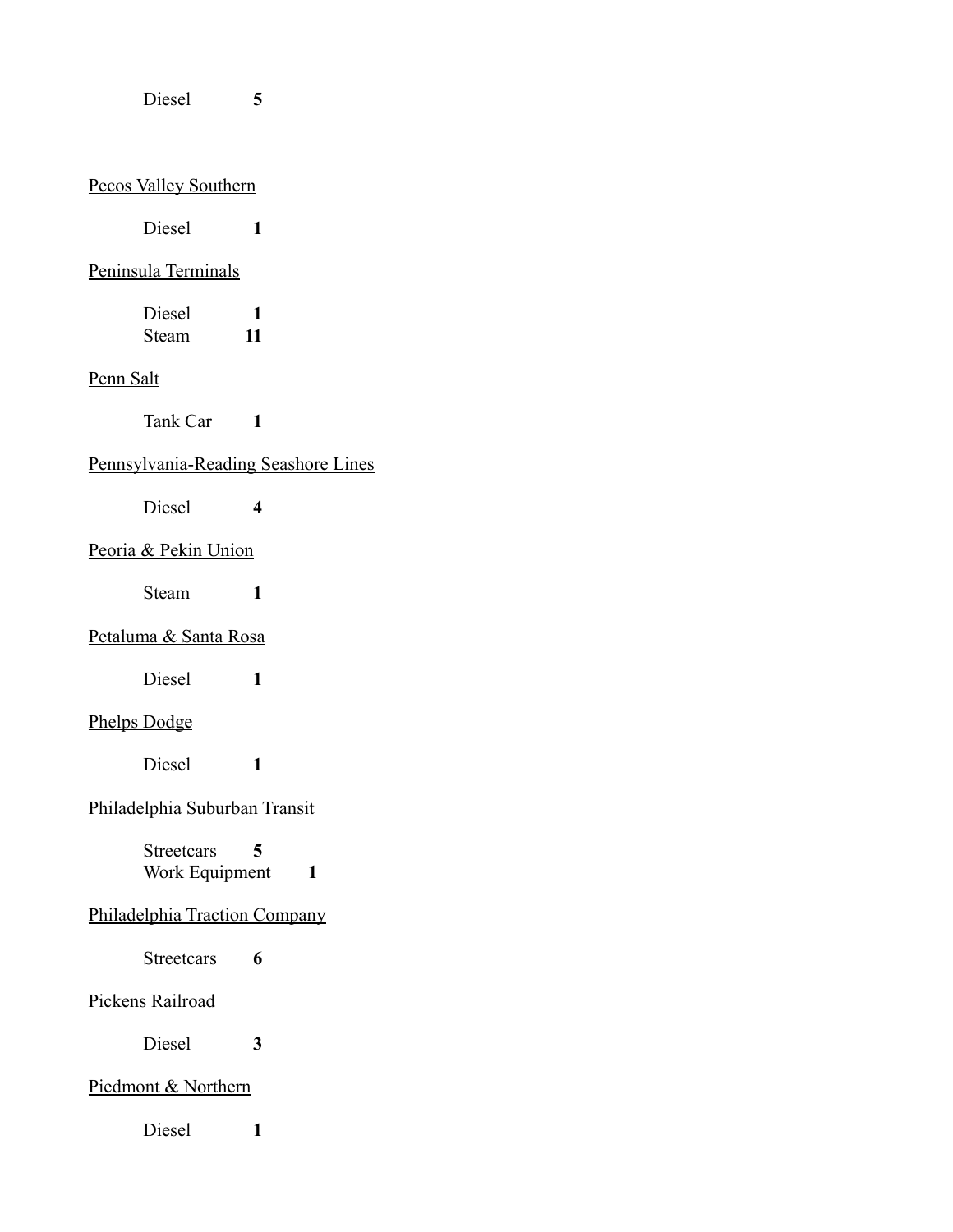Diesel **5**

Pecos Valley Southern

Diesel **1**

Peninsula Terminals

Diesel **1**
Steam **11**

Penn Salt

Tank Car **1**

Pennsylvania-Reading Seashore Lines

Diesel **4**

Peoria & Pekin Union

Steam **1**

Petaluma & Santa Rosa

Diesel **1**

Phelps Dodge

Diesel **1**

Philadelphia Suburban Transit

Streetcars **5**
Work Equipment **1**

Philadelphia Traction Company

Streetcars **6**

Pickens Railroad

Diesel **3**

Piedmont & Northern

Diesel **1**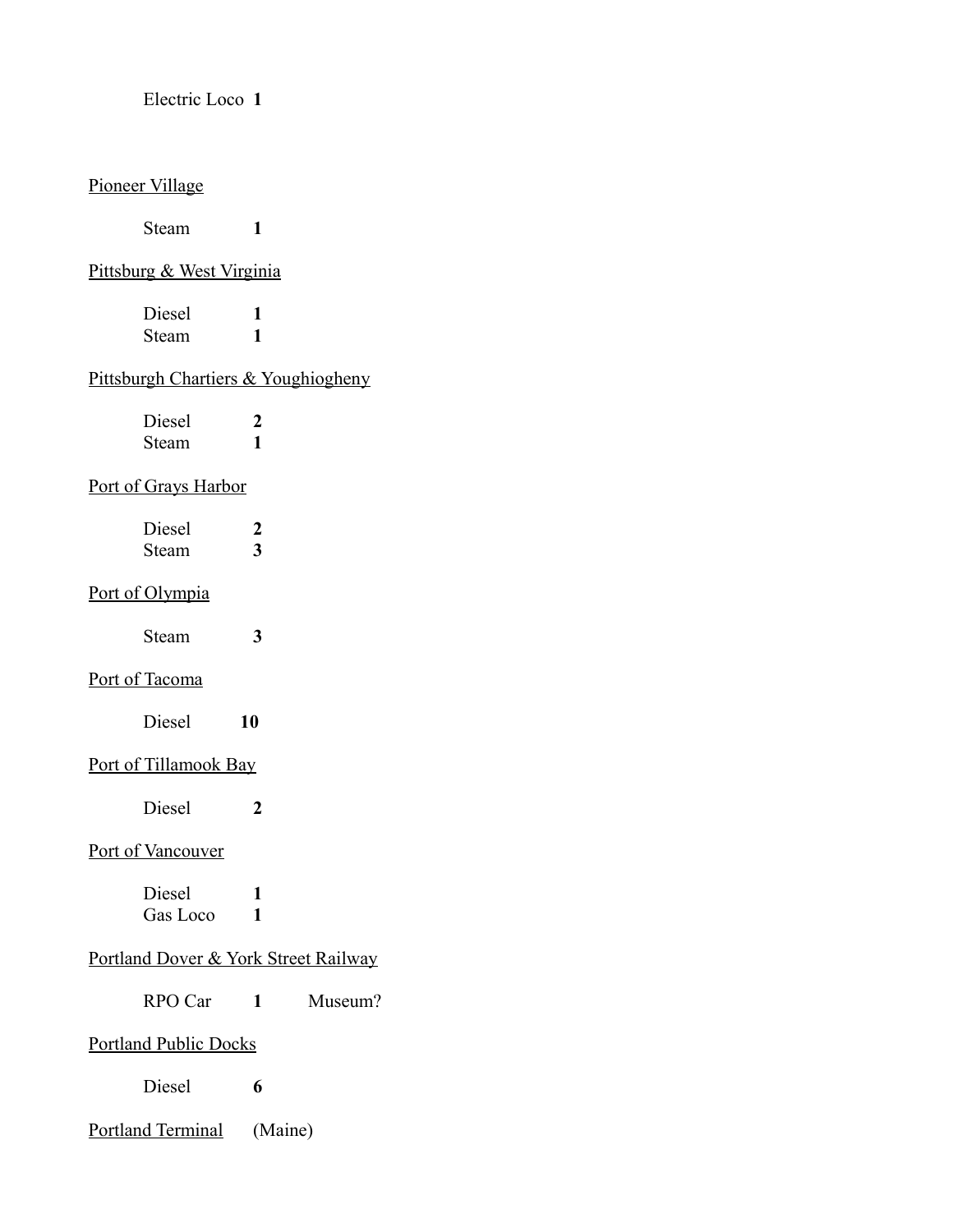Electric Loco **1**

<u>Pioneer Village</u>

Steam **1**

<u>Pittsburg & West Virginia</u>

Diesel **1**
Steam **1**

<u>Pittsburgh Chartiers & Youghiogheny</u>

Diesel **2**
Steam **1**

<u>Port of Grays Harbor</u>

Diesel **2**
Steam **3**

<u>Port of Olympia</u>

Steam **3**

<u>Port of Tacoma</u>

Diesel **10**

<u>Port of Tillamook Bay</u>

Diesel **2**

<u>Port of Vancouver</u>

Diesel **1**
Gas Loco **1**

<u>Portland Dover & York Street Railway</u>

RPO Car **1** Museum?

<u>Portland Public Docks</u>

Diesel **6**

<u>Portland Terminal</u> (Maine)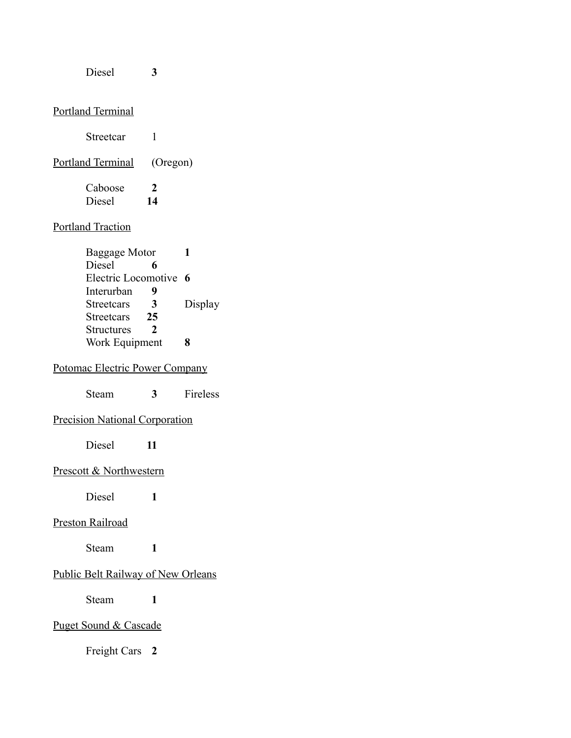Diesel **3**

<u>Portland Terminal</u>

Streetcar 1

<u>Portland Terminal</u> (Oregon)

Caboose **2**
Diesel **14**

<u>Portland Traction</u>

Baggage Motor **1**
Diesel **6**
Electric Locomotive **6**
Interurban **9**
Streetcars **3** Display
Streetcars **25**
Structures **2**
Work Equipment **8**

<u>Potomac Electric Power Company</u>

Steam **3** Fireless

<u>Precision National Corporation</u>

Diesel **11**

<u>Prescott & Northwestern</u>

Diesel **1**

<u>Preston Railroad</u>

Steam **1**

<u>Public Belt Railway of New Orleans</u>

Steam **1**

<u>Puget Sound & Cascade</u>

Freight Cars **2**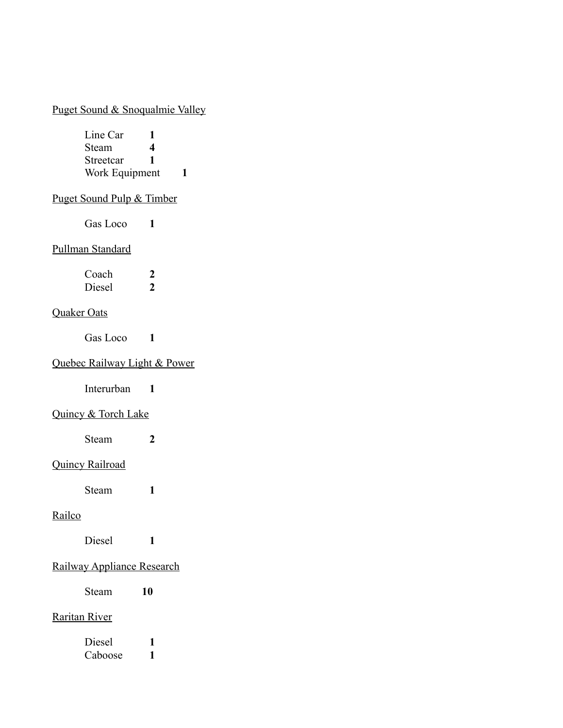<u>Puget Sound & Snoqualmie Valley</u>

Line Car **1**
Steam **4**
Streetcar **1**
Work Equipment **1**

<u>Puget Sound Pulp & Timber</u>

Gas Loco **1**

<u>Pullman Standard</u>

Coach **2**
Diesel **2**

<u>Quaker Oats</u>

Gas Loco **1**

<u>Quebec Railway Light & Power</u>

Interurban **1**

<u>Quincy & Torch Lake</u>

Steam **2**

<u>Quincy Railroad</u>

Steam **1**

<u>Railco</u>

Diesel **1**

<u>Railway Appliance Research</u>

Steam **10**

<u>Raritan River</u>

Diesel **1**
Caboose **1**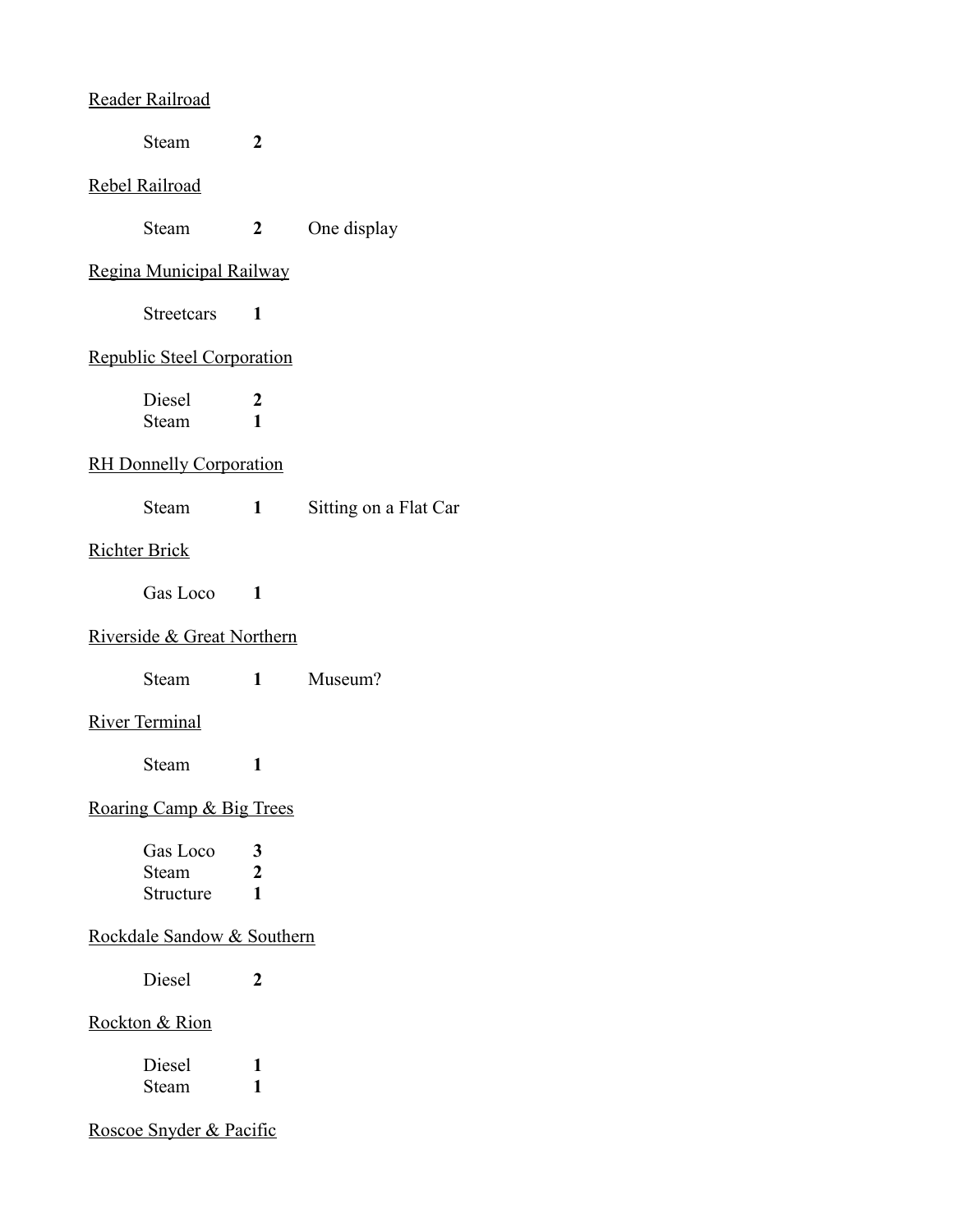<u>Reader Railroad</u>

| | | |
|---|---|---|
| Steam | **2** | |

<u>Rebel Railroad</u>

| | | |
|---|---|---|
| Steam | **2** | One display |

<u>Regina Municipal Railway</u>

| | | |
|---|---|---|
| Streetcars | **1** | |

<u>Republic Steel Corporation</u>

| | | |
|---|---|---|
| Diesel | **2** | |
| Steam | **1** | |

<u>RH Donnelly Corporation</u>

| | | |
|---|---|---|
| Steam | **1** | Sitting on a Flat Car |

<u>Richter Brick</u>

| | | |
|---|---|---|
| Gas Loco | **1** | |

<u>Riverside & Great Northern</u>

| | | |
|---|---|---|
| Steam | **1** | Museum? |

<u>River Terminal</u>

| | | |
|---|---|---|
| Steam | **1** | |

<u>Roaring Camp & Big Trees</u>

| | | |
|---|---|---|
| Gas Loco | **3** | |
| Steam | **2** | |
| Structure | **1** | |

<u>Rockdale Sandow & Southern</u>

| | | |
|---|---|---|
| Diesel | **2** | |

<u>Rockton & Rion</u>

| | | |
|---|---|---|
| Diesel | **1** | |
| Steam | **1** | |

<u>Roscoe Snyder & Pacific</u>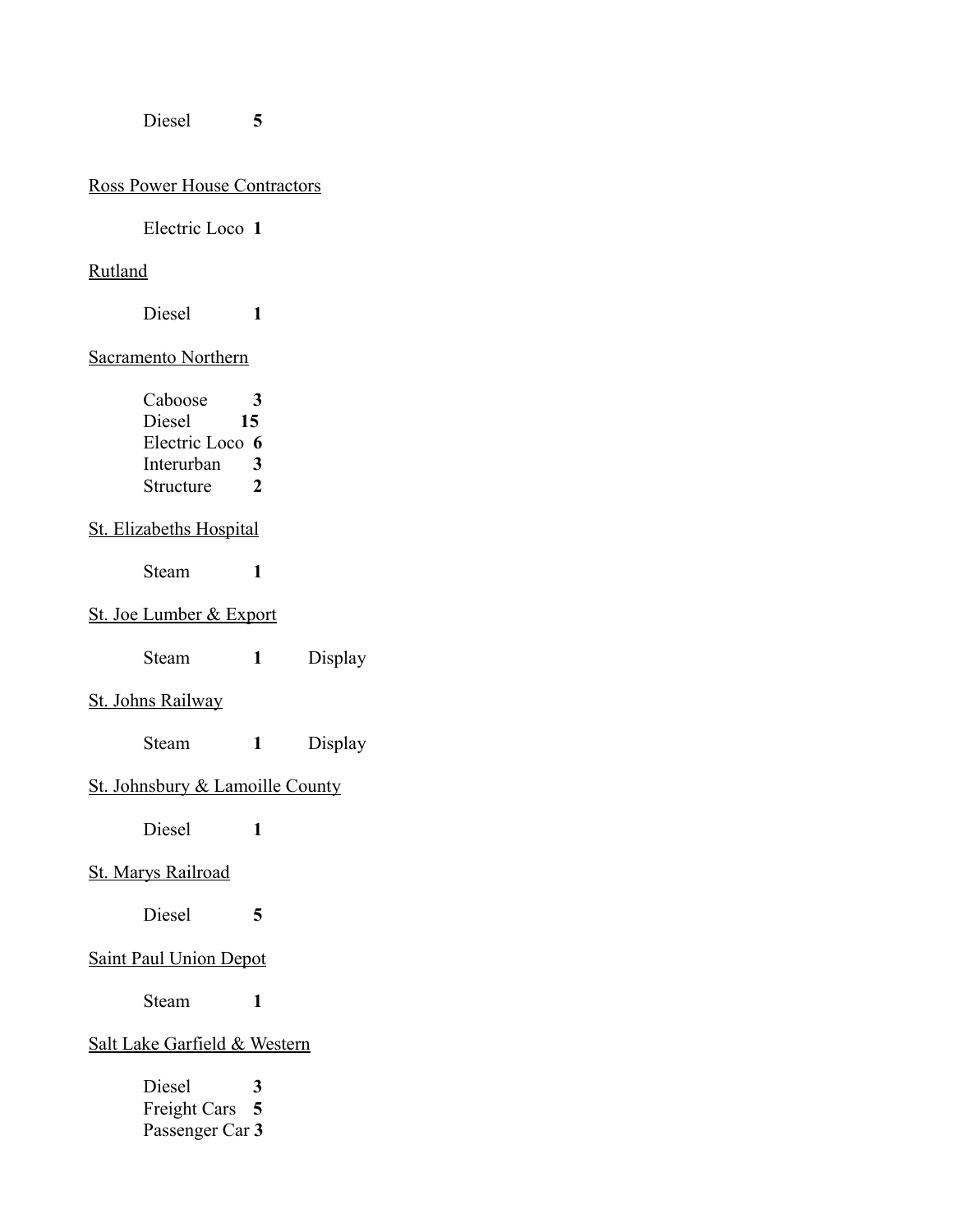Diesel **5**

<u>Ross Power House Contractors</u>

Electric Loco **1**

<u>Rutland</u>

Diesel **1**

<u>Sacramento Northern</u>

Caboose **3**
Diesel **15**
Electric Loco **6**
Interurban **3**
Structure **2**

<u>St. Elizabeths Hospital</u>

Steam **1**

<u>St. Joe Lumber & Export</u>

Steam **1** Display

<u>St. Johns Railway</u>

Steam **1** Display

<u>St. Johnsbury & Lamoille County</u>

Diesel **1**

<u>St. Marys Railroad</u>

Diesel **5**

<u>Saint Paul Union Depot</u>

Steam **1**

<u>Salt Lake Garfield & Western</u>

Diesel **3**
Freight Cars **5**
Passenger Car **3**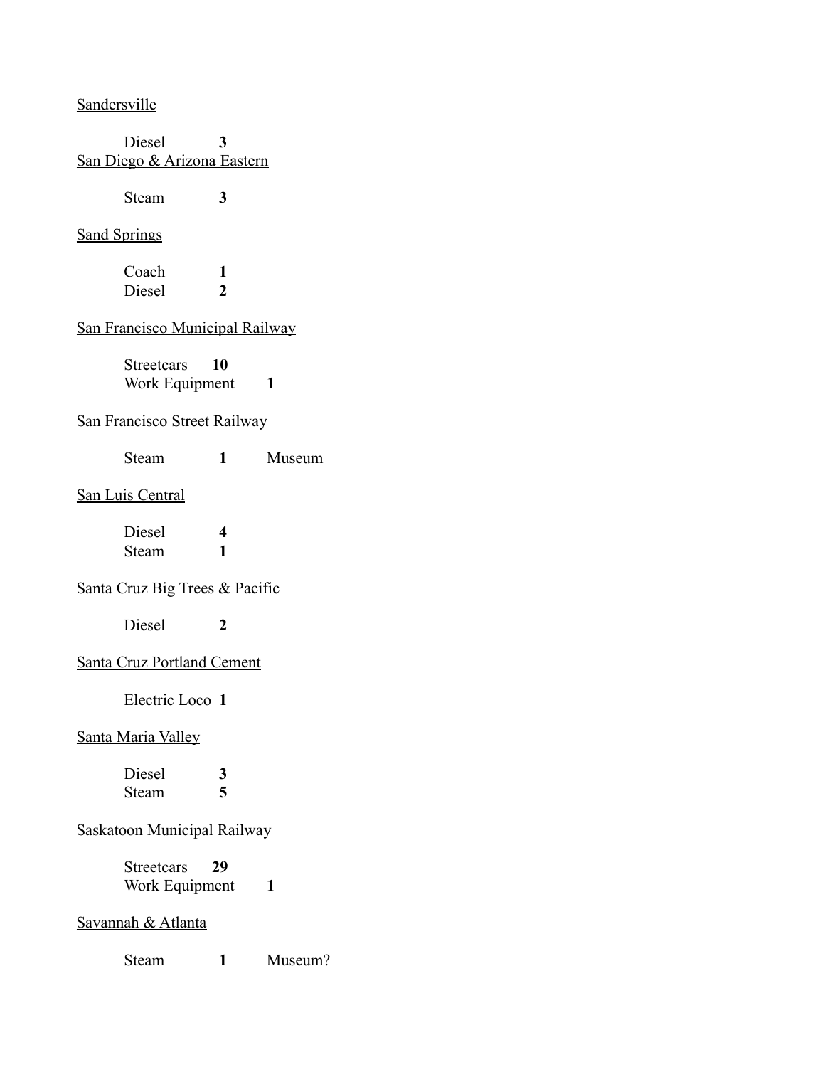<u>Sandersville</u>

Diesel **3**

<u>San Diego & Arizona Eastern</u>

Steam **3**

<u>Sand Springs</u>

Coach **1**
Diesel **2**

<u>San Francisco Municipal Railway</u>

Streetcars **10**
Work Equipment **1**

<u>San Francisco Street Railway</u>

Steam **1** Museum

<u>San Luis Central</u>

Diesel **4**
Steam **1**

<u>Santa Cruz Big Trees & Pacific</u>

Diesel **2**

<u>Santa Cruz Portland Cement</u>

Electric Loco **1**

<u>Santa Maria Valley</u>

Diesel **3**
Steam **5**

<u>Saskatoon Municipal Railway</u>

Streetcars **29**
Work Equipment **1**

<u>Savannah & Atlanta</u>

Steam **1** Museum?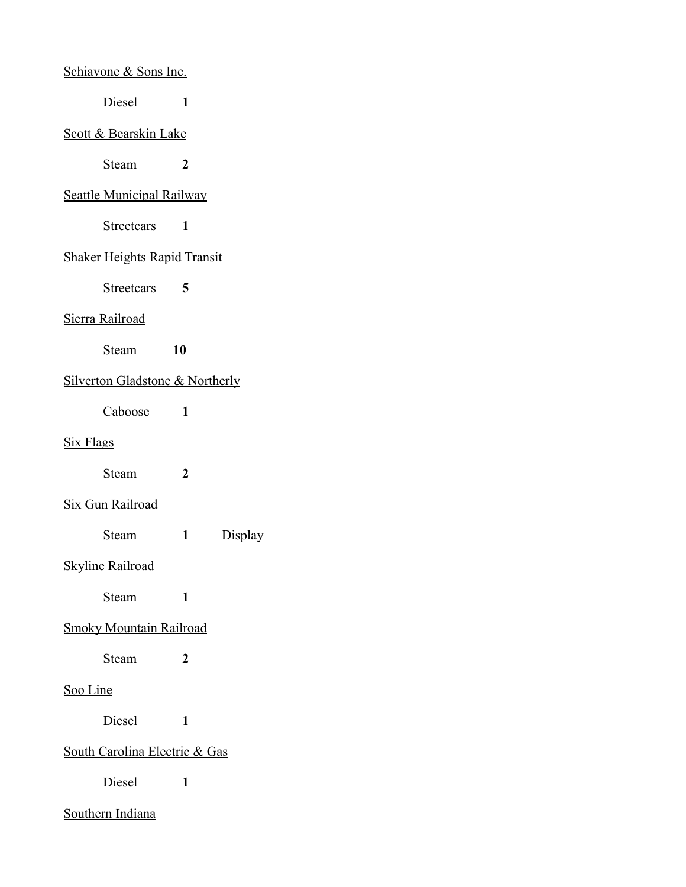<u>Schiavone & Sons Inc.</u>

Diesel **1**

<u>Scott & Bearskin Lake</u>

Steam **2**

<u>Seattle Municipal Railway</u>

Streetcars **1**

<u>Shaker Heights Rapid Transit</u>

Streetcars **5**

<u>Sierra Railroad</u>

Steam **10**

<u>Silverton Gladstone & Northerly</u>

Caboose **1**

<u>Six Flags</u>

Steam **2**

<u>Six Gun Railroad</u>

Steam **1** Display

<u>Skyline Railroad</u>

Steam **1**

<u>Smoky Mountain Railroad</u>

Steam **2**

<u>Soo Line</u>

Diesel **1**

<u>South Carolina Electric & Gas</u>

Diesel **1**

<u>Southern Indiana</u>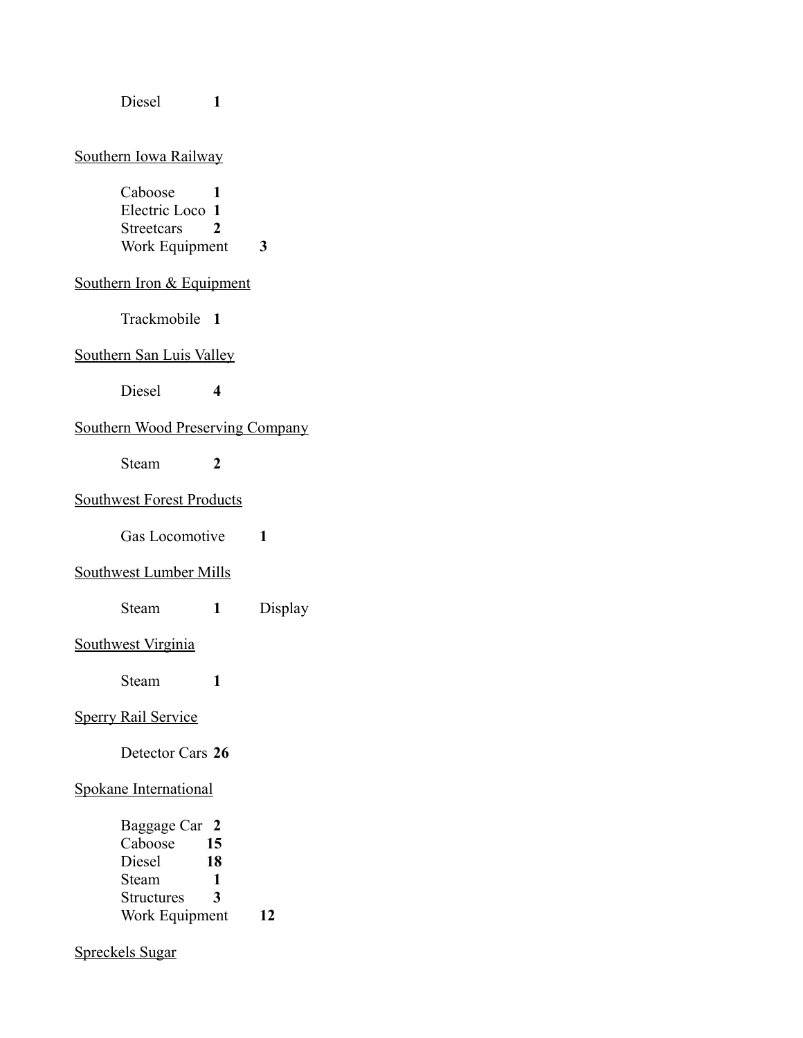Diesel **1**

Southern Iowa Railway

Caboose **1**
Electric Loco **1**
Streetcars **2**
Work Equipment **3**

Southern Iron & Equipment

Trackmobile **1**

Southern San Luis Valley

Diesel **4**

Southern Wood Preserving Company

Steam **2**

Southwest Forest Products

Gas Locomotive **1**

Southwest Lumber Mills

Steam **1** Display

Southwest Virginia

Steam **1**

Sperry Rail Service

Detector Cars **26**

Spokane International

Baggage Car **2**
Caboose **15**
Diesel **18**
Steam **1**
Structures **3**
Work Equipment **12**

Spreckels Sugar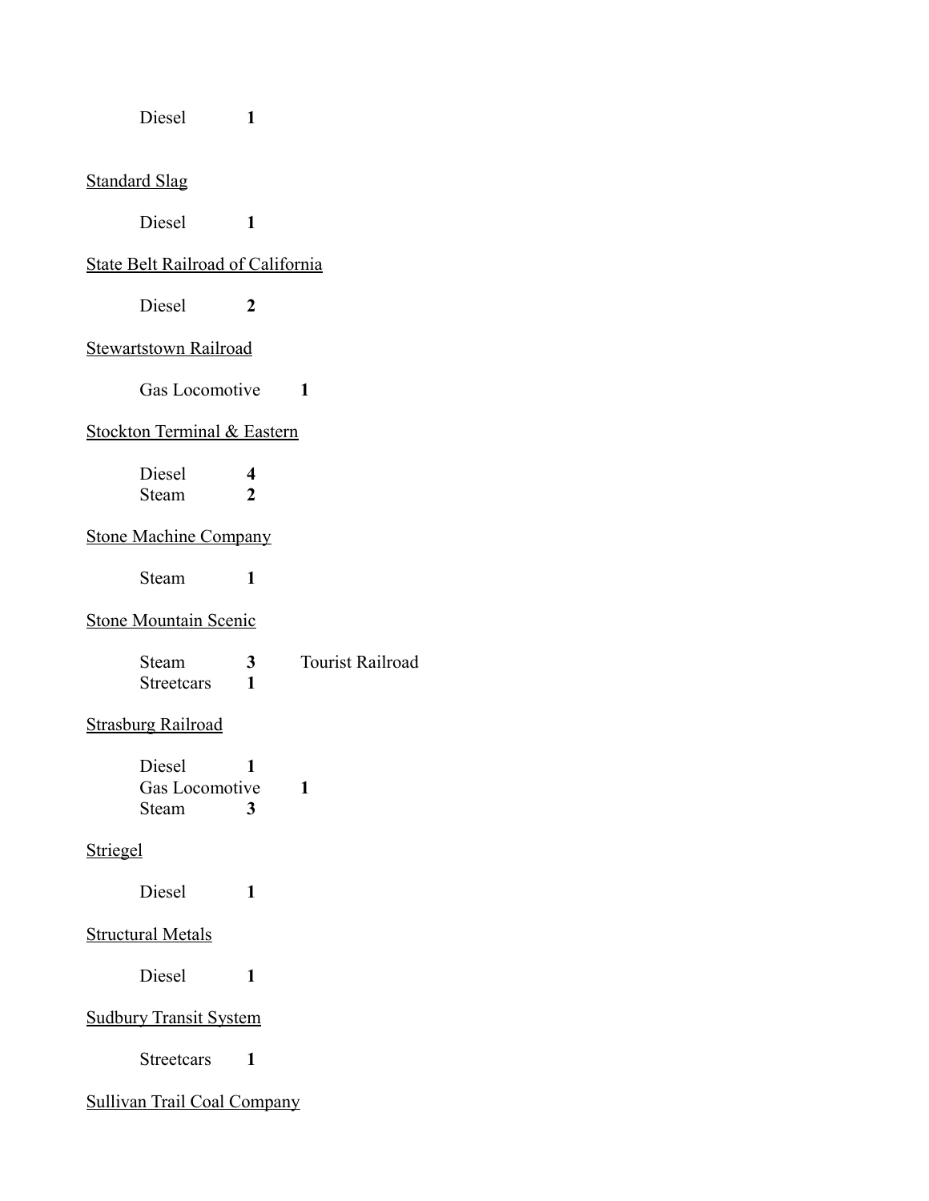Diesel **1**

Standard Slag

Diesel **1**

State Belt Railroad of California

Diesel **2**

Stewartstown Railroad

Gas Locomotive **1**

Stockton Terminal & Eastern

Diesel **4**
Steam **2**

Stone Machine Company

Steam **1**

Stone Mountain Scenic

Steam **3** Tourist Railroad
Streetcars **1**

Strasburg Railroad

Diesel **1**
Gas Locomotive **1**
Steam **3**

Striegel

Diesel **1**

Structural Metals

Diesel **1**

Sudbury Transit System

Streetcars **1**

Sullivan Trail Coal Company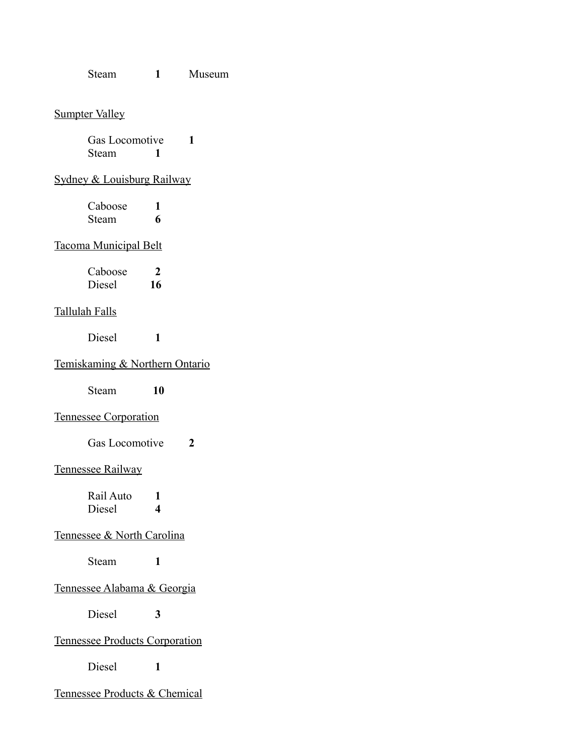Steam **1** Museum

<u>Sumpter Valley</u>

Gas Locomotive **1**
Steam **1**

<u>Sydney & Louisburg Railway</u>

Caboose **1**
Steam **6**

<u>Tacoma Municipal Belt</u>

Caboose **2**
Diesel **16**

<u>Tallulah Falls</u>

Diesel **1**

<u>Temiskaming & Northern Ontario</u>

Steam **10**

<u>Tennessee Corporation</u>

Gas Locomotive **2**

<u>Tennessee Railway</u>

Rail Auto **1**
Diesel **4**

<u>Tennessee & North Carolina</u>

Steam **1**

<u>Tennessee Alabama & Georgia</u>

Diesel **3**

<u>Tennessee Products Corporation</u>

Diesel **1**

<u>Tennessee Products & Chemical</u>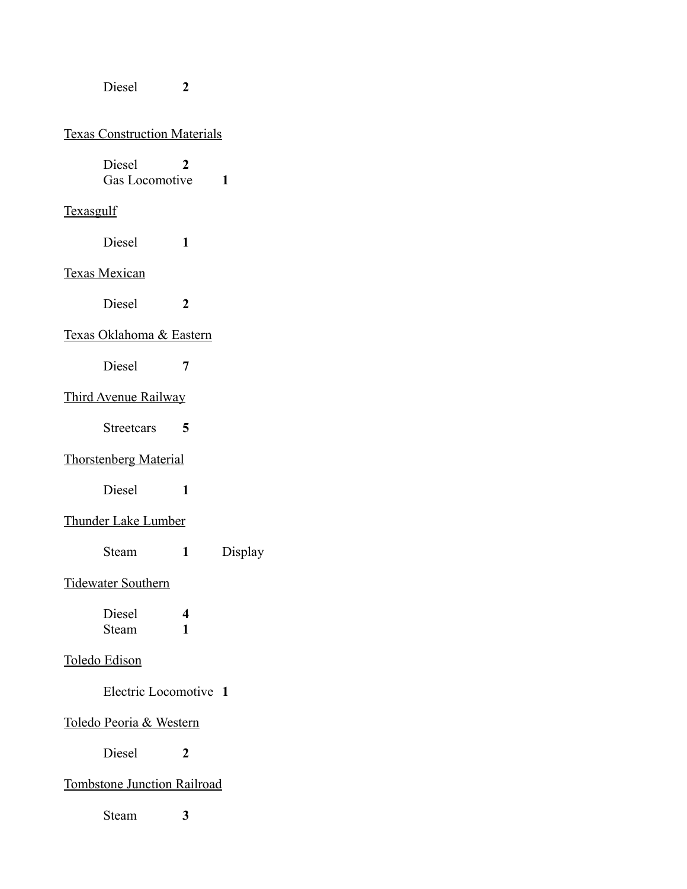Diesel **2**

<u>Texas Construction Materials</u>

Diesel **2**
Gas Locomotive **1**

<u>Texasgulf</u>

Diesel **1**

<u>Texas Mexican</u>

Diesel **2**

<u>Texas Oklahoma & Eastern</u>

Diesel **7**

<u>Third Avenue Railway</u>

Streetcars **5**

<u>Thorstenberg Material</u>

Diesel **1**

<u>Thunder Lake Lumber</u>

Steam **1** Display

<u>Tidewater Southern</u>

Diesel **4**
Steam **1**

<u>Toledo Edison</u>

Electric Locomotive **1**

<u>Toledo Peoria & Western</u>

Diesel **2**

<u>Tombstone Junction Railroad</u>

Steam **3**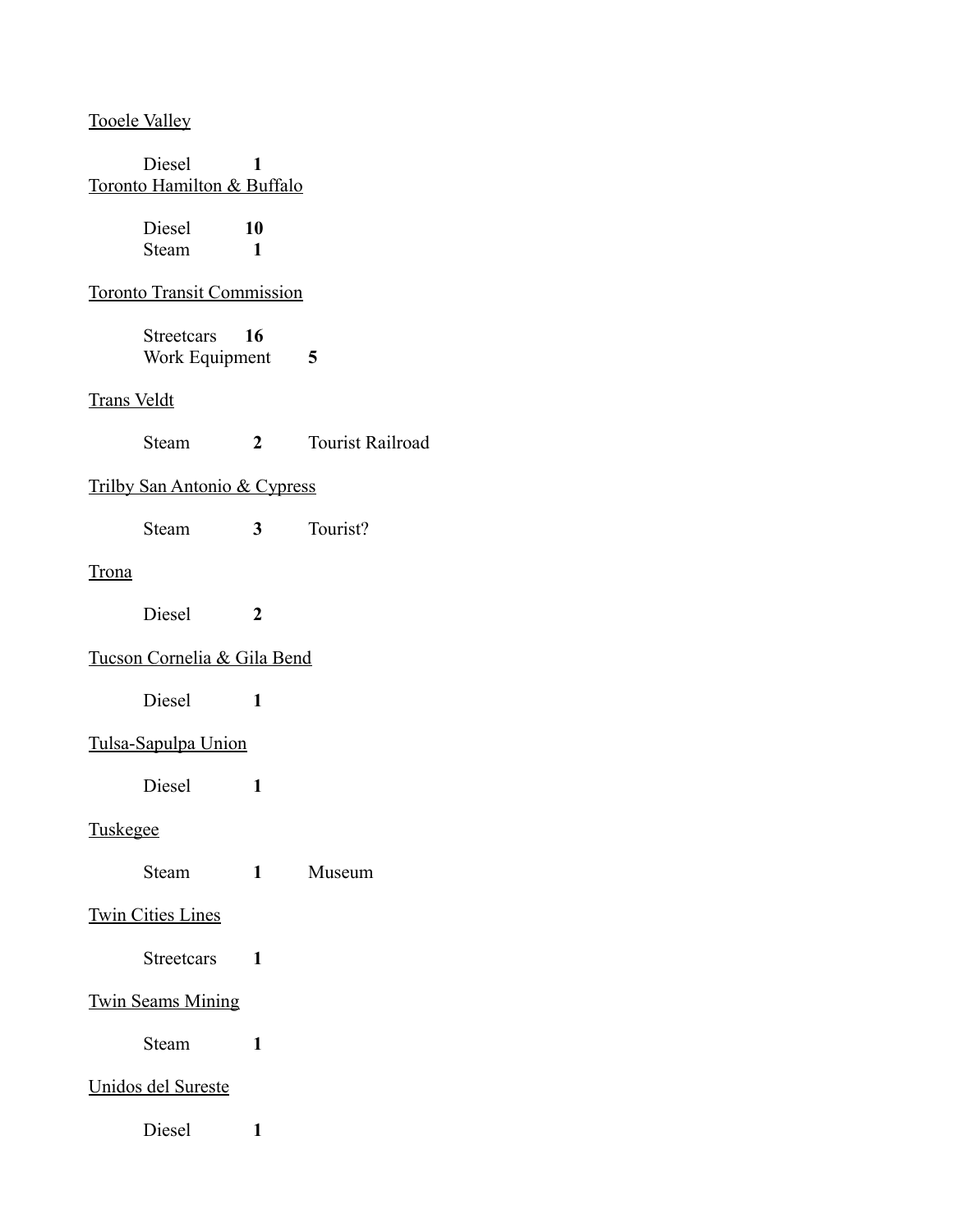<u>Tooele Valley</u>

| | | |
|---|---|---|
| Diesel | **1** | |

<u>Toronto Hamilton & Buffalo</u>

| | | |
|---|---|---|
| Diesel | **10** | |
| Steam | **1** | |

<u>Toronto Transit Commission</u>

| | | |
|---|---|---|
| Streetcars | **16** | |
| Work Equipment | **5** | |

<u>Trans Veldt</u>

| | | |
|---|---|---|
| Steam | **2** | Tourist Railroad |

<u>Trilby San Antonio & Cypress</u>

| | | |
|---|---|---|
| Steam | **3** | Tourist? |

<u>Trona</u>

| | | |
|---|---|---|
| Diesel | **2** | |

<u>Tucson Cornelia & Gila Bend</u>

| | | |
|---|---|---|
| Diesel | **1** | |

<u>Tulsa-Sapulpa Union</u>

| | | |
|---|---|---|
| Diesel | **1** | |

<u>Tuskegee</u>

| | | |
|---|---|---|
| Steam | **1** | Museum |

<u>Twin Cities Lines</u>

| | | |
|---|---|---|
| Streetcars | **1** | |

<u>Twin Seams Mining</u>

| | | |
|---|---|---|
| Steam | **1** | |

<u>Unidos del Sureste</u>

| | | |
|---|---|---|
| Diesel | **1** | |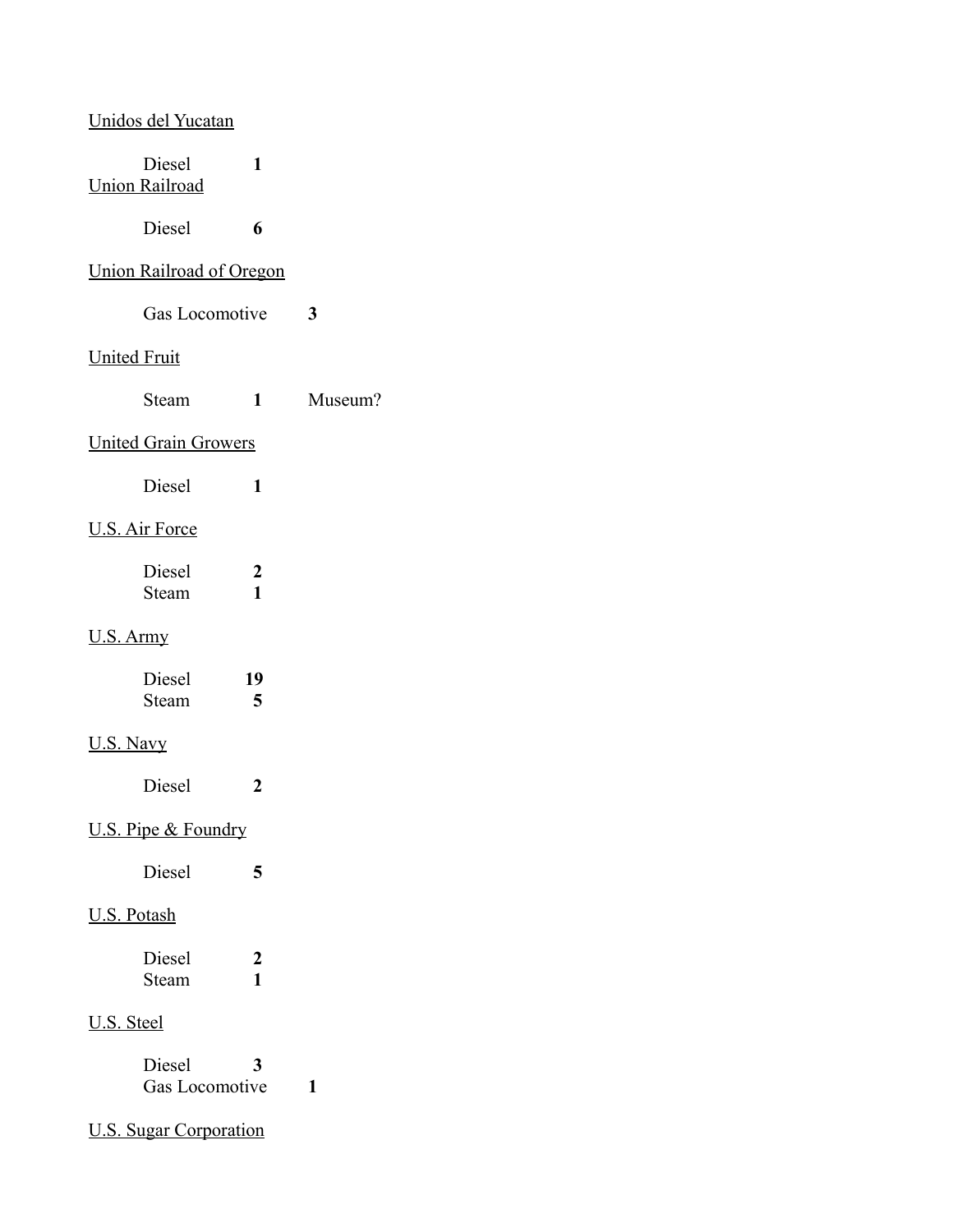Unidos del Yucatan

| | | |
|---|---|---|
| Diesel | **1** | |

Union Railroad

| | | |
|---|---|---|
| Diesel | **6** | |

Union Railroad of Oregon

| | | |
|---|---|---|
| Gas Locomotive | **3** | |

United Fruit

| | | |
|---|---|---|
| Steam | **1** | Museum? |

United Grain Growers

| | | |
|---|---|---|
| Diesel | **1** | |

U.S. Air Force

| | | |
|---|---|---|
| Diesel | **2** | |
| Steam | **1** | |

U.S. Army

| | | |
|---|---|---|
| Diesel | **19** | |
| Steam | **5** | |

U.S. Navy

| | | |
|---|---|---|
| Diesel | **2** | |

U.S. Pipe & Foundry

| | | |
|---|---|---|
| Diesel | **5** | |

U.S. Potash

| | | |
|---|---|---|
| Diesel | **2** | |
| Steam | **1** | |

U.S. Steel

| | | |
|---|---|---|
| Diesel | **3** | |
| Gas Locomotive | **1** | |

U.S. Sugar Corporation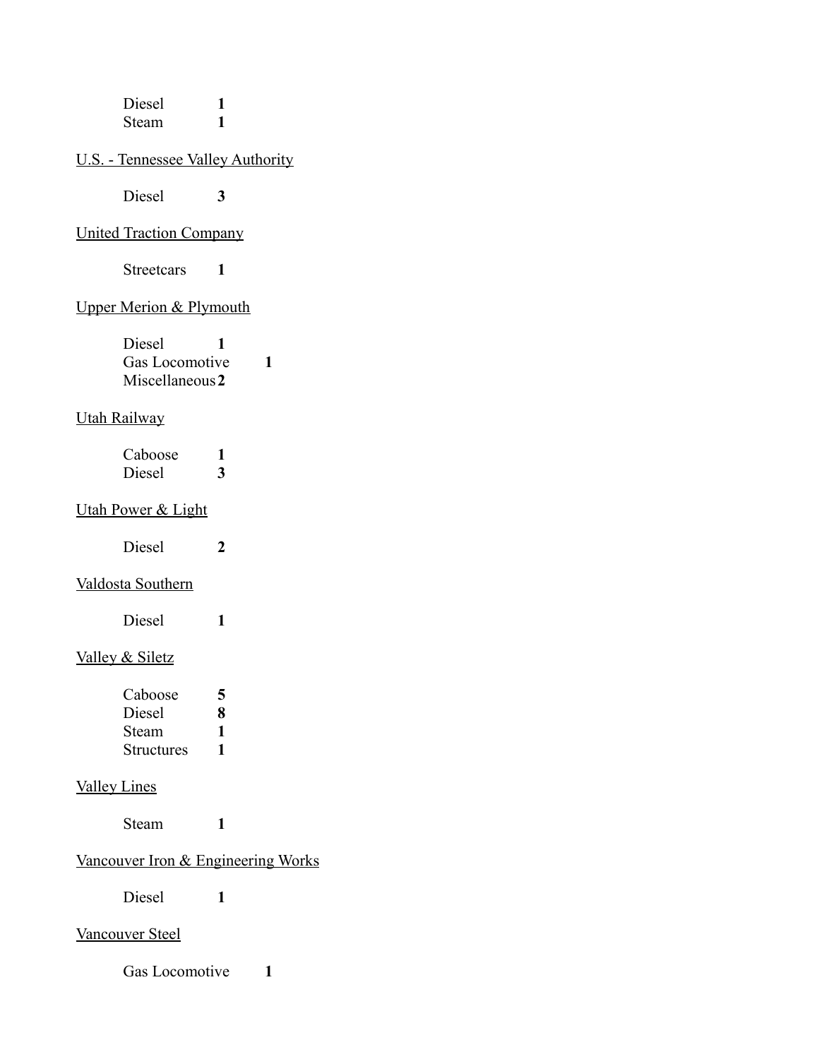Diesel **1**
Steam **1**

U.S. - Tennessee Valley Authority

Diesel **3**

United Traction Company

Streetcars **1**

Upper Merion & Plymouth

Diesel **1**
Gas Locomotive **1**
Miscellaneous **2**

Utah Railway

Caboose **1**
Diesel **3**

Utah Power & Light

Diesel **2**

Valdosta Southern

Diesel **1**

Valley & Siletz

Caboose **5**
Diesel **8**
Steam **1**
Structures **1**

Valley Lines

Steam **1**

Vancouver Iron & Engineering Works

Diesel **1**

Vancouver Steel

Gas Locomotive **1**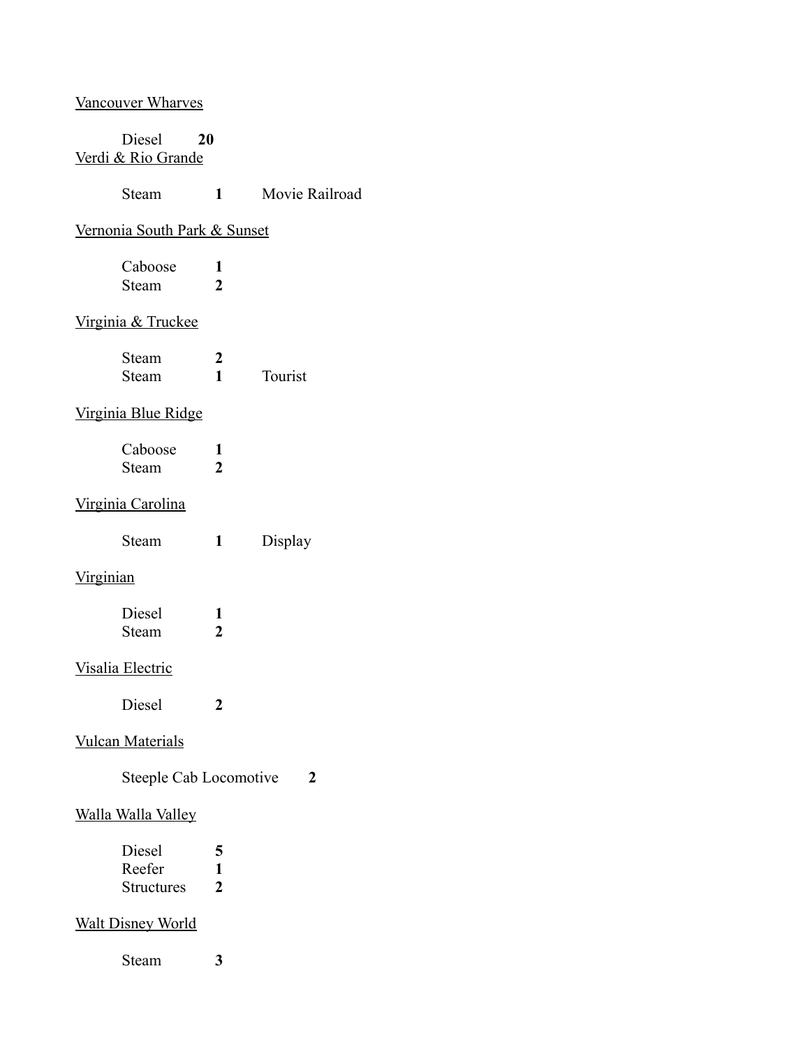<u>Vancouver Wharves</u>

| | | |
|---|---|---|
| Diesel | **20** | |

<u>Verdi & Rio Grande</u>

| | | |
|---|---|---|
| Steam | **1** | Movie Railroad |

<u>Vernonia South Park & Sunset</u>

| | | |
|---|---|---|
| Caboose | **1** | |
| Steam | **2** | |

<u>Virginia & Truckee</u>

| | | |
|---|---|---|
| Steam | **2** | |
| Steam | **1** | Tourist |

<u>Virginia Blue Ridge</u>

| | | |
|---|---|---|
| Caboose | **1** | |
| Steam | **2** | |

<u>Virginia Carolina</u>

| | | |
|---|---|---|
| Steam | **1** | Display |

<u>Virginian</u>

| | | |
|---|---|---|
| Diesel | **1** | |
| Steam | **2** | |

<u>Visalia Electric</u>

| | | |
|---|---|---|
| Diesel | **2** | |

<u>Vulcan Materials</u>

| | | |
|---|---|---|
| Steeple Cab Locomotive | **2** | |

<u>Walla Walla Valley</u>

| | | |
|---|---|---|
| Diesel | **5** | |
| Reefer | **1** | |
| Structures | **2** | |

<u>Walt Disney World</u>

| | | |
|---|---|---|
| Steam | **3** | |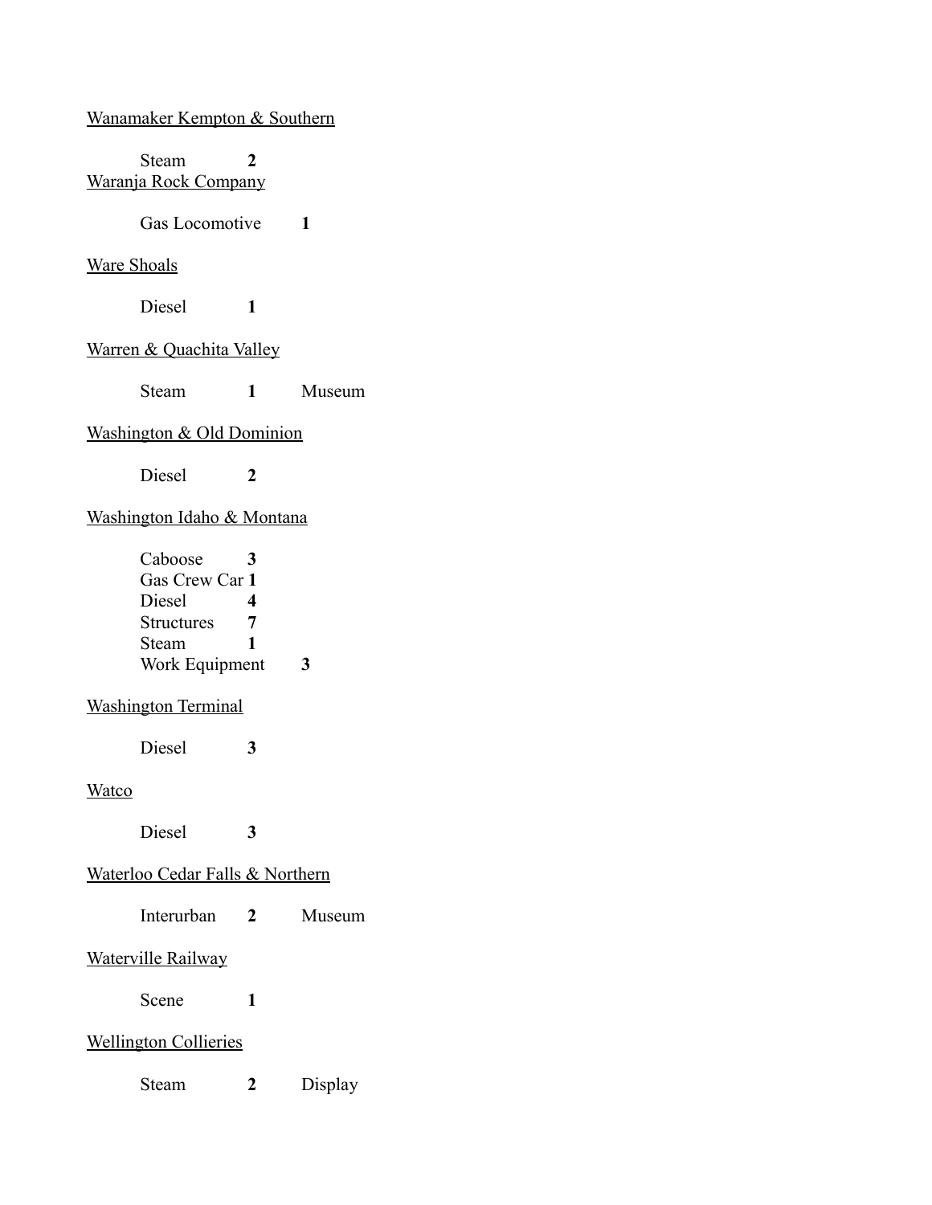<u>Wanamaker Kempton & Southern</u>

Steam **2**

<u>Waranja Rock Company</u>

Gas Locomotive **1**

<u>Ware Shoals</u>

Diesel **1**

<u>Warren & Quachita Valley</u>

Steam **1** Museum

<u>Washington & Old Dominion</u>

Diesel **2**

<u>Washington Idaho & Montana</u>

Caboose **3**
Gas Crew Car **1**
Diesel **4**
Structures **7**
Steam **1**
Work Equipment **3**

<u>Washington Terminal</u>

Diesel **3**

<u>Watco</u>

Diesel **3**

<u>Waterloo Cedar Falls & Northern</u>

Interurban **2** Museum

<u>Waterville Railway</u>

Scene **1**

<u>Wellington Collieries</u>

Steam **2** Display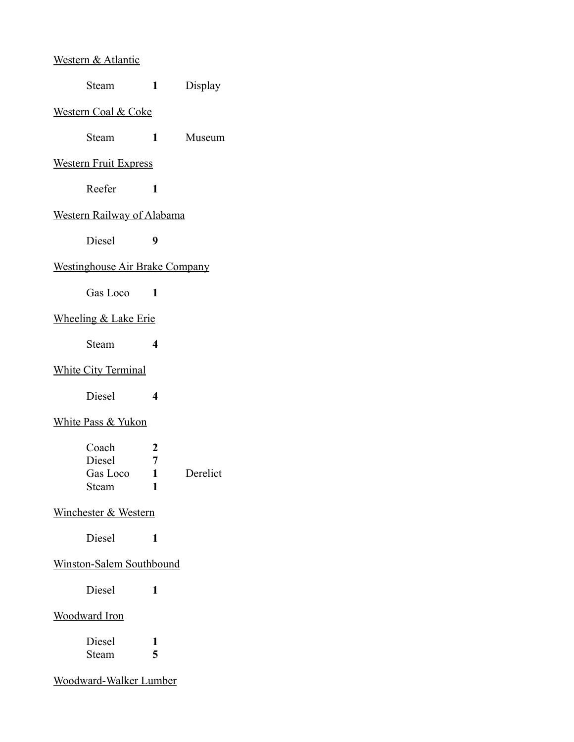<u>Western & Atlantic</u>

| | | |
|---|---|---|
| Steam | **1** | Display |

<u>Western Coal & Coke</u>

| | | |
|---|---|---|
| Steam | **1** | Museum |

<u>Western Fruit Express</u>

| | | |
|---|---|---|
| Reefer | **1** | |

<u>Western Railway of Alabama</u>

| | | |
|---|---|---|
| Diesel | **9** | |

<u>Westinghouse Air Brake Company</u>

| | | |
|---|---|---|
| Gas Loco | **1** | |

<u>Wheeling & Lake Erie</u>

| | | |
|---|---|---|
| Steam | **4** | |

<u>White City Terminal</u>

| | | |
|---|---|---|
| Diesel | **4** | |

<u>White Pass & Yukon</u>

| | | |
|---|---|---|
| Coach | **2** | |
| Diesel | **7** | |
| Gas Loco | **1** | Derelict |
| Steam | **1** | |

<u>Winchester & Western</u>

| | | |
|---|---|---|
| Diesel | **1** | |

<u>Winston-Salem Southbound</u>

| | | |
|---|---|---|
| Diesel | **1** | |

<u>Woodward Iron</u>

| | | |
|---|---|---|
| Diesel | **1** | |
| Steam | **5** | |

<u>Woodward-Walker Lumber</u>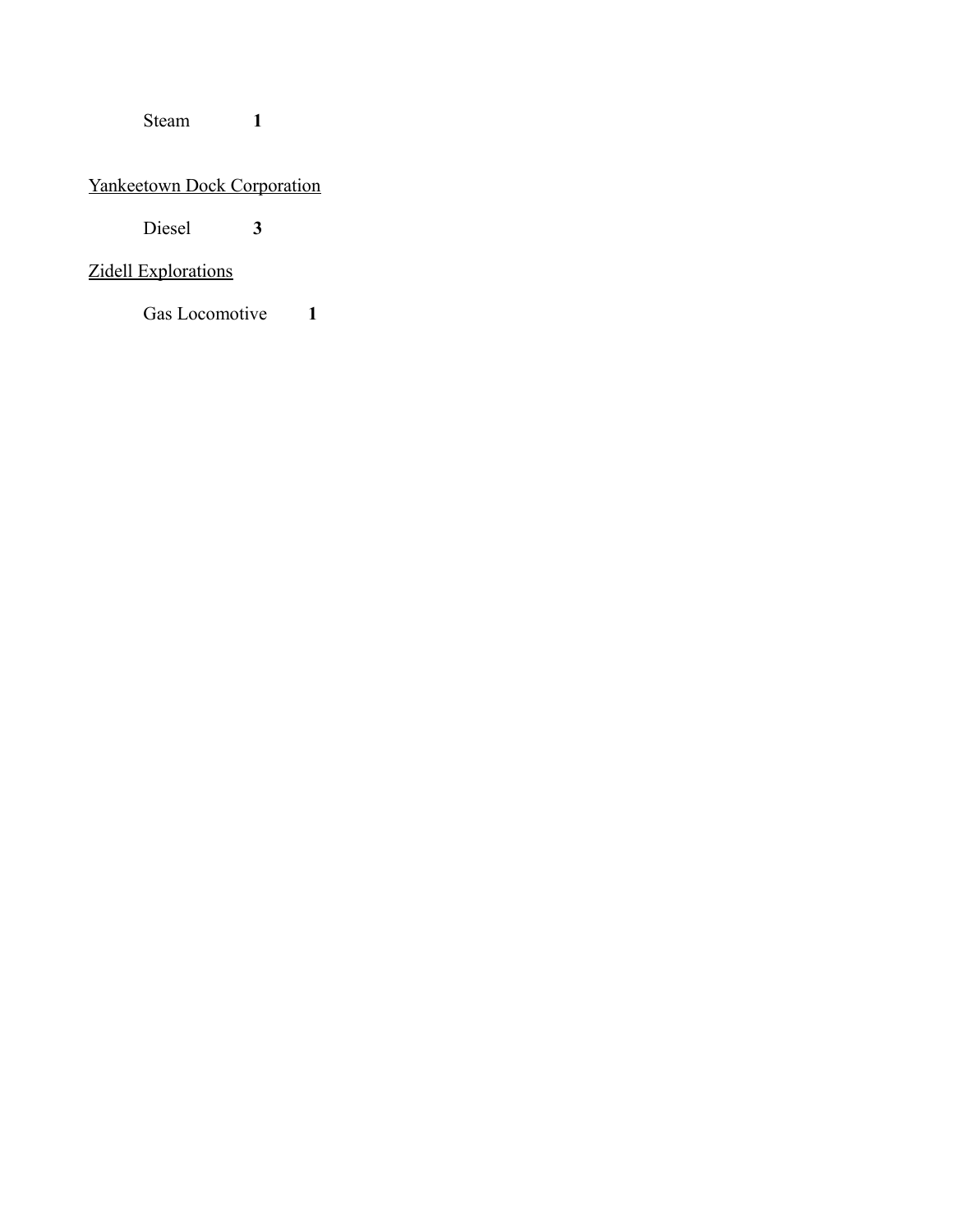Steam **1**

<u>Yankeetown Dock Corporation</u>

Diesel **3**

<u>Zidell Explorations</u>

Gas Locomotive **1**